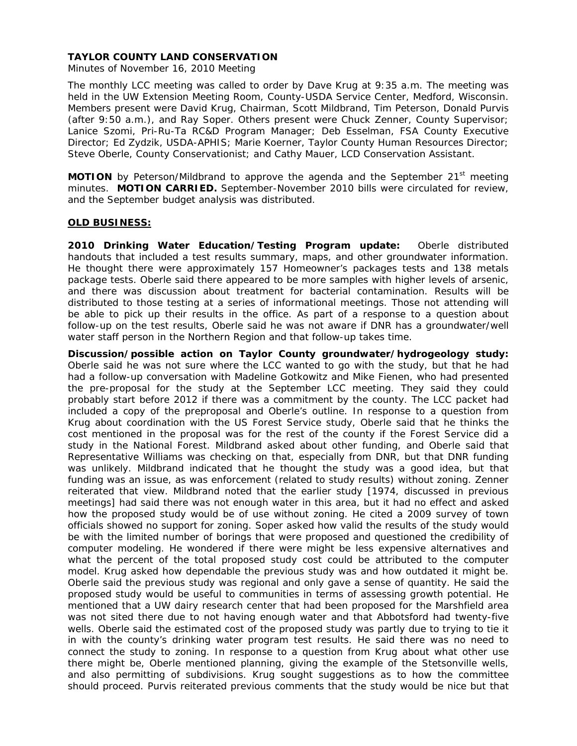**TAYLOR COUNTY LAND CONSERVATION**

Minutes of November 16, 2010 Meeting

The monthly LCC meeting was called to order by Dave Krug at 9:35 a.m. The meeting was held in the UW Extension Meeting Room, County-USDA Service Center, Medford, Wisconsin. Members present were David Krug, Chairman, Scott Mildbrand, Tim Peterson, Donald Purvis (after 9:50 a.m.), and Ray Soper. Others present were Chuck Zenner, County Supervisor; Lanice Szomi, Pri-Ru-Ta RC&D Program Manager; Deb Esselman, FSA County Executive Director; Ed Zydzik, USDA-APHIS; Marie Koerner, Taylor County Human Resources Director; Steve Oberle, County Conservationist; and Cathy Mauer, LCD Conservation Assistant.

**MOTION** by Peterson/Mildbrand to approve the agenda and the September 21st meeting minutes. **MOTION CARRIED.** September-November 2010 bills were circulated for review, and the September budget analysis was distributed.

**OLD BUSINESS:**

**2010 Drinking Water Education/Testing Program update:** Oberle distributed handouts that included a test results summary, maps, and other groundwater information. He thought there were approximately 157 Homeowner's packages tests and 138 metals package tests. Oberle said there appeared to be more samples with higher levels of arsenic, and there was discussion about treatment for bacterial contamination. Results will be distributed to those testing at a series of informational meetings. Those not attending will be able to pick up their results in the office. As part of a response to a question about follow-up on the test results, Oberle said he was not aware if DNR has a groundwater/well water staff person in the Northern Region and that follow-up takes time.

**Discussion/possible action on Taylor County groundwater/hydrogeology study:** Oberle said he was not sure where the LCC wanted to go with the study, but that he had had a follow-up conversation with Madeline Gotkowitz and Mike Fienen, who had presented the pre-proposal for the study at the September LCC meeting. They said they could probably start before 2012 if there was a commitment by the county. The LCC packet had included a copy of the preproposal and Oberle's outline. In response to a question from Krug about coordination with the US Forest Service study, Oberle said that he thinks the cost mentioned in the proposal was for the rest of the county if the Forest Service did a study in the National Forest. Mildbrand asked about other funding, and Oberle said that Representative Williams was checking on that, especially from DNR, but that DNR funding was unlikely. Mildbrand indicated that he thought the study was a good idea, but that funding was an issue, as was enforcement (related to study results) without zoning. Zenner reiterated that view. Mildbrand noted that the earlier study [1974, discussed in previous meetings] had said there was not enough water in this area, but it had no effect and asked how the proposed study would be of use without zoning. He cited a 2009 survey of town officials showed no support for zoning. Soper asked how valid the results of the study would be with the limited number of borings that were proposed and questioned the credibility of computer modeling. He wondered if there were might be less expensive alternatives and what the percent of the total proposed study cost could be attributed to the computer model. Krug asked how dependable the previous study was and how outdated it might be. Oberle said the previous study was regional and only gave a sense of quantity. He said the proposed study would be useful to communities in terms of assessing growth potential. He mentioned that a UW dairy research center that had been proposed for the Marshfield area was not sited there due to not having enough water and that Abbotsford had twenty-five wells. Oberle said the estimated cost of the proposed study was partly due to trying to tie it in with the county's drinking water program test results. He said there was no need to connect the study to zoning. In response to a question from Krug about what other use there might be, Oberle mentioned planning, giving the example of the Stetsonville wells, and also permitting of subdivisions. Krug sought suggestions as to how the committee should proceed. Purvis reiterated previous comments that the study would be nice but that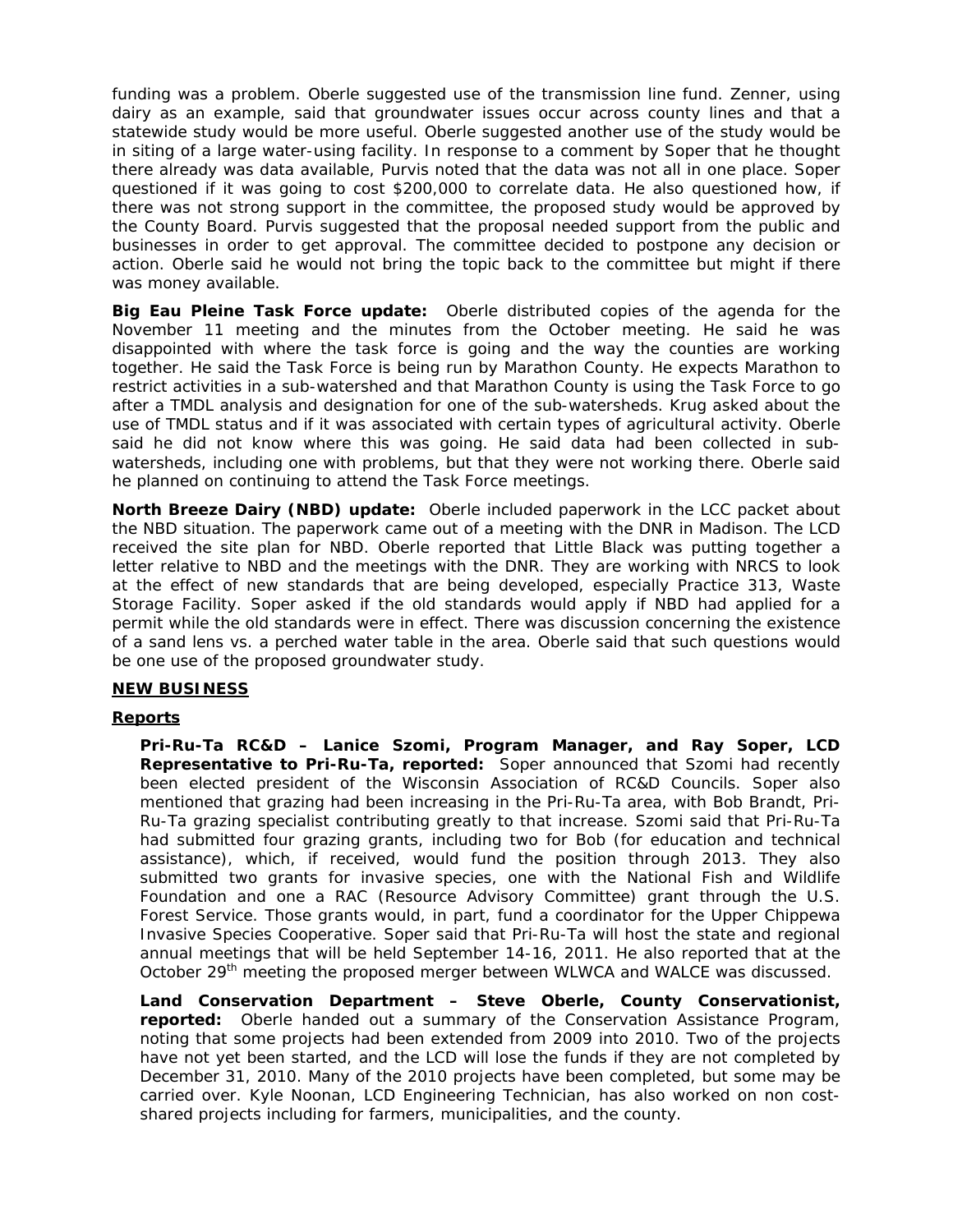funding was a problem. Oberle suggested use of the transmission line fund. Zenner, using dairy as an example, said that groundwater issues occur across county lines and that a statewide study would be more useful. Oberle suggested another use of the study would be in siting of a large water-using facility. In response to a comment by Soper that he thought there already was data available, Purvis noted that the data was not all in one place. Soper questioned if it was going to cost $200,000 to correlate data. He also questioned how, if there was not strong support in the committee, the proposed study would be approved by the County Board. Purvis suggested that the proposal needed support from the public and businesses in order to get approval. The committee decided to postpone any decision or action. Oberle said he would not bring the topic back to the committee but might if there was money available.

**Big Eau Pleine Task Force update:** Oberle distributed copies of the agenda for the November 11 meeting and the minutes from the October meeting. He said he was disappointed with where the task force is going and the way the counties are working together. He said the Task Force is being run by Marathon County. He expects Marathon to restrict activities in a sub-watershed and that Marathon County is using the Task Force to go after a TMDL analysis and designation for one of the sub-watersheds. Krug asked about the use of TMDL status and if it was associated with certain types of agricultural activity. Oberle said he did not know where this was going. He said data had been collected in sub-watersheds, including one with problems, but that they were not working there. Oberle said he planned on continuing to attend the Task Force meetings.

**North Breeze Dairy (NBD) update:** Oberle included paperwork in the LCC packet about the NBD situation. The paperwork came out of a meeting with the DNR in Madison. The LCD received the site plan for NBD. Oberle reported that Little Black was putting together a letter relative to NBD and the meetings with the DNR. They are working with NRCS to look at the effect of new standards that are being developed, especially Practice 313, Waste Storage Facility. Soper asked if the old standards would apply if NBD had applied for a permit while the old standards were in effect. There was discussion concerning the existence of a sand lens vs. a perched water table in the area. Oberle said that such questions would be one use of the proposed groundwater study.

**NEW BUSINESS**

**Reports**

**Pri-Ru-Ta RC&D – Lanice Szomi, Program Manager, and Ray Soper, LCD Representative to Pri-Ru-Ta, reported:** Soper announced that Szomi had recently been elected president of the Wisconsin Association of RC&D Councils. Soper also mentioned that grazing had been increasing in the Pri-Ru-Ta area, with Bob Brandt, Pri-Ru-Ta grazing specialist contributing greatly to that increase. Szomi said that Pri-Ru-Ta had submitted four grazing grants, including two for Bob (for education and technical assistance), which, if received, would fund the position through 2013. They also submitted two grants for invasive species, one with the National Fish and Wildlife Foundation and one a RAC (Resource Advisory Committee) grant through the U.S. Forest Service. Those grants would, in part, fund a coordinator for the Upper Chippewa Invasive Species Cooperative. Soper said that Pri-Ru-Ta will host the state and regional annual meetings that will be held September 14-16, 2011. He also reported that at the October 29th meeting the proposed merger between WLWCA and WALCE was discussed.

**Land Conservation Department – Steve Oberle, County Conservationist, reported:** Oberle handed out a summary of the Conservation Assistance Program, noting that some projects had been extended from 2009 into 2010. Two of the projects have not yet been started, and the LCD will lose the funds if they are not completed by December 31, 2010. Many of the 2010 projects have been completed, but some may be carried over. Kyle Noonan, LCD Engineering Technician, has also worked on non cost-shared projects including for farmers, municipalities, and the county.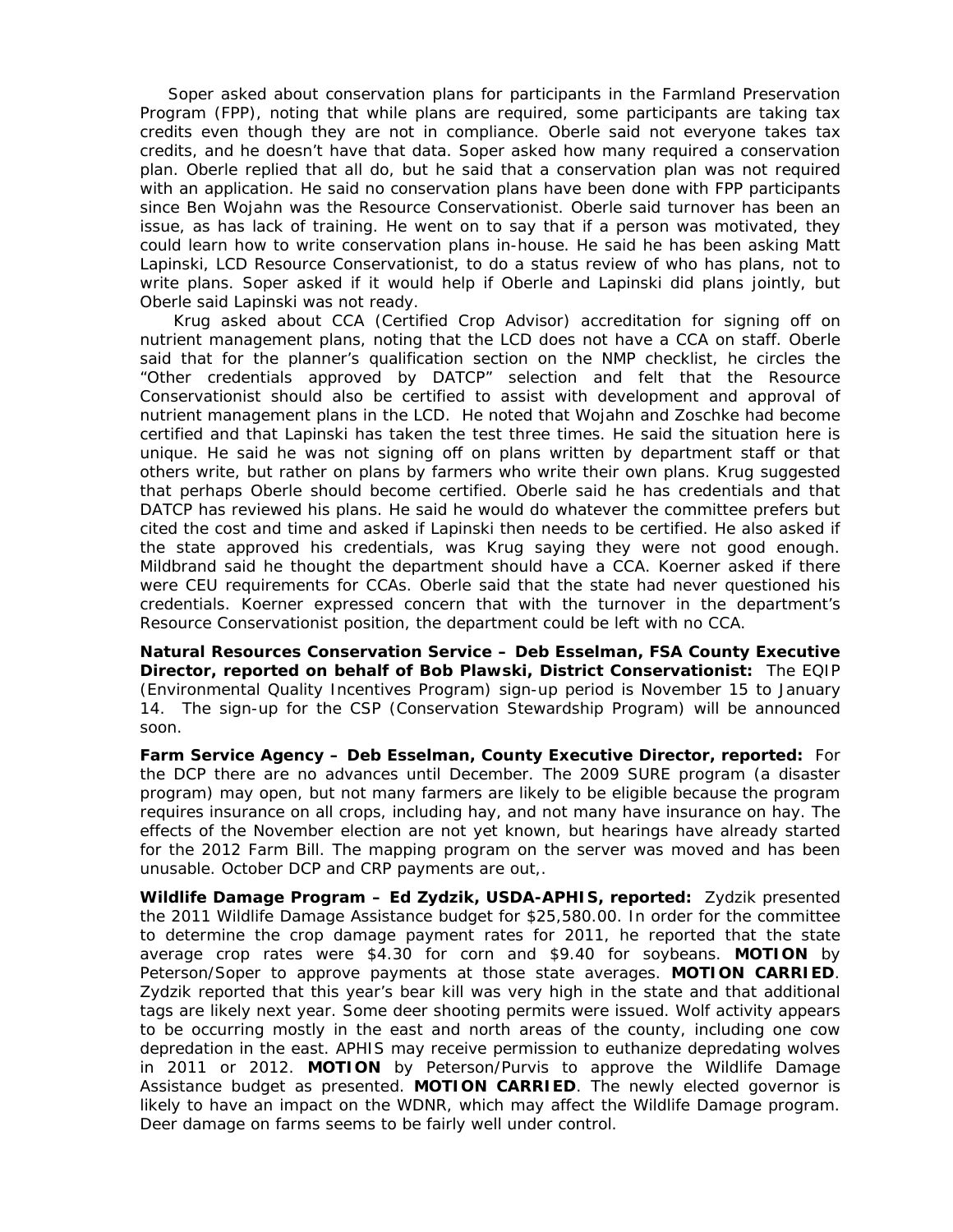Soper asked about conservation plans for participants in the Farmland Preservation Program (FPP), noting that while plans are required, some participants are taking tax credits even though they are not in compliance. Oberle said not everyone takes tax credits, and he doesn't have that data. Soper asked how many required a conservation plan. Oberle replied that all do, but he said that a conservation plan was not required with an application. He said no conservation plans have been done with FPP participants since Ben Wojahn was the Resource Conservationist. Oberle said turnover has been an issue, as has lack of training. He went on to say that if a person was motivated, they could learn how to write conservation plans in-house. He said he has been asking Matt Lapinski, LCD Resource Conservationist, to do a status review of who has plans, not to write plans. Soper asked if it would help if Oberle and Lapinski did plans jointly, but Oberle said Lapinski was not ready.

Krug asked about CCA (Certified Crop Advisor) accreditation for signing off on nutrient management plans, noting that the LCD does not have a CCA on staff. Oberle said that for the planner's qualification section on the NMP checklist, he circles the "Other credentials approved by DATCP" selection and felt that the Resource Conservationist should also be certified to assist with development and approval of nutrient management plans in the LCD. He noted that Wojahn and Zoschke had become certified and that Lapinski has taken the test three times. He said the situation here is unique. He said he was not signing off on plans written by department staff or that others write, but rather on plans by farmers who write their own plans. Krug suggested that perhaps Oberle should become certified. Oberle said he has credentials and that DATCP has reviewed his plans. He said he would do whatever the committee prefers but cited the cost and time and asked if Lapinski then needs to be certified. He also asked if the state approved his credentials, was Krug saying they were not good enough. Mildbrand said he thought the department should have a CCA. Koerner asked if there were CEU requirements for CCAs. Oberle said that the state had never questioned his credentials. Koerner expressed concern that with the turnover in the department's Resource Conservationist position, the department could be left with no CCA.

**Natural Resources Conservation Service – Deb Esselman, FSA County Executive Director, reported on behalf of Bob Plawski, District Conservationist:** The EQIP (Environmental Quality Incentives Program) sign-up period is November 15 to January 14. The sign-up for the CSP (Conservation Stewardship Program) will be announced soon.

**Farm Service Agency – Deb Esselman, County Executive Director, reported:** For the DCP there are no advances until December. The 2009 SURE program (a disaster program) may open, but not many farmers are likely to be eligible because the program requires insurance on all crops, including hay, and not many have insurance on hay. The effects of the November election are not yet known, but hearings have already started for the 2012 Farm Bill. The mapping program on the server was moved and has been unusable. October DCP and CRP payments are out,.

**Wildlife Damage Program – Ed Zydzik, USDA-APHIS, reported:** Zydzik presented the 2011 Wildlife Damage Assistance budget for $25,580.00. In order for the committee to determine the crop damage payment rates for 2011, he reported that the state average crop rates were $4.30 for corn and $9.40 for soybeans. **MOTION** by Peterson/Soper to approve payments at those state averages. **MOTION CARRIED**. Zydzik reported that this year's bear kill was very high in the state and that additional tags are likely next year. Some deer shooting permits were issued. Wolf activity appears to be occurring mostly in the east and north areas of the county, including one cow depredation in the east. APHIS may receive permission to euthanize depredating wolves in 2011 or 2012. **MOTION** by Peterson/Purvis to approve the Wildlife Damage Assistance budget as presented. **MOTION CARRIED**. The newly elected governor is likely to have an impact on the WDNR, which may affect the Wildlife Damage program. Deer damage on farms seems to be fairly well under control.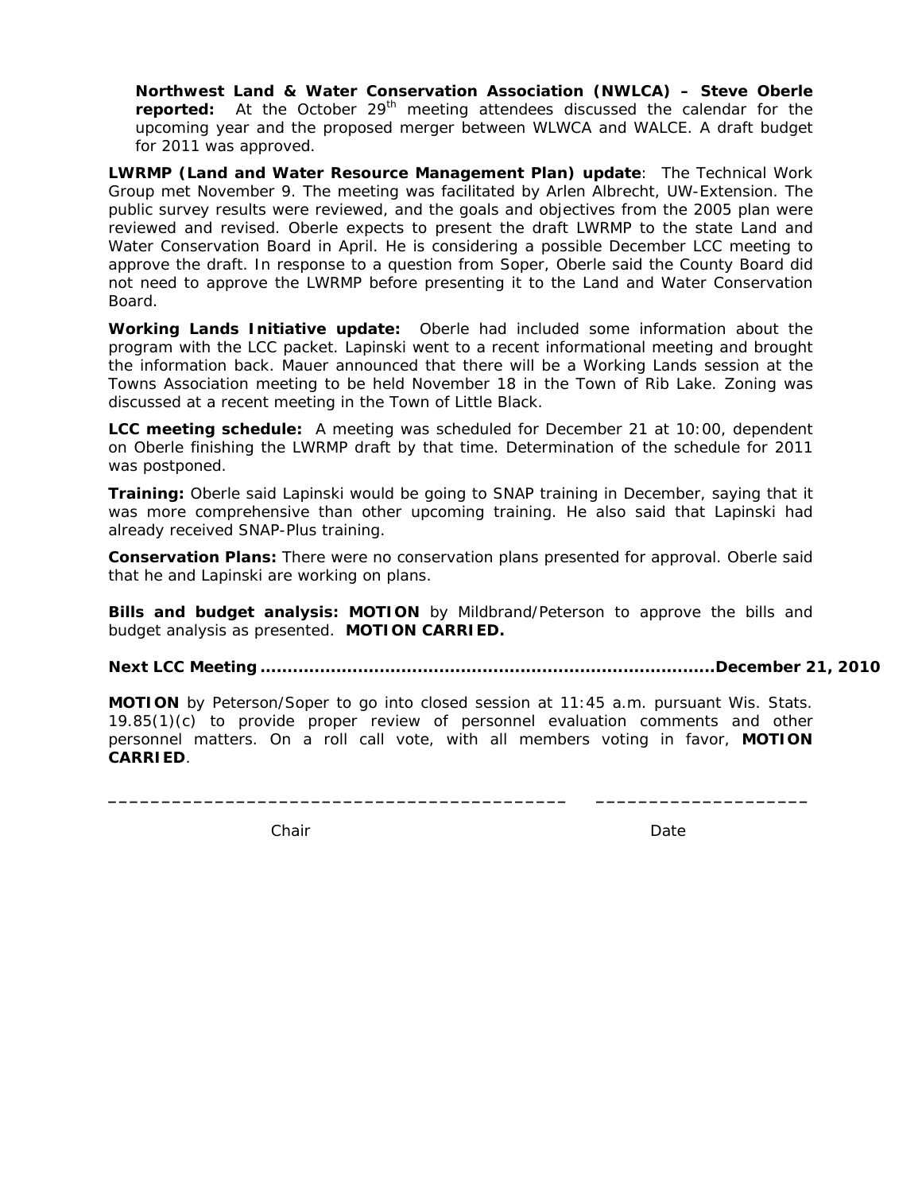**Northwest Land & Water Conservation Association (NWLCA) – Steve Oberle reported:** At the October 29th meeting attendees discussed the calendar for the upcoming year and the proposed merger between WLWCA and WALCE. A draft budget for 2011 was approved.

**LWRMP (Land and Water Resource Management Plan) update**: The Technical Work Group met November 9. The meeting was facilitated by Arlen Albrecht, UW-Extension. The public survey results were reviewed, and the goals and objectives from the 2005 plan were reviewed and revised. Oberle expects to present the draft LWRMP to the state Land and Water Conservation Board in April. He is considering a possible December LCC meeting to approve the draft. In response to a question from Soper, Oberle said the County Board did not need to approve the LWRMP before presenting it to the Land and Water Conservation Board.

**Working Lands Initiative update:** Oberle had included some information about the program with the LCC packet. Lapinski went to a recent informational meeting and brought the information back. Mauer announced that there will be a Working Lands session at the Towns Association meeting to be held November 18 in the Town of Rib Lake. Zoning was discussed at a recent meeting in the Town of Little Black.

**LCC meeting schedule:** A meeting was scheduled for December 21 at 10:00, dependent on Oberle finishing the LWRMP draft by that time. Determination of the schedule for 2011 was postponed.

**Training:** Oberle said Lapinski would be going to SNAP training in December, saying that it was more comprehensive than other upcoming training. He also said that Lapinski had already received SNAP-Plus training.

**Conservation Plans:** There were no conservation plans presented for approval. Oberle said that he and Lapinski are working on plans.

**Bills and budget analysis: MOTION** by Mildbrand/Peterson to approve the bills and budget analysis as presented. **MOTION CARRIED.**

**Next LCC Meeting ..................................................................................December 21, 2010**

**MOTION** by Peterson/Soper to go into closed session at 11:45 a.m. pursuant Wis. Stats. 19.85(1)(c) to provide proper review of personnel evaluation comments and other personnel matters. On a roll call vote, with all members voting in favor, **MOTION CARRIED**.

_____________________________________________ _____________________

Chair Date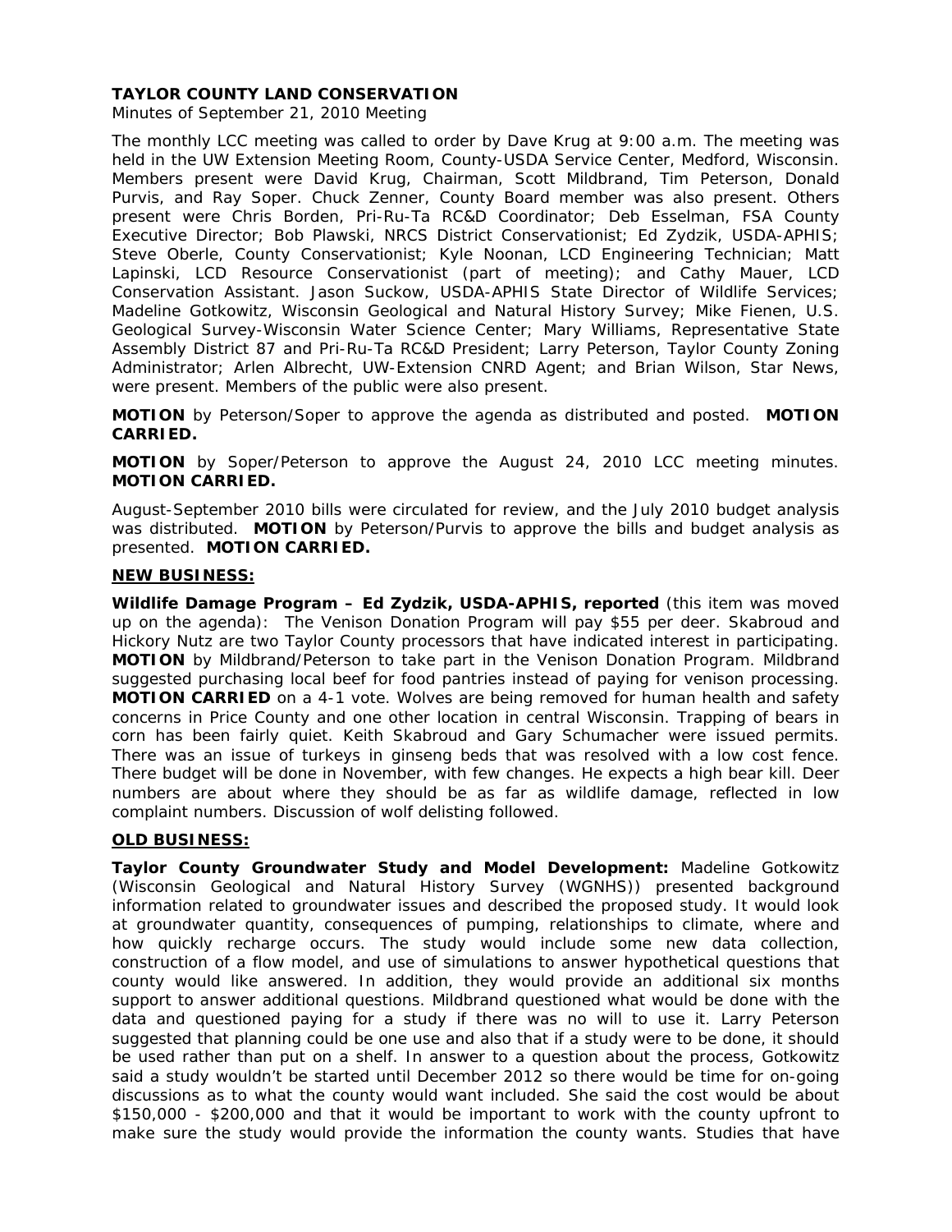**TAYLOR COUNTY LAND CONSERVATION**

Minutes of September 21, 2010 Meeting

The monthly LCC meeting was called to order by Dave Krug at 9:00 a.m. The meeting was held in the UW Extension Meeting Room, County-USDA Service Center, Medford, Wisconsin. Members present were David Krug, Chairman, Scott Mildbrand, Tim Peterson, Donald Purvis, and Ray Soper. Chuck Zenner, County Board member was also present. Others present were Chris Borden, Pri-Ru-Ta RC&D Coordinator; Deb Esselman, FSA County Executive Director; Bob Plawski, NRCS District Conservationist; Ed Zydzik, USDA-APHIS; Steve Oberle, County Conservationist; Kyle Noonan, LCD Engineering Technician; Matt Lapinski, LCD Resource Conservationist (part of meeting); and Cathy Mauer, LCD Conservation Assistant. Jason Suckow, USDA-APHIS State Director of Wildlife Services; Madeline Gotkowitz, Wisconsin Geological and Natural History Survey; Mike Fienen, U.S. Geological Survey-Wisconsin Water Science Center; Mary Williams, Representative State Assembly District 87 and Pri-Ru-Ta RC&D President; Larry Peterson, Taylor County Zoning Administrator; Arlen Albrecht, UW-Extension CNRD Agent; and Brian Wilson, Star News, were present. Members of the public were also present.

**MOTION** by Peterson/Soper to approve the agenda as distributed and posted. **MOTION CARRIED.**

**MOTION** by Soper/Peterson to approve the August 24, 2010 LCC meeting minutes. **MOTION CARRIED.**

August-September 2010 bills were circulated for review, and the July 2010 budget analysis was distributed. **MOTION** by Peterson/Purvis to approve the bills and budget analysis as presented. **MOTION CARRIED.**

**NEW BUSINESS:**

**Wildlife Damage Program – Ed Zydzik, USDA-APHIS, reported** (this item was moved up on the agenda): The Venison Donation Program will pay $55 per deer. Skabroud and Hickory Nutz are two Taylor County processors that have indicated interest in participating. **MOTION** by Mildbrand/Peterson to take part in the Venison Donation Program. Mildbrand suggested purchasing local beef for food pantries instead of paying for venison processing. **MOTION CARRIED** on a 4-1 vote. Wolves are being removed for human health and safety concerns in Price County and one other location in central Wisconsin. Trapping of bears in corn has been fairly quiet. Keith Skabroud and Gary Schumacher were issued permits. There was an issue of turkeys in ginseng beds that was resolved with a low cost fence. There budget will be done in November, with few changes. He expects a high bear kill. Deer numbers are about where they should be as far as wildlife damage, reflected in low complaint numbers. Discussion of wolf delisting followed.

**OLD BUSINESS:**

**Taylor County Groundwater Study and Model Development:** Madeline Gotkowitz (Wisconsin Geological and Natural History Survey (WGNHS)) presented background information related to groundwater issues and described the proposed study. It would look at groundwater quantity, consequences of pumping, relationships to climate, where and how quickly recharge occurs. The study would include some new data collection, construction of a flow model, and use of simulations to answer hypothetical questions that county would like answered. In addition, they would provide an additional six months support to answer additional questions. Mildbrand questioned what would be done with the data and questioned paying for a study if there was no will to use it. Larry Peterson suggested that planning could be one use and also that if a study were to be done, it should be used rather than put on a shelf. In answer to a question about the process, Gotkowitz said a study wouldn't be started until December 2012 so there would be time for on-going discussions as to what the county would want included. She said the cost would be about $150,000 - $200,000 and that it would be important to work with the county upfront to make sure the study would provide the information the county wants. Studies that have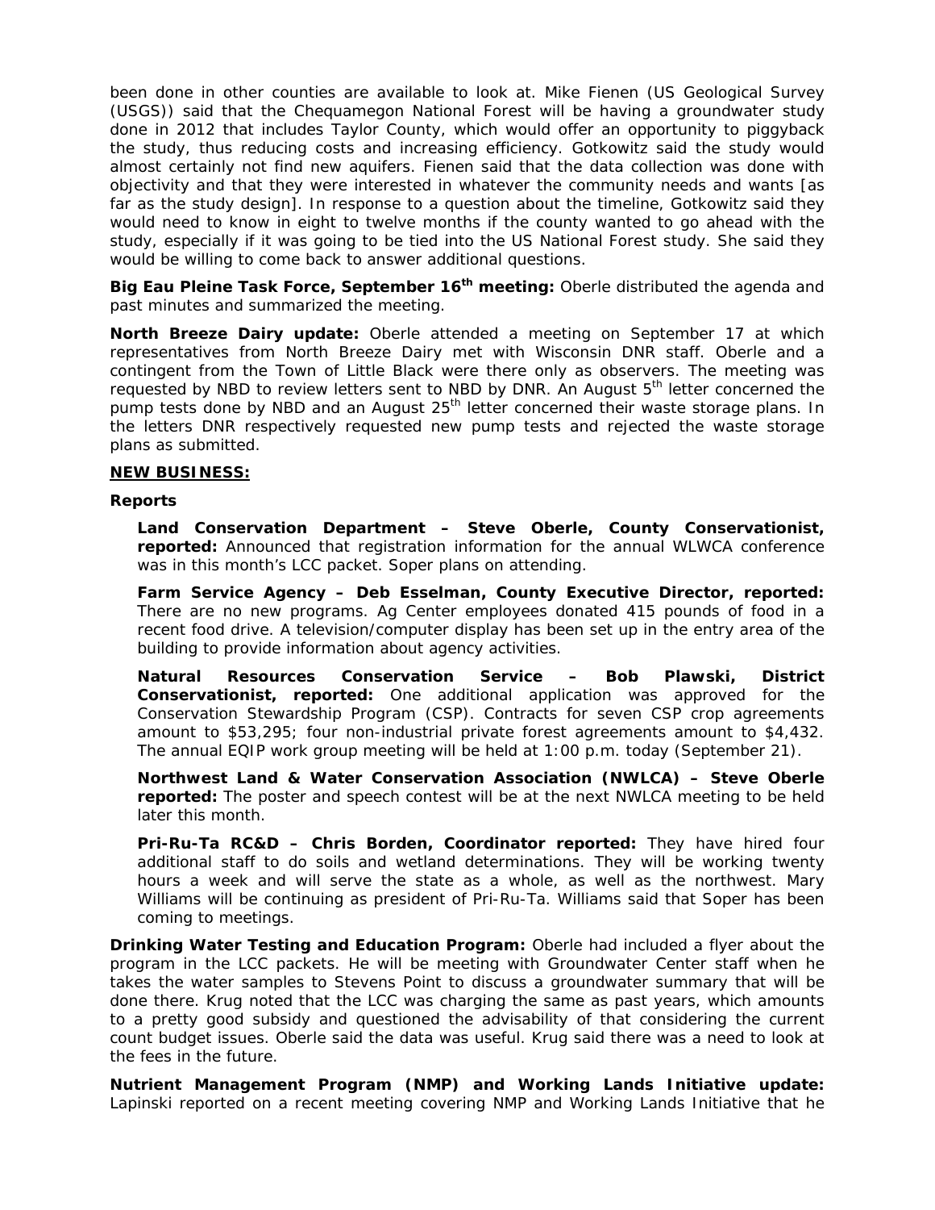been done in other counties are available to look at. Mike Fienen (US Geological Survey (USGS)) said that the Chequamegon National Forest will be having a groundwater study done in 2012 that includes Taylor County, which would offer an opportunity to piggyback the study, thus reducing costs and increasing efficiency. Gotkowitz said the study would almost certainly not find new aquifers. Fienen said that the data collection was done with objectivity and that they were interested in whatever the community needs and wants [as far as the study design]. In response to a question about the timeline, Gotkowitz said they would need to know in eight to twelve months if the county wanted to go ahead with the study, especially if it was going to be tied into the US National Forest study. She said they would be willing to come back to answer additional questions.

**Big Eau Pleine Task Force, September 16th meeting:** Oberle distributed the agenda and past minutes and summarized the meeting.

**North Breeze Dairy update:** Oberle attended a meeting on September 17 at which representatives from North Breeze Dairy met with Wisconsin DNR staff. Oberle and a contingent from the Town of Little Black were there only as observers. The meeting was requested by NBD to review letters sent to NBD by DNR. An August 5th letter concerned the pump tests done by NBD and an August 25th letter concerned their waste storage plans. In the letters DNR respectively requested new pump tests and rejected the waste storage plans as submitted.

**NEW BUSINESS:**

**Reports**

**Land Conservation Department – Steve Oberle, County Conservationist, reported:** Announced that registration information for the annual WLWCA conference was in this month's LCC packet. Soper plans on attending.

**Farm Service Agency – Deb Esselman, County Executive Director, reported:** There are no new programs. Ag Center employees donated 415 pounds of food in a recent food drive. A television/computer display has been set up in the entry area of the building to provide information about agency activities.

**Natural Resources Conservation Service – Bob Plawski, District Conservationist, reported:** One additional application was approved for the Conservation Stewardship Program (CSP). Contracts for seven CSP crop agreements amount to $53,295; four non-industrial private forest agreements amount to $4,432. The annual EQIP work group meeting will be held at 1:00 p.m. today (September 21).

**Northwest Land & Water Conservation Association (NWLCA) – Steve Oberle reported:** The poster and speech contest will be at the next NWLCA meeting to be held later this month.

**Pri-Ru-Ta RC&D – Chris Borden, Coordinator reported:** They have hired four additional staff to do soils and wetland determinations. They will be working twenty hours a week and will serve the state as a whole, as well as the northwest. Mary Williams will be continuing as president of Pri-Ru-Ta. Williams said that Soper has been coming to meetings.

**Drinking Water Testing and Education Program:** Oberle had included a flyer about the program in the LCC packets. He will be meeting with Groundwater Center staff when he takes the water samples to Stevens Point to discuss a groundwater summary that will be done there. Krug noted that the LCC was charging the same as past years, which amounts to a pretty good subsidy and questioned the advisability of that considering the current count budget issues. Oberle said the data was useful. Krug said there was a need to look at the fees in the future.

**Nutrient Management Program (NMP) and Working Lands Initiative update:** Lapinski reported on a recent meeting covering NMP and Working Lands Initiative that he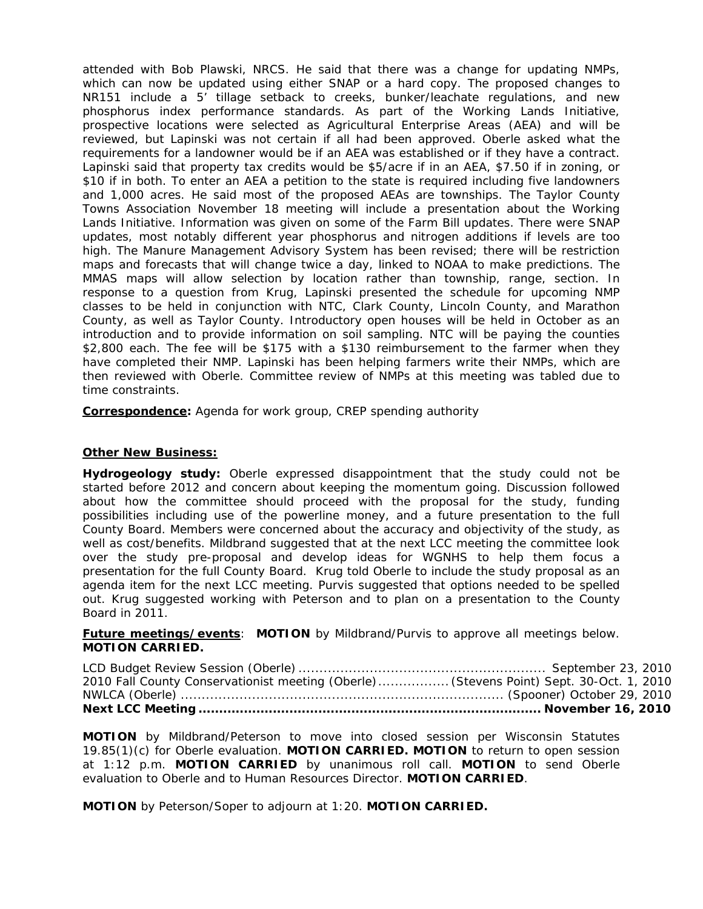attended with Bob Plawski, NRCS. He said that there was a change for updating NMPs, which can now be updated using either SNAP or a hard copy. The proposed changes to NR151 include a 5' tillage setback to creeks, bunker/leachate regulations, and new phosphorus index performance standards. As part of the Working Lands Initiative, prospective locations were selected as Agricultural Enterprise Areas (AEA) and will be reviewed, but Lapinski was not certain if all had been approved. Oberle asked what the requirements for a landowner would be if an AEA was established or if they have a contract. Lapinski said that property tax credits would be $5/acre if in an AEA, $7.50 if in zoning, or $10 if in both. To enter an AEA a petition to the state is required including five landowners and 1,000 acres. He said most of the proposed AEAs are townships. The Taylor County Towns Association November 18 meeting will include a presentation about the Working Lands Initiative. Information was given on some of the Farm Bill updates. There were SNAP updates, most notably different year phosphorus and nitrogen additions if levels are too high. The Manure Management Advisory System has been revised; there will be restriction maps and forecasts that will change twice a day, linked to NOAA to make predictions. The MMAS maps will allow selection by location rather than township, range, section. In response to a question from Krug, Lapinski presented the schedule for upcoming NMP classes to be held in conjunction with NTC, Clark County, Lincoln County, and Marathon County, as well as Taylor County. Introductory open houses will be held in October as an introduction and to provide information on soil sampling. NTC will be paying the counties $2,800 each. The fee will be $175 with a $130 reimbursement to the farmer when they have completed their NMP. Lapinski has been helping farmers write their NMPs, which are then reviewed with Oberle. Committee review of NMPs at this meeting was tabled due to time constraints.

**Correspondence:** Agenda for work group, CREP spending authority

**Other New Business:**

**Hydrogeology study:** Oberle expressed disappointment that the study could not be started before 2012 and concern about keeping the momentum going. Discussion followed about how the committee should proceed with the proposal for the study, funding possibilities including use of the powerline money, and a future presentation to the full County Board. Members were concerned about the accuracy and objectivity of the study, as well as cost/benefits. Mildbrand suggested that at the next LCC meeting the committee look over the study pre-proposal and develop ideas for WGNHS to help them focus a presentation for the full County Board. Krug told Oberle to include the study proposal as an agenda item for the next LCC meeting. Purvis suggested that options needed to be spelled out. Krug suggested working with Peterson and to plan on a presentation to the County Board in 2011.

**Future meetings/events**: **MOTION** by Mildbrand/Purvis to approve all meetings below. **MOTION CARRIED.**

LCD Budget Review Session (Oberle) ........................................................ September 23, 2010
2010 Fall County Conservationist meeting (Oberle) ................ (Stevens Point) Sept. 30-Oct. 1, 2010
NWLCA (Oberle) .......................................................................... (Spooner) October 29, 2010
**Next LCC Meeting ................................................................................ November 16, 2010**

**MOTION** by Mildbrand/Peterson to move into closed session per Wisconsin Statutes 19.85(1)(c) for Oberle evaluation. **MOTION CARRIED. MOTION** to return to open session at 1:12 p.m. **MOTION CARRIED** by unanimous roll call. **MOTION** to send Oberle evaluation to Oberle and to Human Resources Director. **MOTION CARRIED**.

**MOTION** by Peterson/Soper to adjourn at 1:20. **MOTION CARRIED.**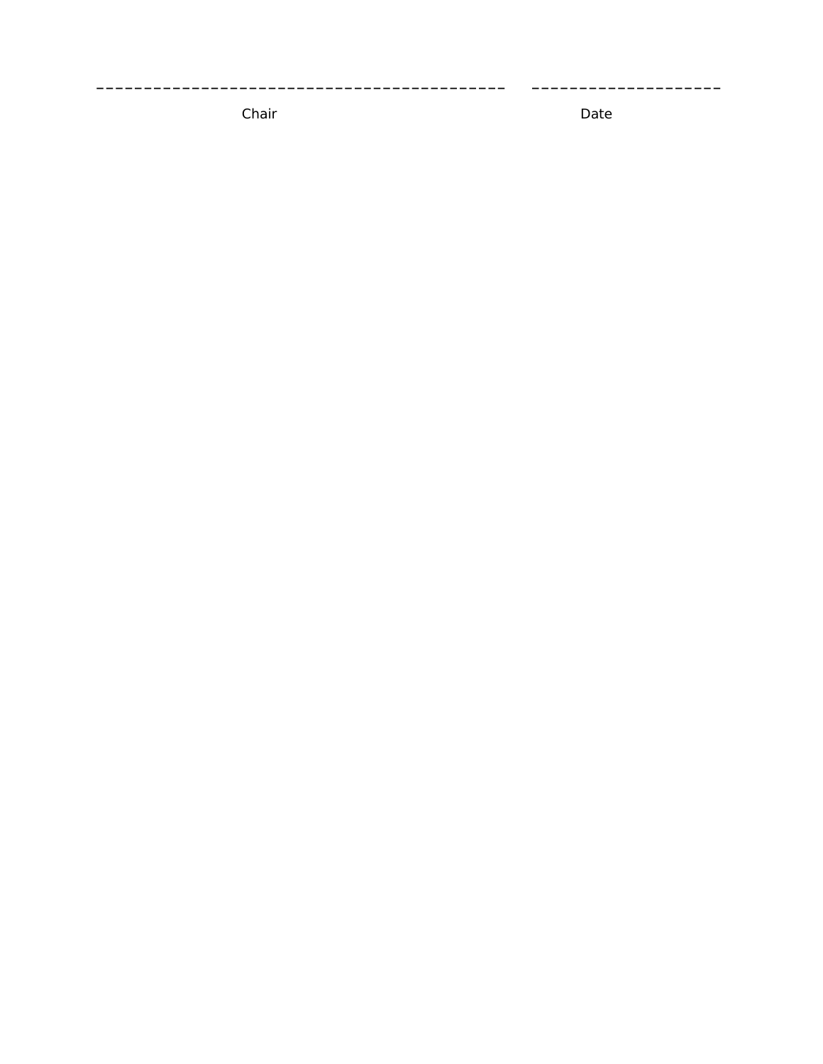\_\_\_\_\_\_\_\_\_\_\_\_\_\_\_\_\_\_\_\_\_\_\_\_\_\_\_\_\_\_\_\_\_\_\_\_\_\_\_\_\_\_ \_\_\_\_\_\_\_\_\_\_\_\_\_\_\_\_\_\_\_\_

Chair Date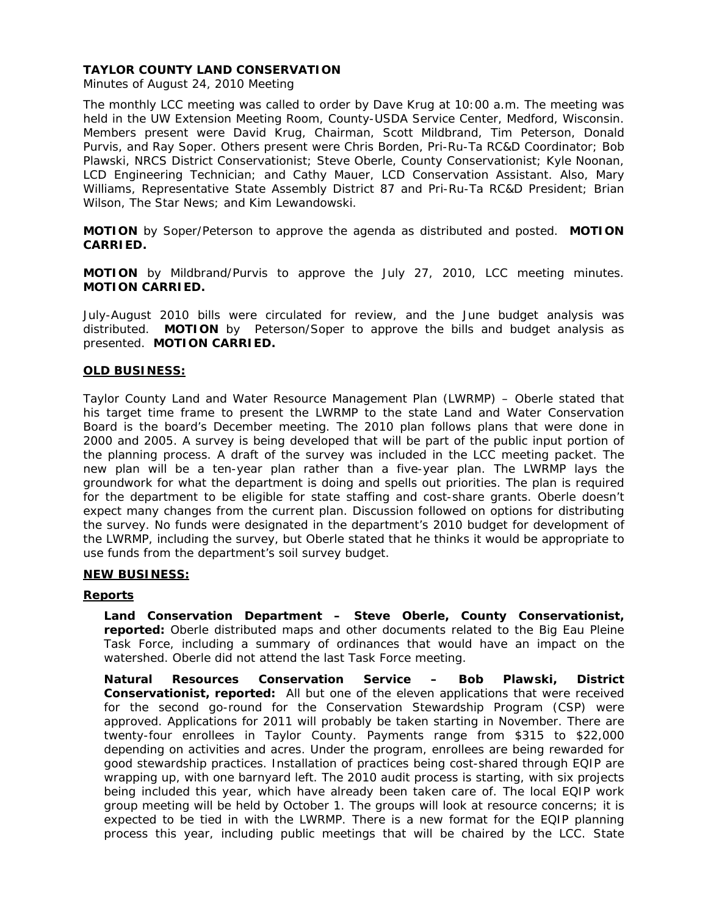**TAYLOR COUNTY LAND CONSERVATION**

Minutes of August 24, 2010 Meeting

The monthly LCC meeting was called to order by Dave Krug at 10:00 a.m. The meeting was held in the UW Extension Meeting Room, County-USDA Service Center, Medford, Wisconsin. Members present were David Krug, Chairman, Scott Mildbrand, Tim Peterson, Donald Purvis, and Ray Soper. Others present were Chris Borden, Pri-Ru-Ta RC&D Coordinator; Bob Plawski, NRCS District Conservationist; Steve Oberle, County Conservationist; Kyle Noonan, LCD Engineering Technician; and Cathy Mauer, LCD Conservation Assistant. Also, Mary Williams, Representative State Assembly District 87 and Pri-Ru-Ta RC&D President; Brian Wilson, The Star News; and Kim Lewandowski.

**MOTION** by Soper/Peterson to approve the agenda as distributed and posted. **MOTION CARRIED.**

**MOTION** by Mildbrand/Purvis to approve the July 27, 2010, LCC meeting minutes. **MOTION CARRIED.**

July-August 2010 bills were circulated for review, and the June budget analysis was distributed. **MOTION** by Peterson/Soper to approve the bills and budget analysis as presented. **MOTION CARRIED.**

**OLD BUSINESS:**

Taylor County Land and Water Resource Management Plan (LWRMP) – Oberle stated that his target time frame to present the LWRMP to the state Land and Water Conservation Board is the board's December meeting. The 2010 plan follows plans that were done in 2000 and 2005. A survey is being developed that will be part of the public input portion of the planning process. A draft of the survey was included in the LCC meeting packet. The new plan will be a ten-year plan rather than a five-year plan. The LWRMP lays the groundwork for what the department is doing and spells out priorities. The plan is required for the department to be eligible for state staffing and cost-share grants. Oberle doesn't expect many changes from the current plan. Discussion followed on options for distributing the survey. No funds were designated in the department's 2010 budget for development of the LWRMP, including the survey, but Oberle stated that he thinks it would be appropriate to use funds from the department's soil survey budget.

**NEW BUSINESS:**

**Reports**

**Land Conservation Department – Steve Oberle, County Conservationist, reported:** Oberle distributed maps and other documents related to the Big Eau Pleine Task Force, including a summary of ordinances that would have an impact on the watershed. Oberle did not attend the last Task Force meeting.

**Natural Resources Conservation Service – Bob Plawski, District Conservationist, reported:** All but one of the eleven applications that were received for the second go-round for the Conservation Stewardship Program (CSP) were approved. Applications for 2011 will probably be taken starting in November. There are twenty-four enrollees in Taylor County. Payments range from $315 to $22,000 depending on activities and acres. Under the program, enrollees are being rewarded for good stewardship practices. Installation of practices being cost-shared through EQIP are wrapping up, with one barnyard left. The 2010 audit process is starting, with six projects being included this year, which have already been taken care of. The local EQIP work group meeting will be held by October 1. The groups will look at resource concerns; it is expected to be tied in with the LWRMP. There is a new format for the EQIP planning process this year, including public meetings that will be chaired by the LCC. State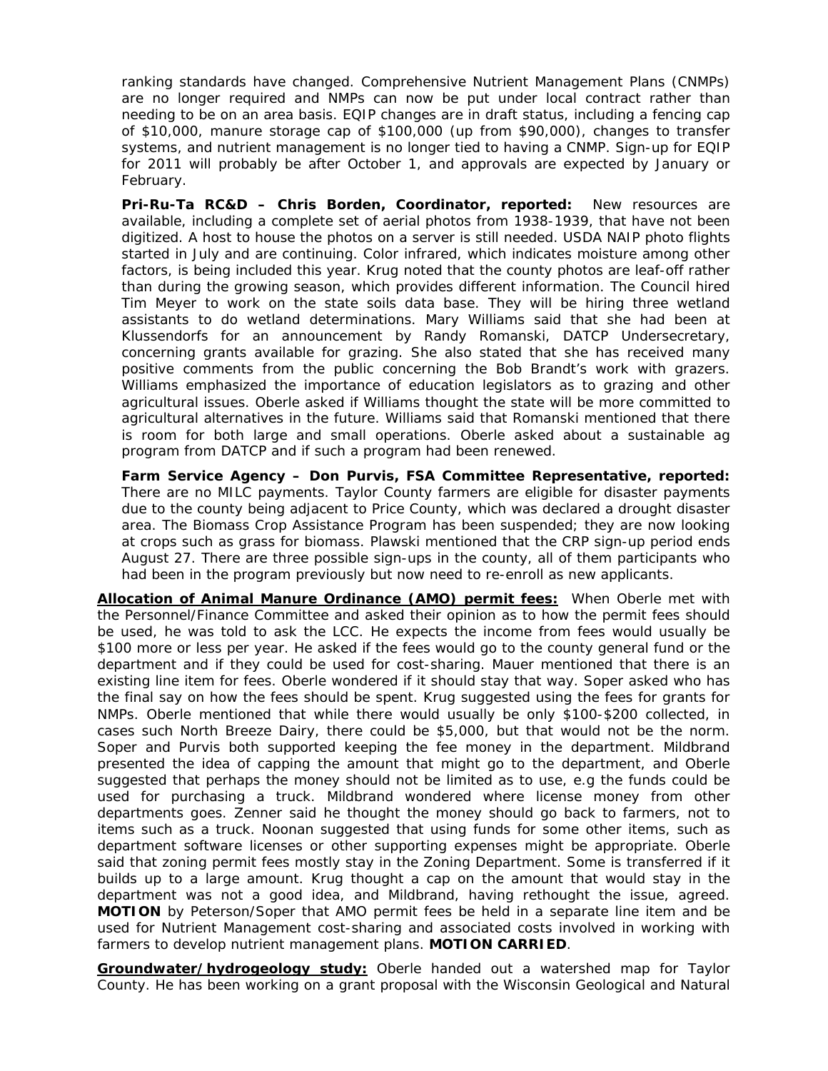ranking standards have changed. Comprehensive Nutrient Management Plans (CNMPs) are no longer required and NMPs can now be put under local contract rather than needing to be on an area basis. EQIP changes are in draft status, including a fencing cap of $10,000, manure storage cap of $100,000 (up from $90,000), changes to transfer systems, and nutrient management is no longer tied to having a CNMP. Sign-up for EQIP for 2011 will probably be after October 1, and approvals are expected by January or February.

**Pri-Ru-Ta RC&D – Chris Borden, Coordinator, reported:** New resources are available, including a complete set of aerial photos from 1938-1939, that have not been digitized. A host to house the photos on a server is still needed. USDA NAIP photo flights started in July and are continuing. Color infrared, which indicates moisture among other factors, is being included this year. Krug noted that the county photos are leaf-off rather than during the growing season, which provides different information. The Council hired Tim Meyer to work on the state soils data base. They will be hiring three wetland assistants to do wetland determinations. Mary Williams said that she had been at Klussendorfs for an announcement by Randy Romanski, DATCP Undersecretary, concerning grants available for grazing. She also stated that she has received many positive comments from the public concerning the Bob Brandt's work with grazers. Williams emphasized the importance of education legislators as to grazing and other agricultural issues. Oberle asked if Williams thought the state will be more committed to agricultural alternatives in the future. Williams said that Romanski mentioned that there is room for both large and small operations. Oberle asked about a sustainable ag program from DATCP and if such a program had been renewed.

**Farm Service Agency – Don Purvis, FSA Committee Representative, reported:** There are no MILC payments. Taylor County farmers are eligible for disaster payments due to the county being adjacent to Price County, which was declared a drought disaster area. The Biomass Crop Assistance Program has been suspended; they are now looking at crops such as grass for biomass. Plawski mentioned that the CRP sign-up period ends August 27. There are three possible sign-ups in the county, all of them participants who had been in the program previously but now need to re-enroll as new applicants.

**Allocation of Animal Manure Ordinance (AMO) permit fees:** When Oberle met with the Personnel/Finance Committee and asked their opinion as to how the permit fees should be used, he was told to ask the LCC. He expects the income from fees would usually be $100 more or less per year. He asked if the fees would go to the county general fund or the department and if they could be used for cost-sharing. Mauer mentioned that there is an existing line item for fees. Oberle wondered if it should stay that way. Soper asked who has the final say on how the fees should be spent. Krug suggested using the fees for grants for NMPs. Oberle mentioned that while there would usually be only $100-$200 collected, in cases such North Breeze Dairy, there could be $5,000, but that would not be the norm. Soper and Purvis both supported keeping the fee money in the department. Mildbrand presented the idea of capping the amount that might go to the department, and Oberle suggested that perhaps the money should not be limited as to use, e.g the funds could be used for purchasing a truck. Mildbrand wondered where license money from other departments goes. Zenner said he thought the money should go back to farmers, not to items such as a truck. Noonan suggested that using funds for some other items, such as department software licenses or other supporting expenses might be appropriate. Oberle said that zoning permit fees mostly stay in the Zoning Department. Some is transferred if it builds up to a large amount. Krug thought a cap on the amount that would stay in the department was not a good idea, and Mildbrand, having rethought the issue, agreed. **MOTION** by Peterson/Soper that AMO permit fees be held in a separate line item and be used for Nutrient Management cost-sharing and associated costs involved in working with farmers to develop nutrient management plans. **MOTION CARRIED**.

**Groundwater/hydrogeology study:** Oberle handed out a watershed map for Taylor County. He has been working on a grant proposal with the Wisconsin Geological and Natural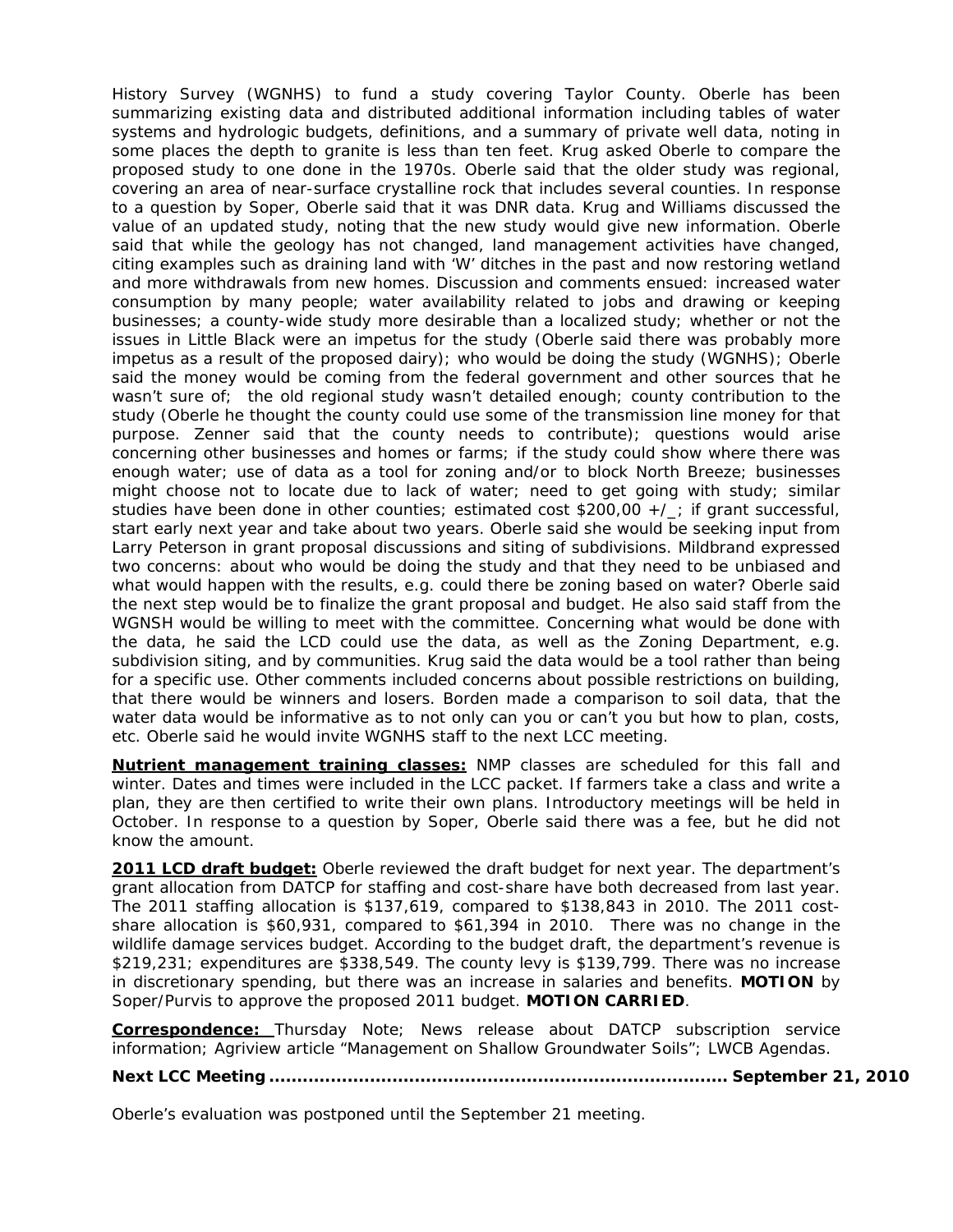History Survey (WGNHS) to fund a study covering Taylor County. Oberle has been summarizing existing data and distributed additional information including tables of water systems and hydrologic budgets, definitions, and a summary of private well data, noting in some places the depth to granite is less than ten feet. Krug asked Oberle to compare the proposed study to one done in the 1970s. Oberle said that the older study was regional, covering an area of near-surface crystalline rock that includes several counties. In response to a question by Soper, Oberle said that it was DNR data. Krug and Williams discussed the value of an updated study, noting that the new study would give new information. Oberle said that while the geology has not changed, land management activities have changed, citing examples such as draining land with 'W' ditches in the past and now restoring wetland and more withdrawals from new homes. Discussion and comments ensued: increased water consumption by many people; water availability related to jobs and drawing or keeping businesses; a county-wide study more desirable than a localized study; whether or not the issues in Little Black were an impetus for the study (Oberle said there was probably more impetus as a result of the proposed dairy); who would be doing the study (WGNHS); Oberle said the money would be coming from the federal government and other sources that he wasn't sure of; the old regional study wasn't detailed enough; county contribution to the study (Oberle he thought the county could use some of the transmission line money for that purpose. Zenner said that the county needs to contribute); questions would arise concerning other businesses and homes or farms; if the study could show where there was enough water; use of data as a tool for zoning and/or to block North Breeze; businesses might choose not to locate due to lack of water; need to get going with study; similar studies have been done in other counties; estimated cost $200,00 +/_; if grant successful, start early next year and take about two years. Oberle said she would be seeking input from Larry Peterson in grant proposal discussions and siting of subdivisions. Mildbrand expressed two concerns: about who would be doing the study and that they need to be unbiased and what would happen with the results, e.g. could there be zoning based on water? Oberle said the next step would be to finalize the grant proposal and budget. He also said staff from the WGNSH would be willing to meet with the committee. Concerning what would be done with the data, he said the LCD could use the data, as well as the Zoning Department, e.g. subdivision siting, and by communities. Krug said the data would be a tool rather than being for a specific use. Other comments included concerns about possible restrictions on building, that there would be winners and losers. Borden made a comparison to soil data, that the water data would be informative as to not only can you or can't you but how to plan, costs, etc. Oberle said he would invite WGNHS staff to the next LCC meeting.

**Nutrient management training classes:** NMP classes are scheduled for this fall and winter. Dates and times were included in the LCC packet. If farmers take a class and write a plan, they are then certified to write their own plans. Introductory meetings will be held in October. In response to a question by Soper, Oberle said there was a fee, but he did not know the amount.

**2011 LCD draft budget:** Oberle reviewed the draft budget for next year. The department's grant allocation from DATCP for staffing and cost-share have both decreased from last year. The 2011 staffing allocation is $137,619, compared to $138,843 in 2010. The 2011 cost-share allocation is $60,931, compared to $61,394 in 2010. There was no change in the wildlife damage services budget. According to the budget draft, the department's revenue is $219,231; expenditures are $338,549. The county levy is $139,799. There was no increase in discretionary spending, but there was an increase in salaries and benefits. **MOTION** by Soper/Purvis to approve the proposed 2011 budget. **MOTION CARRIED**.

**Correspondence:** Thursday Note; News release about DATCP subscription service information; Agriview article "Management on Shallow Groundwater Soils"; LWCB Agendas.

**Next LCC Meeting ................................................................................ September 21, 2010**

Oberle's evaluation was postponed until the September 21 meeting.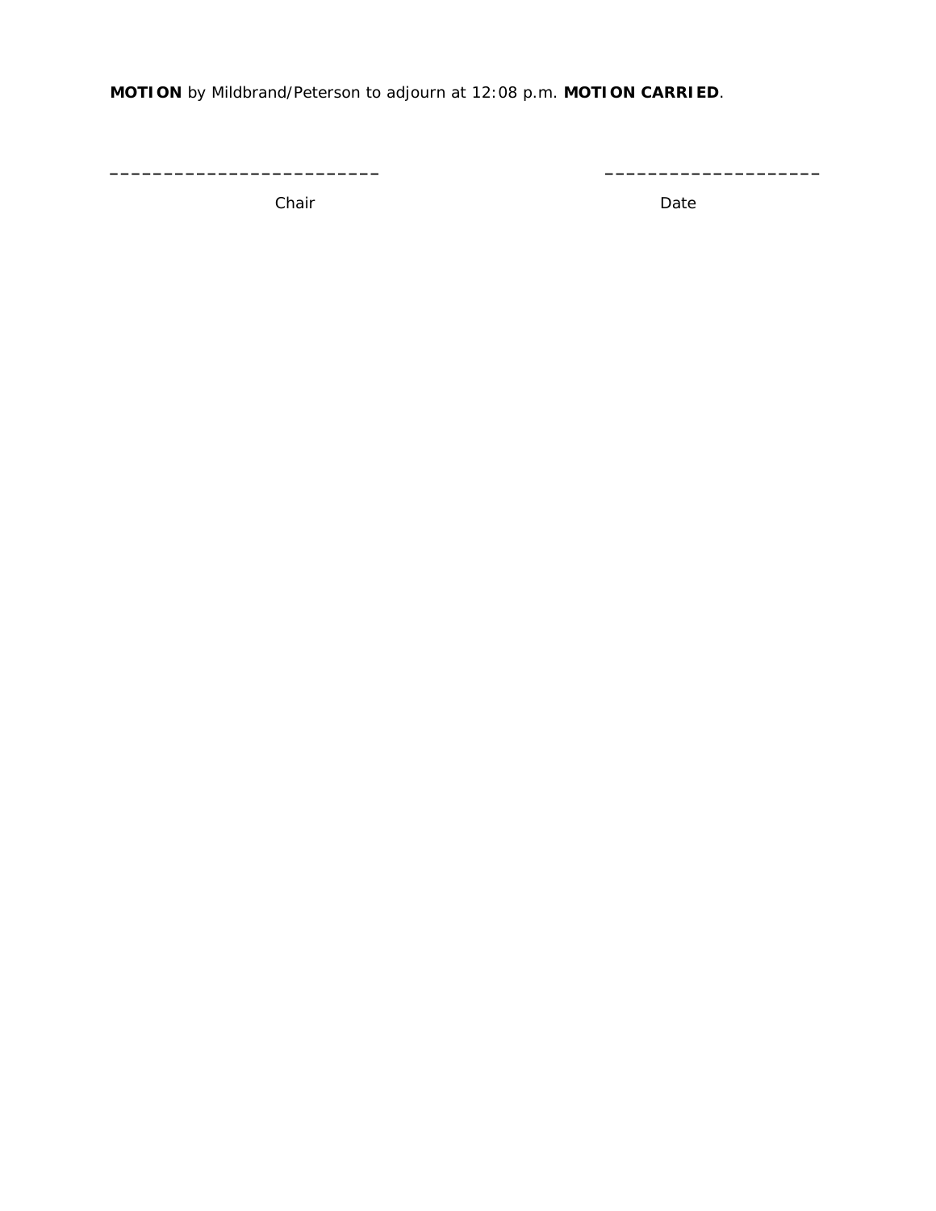**MOTION** by Mildbrand/Peterson to adjourn at 12:08 p.m. **MOTION CARRIED**.

_________________________ ____________________

Chair Date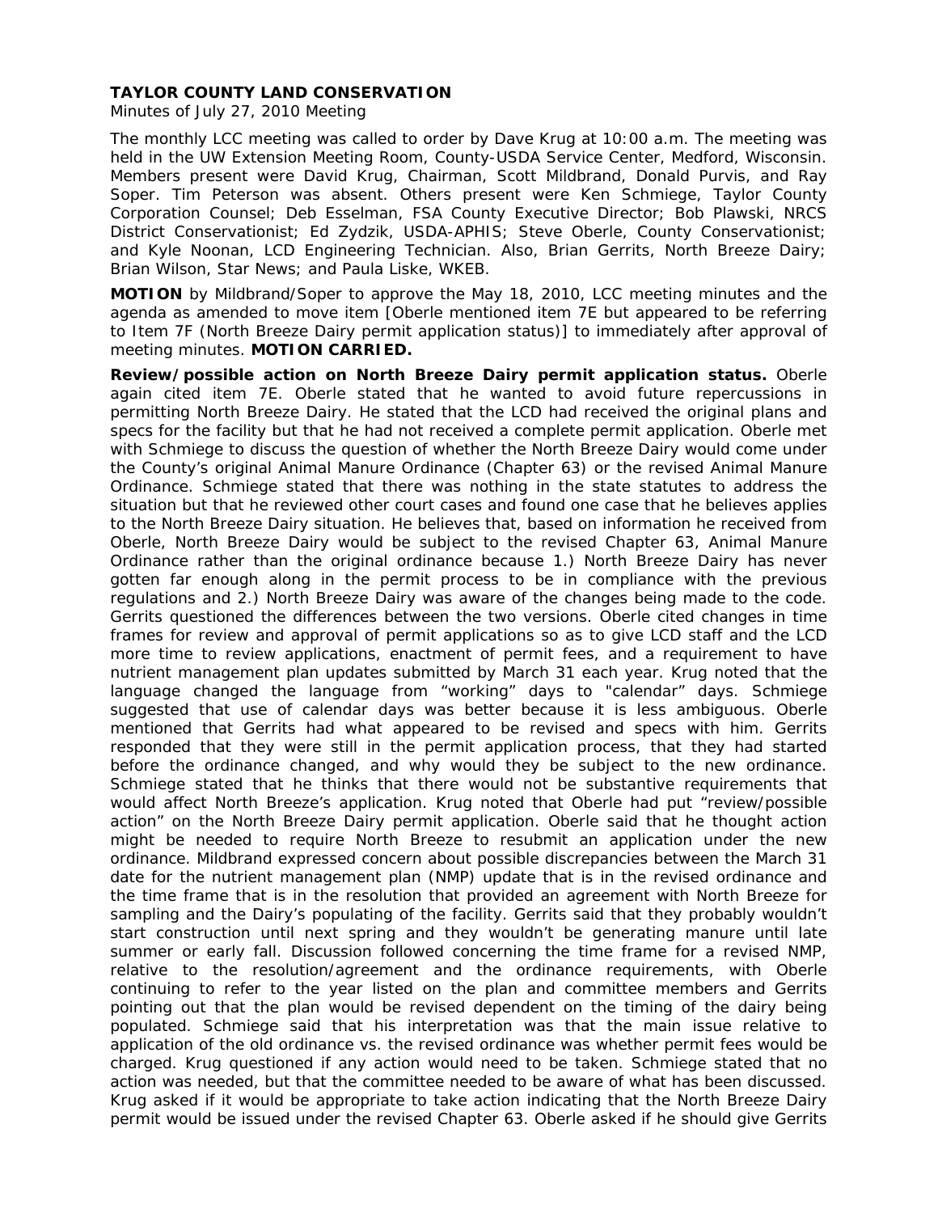**TAYLOR COUNTY LAND CONSERVATION**

Minutes of July 27, 2010 Meeting

The monthly LCC meeting was called to order by Dave Krug at 10:00 a.m. The meeting was held in the UW Extension Meeting Room, County-USDA Service Center, Medford, Wisconsin. Members present were David Krug, Chairman, Scott Mildbrand, Donald Purvis, and Ray Soper. Tim Peterson was absent. Others present were Ken Schmiege, Taylor County Corporation Counsel; Deb Esselman, FSA County Executive Director; Bob Plawski, NRCS District Conservationist; Ed Zydzik, USDA-APHIS; Steve Oberle, County Conservationist; and Kyle Noonan, LCD Engineering Technician. Also, Brian Gerrits, North Breeze Dairy; Brian Wilson, Star News; and Paula Liske, WKEB.

**MOTION** by Mildbrand/Soper to approve the May 18, 2010, LCC meeting minutes and the agenda as amended to move item [Oberle mentioned item 7E but appeared to be referring to Item 7F (North Breeze Dairy permit application status)] to immediately after approval of meeting minutes. **MOTION CARRIED.**

**Review/possible action on North Breeze Dairy permit application status.** Oberle again cited item 7E. Oberle stated that he wanted to avoid future repercussions in permitting North Breeze Dairy. He stated that the LCD had received the original plans and specs for the facility but that he had not received a complete permit application. Oberle met with Schmiege to discuss the question of whether the North Breeze Dairy would come under the County's original Animal Manure Ordinance (Chapter 63) or the revised Animal Manure Ordinance. Schmiege stated that there was nothing in the state statutes to address the situation but that he reviewed other court cases and found one case that he believes applies to the North Breeze Dairy situation. He believes that, based on information he received from Oberle, North Breeze Dairy would be subject to the revised Chapter 63, Animal Manure Ordinance rather than the original ordinance because 1.) North Breeze Dairy has never gotten far enough along in the permit process to be in compliance with the previous regulations and 2.) North Breeze Dairy was aware of the changes being made to the code. Gerrits questioned the differences between the two versions. Oberle cited changes in time frames for review and approval of permit applications so as to give LCD staff and the LCD more time to review applications, enactment of permit fees, and a requirement to have nutrient management plan updates submitted by March 31 each year. Krug noted that the language changed the language from "working" days to "calendar" days. Schmiege suggested that use of calendar days was better because it is less ambiguous. Oberle mentioned that Gerrits had what appeared to be revised and specs with him. Gerrits responded that they were still in the permit application process, that they had started before the ordinance changed, and why would they be subject to the new ordinance. Schmiege stated that he thinks that there would not be substantive requirements that would affect North Breeze's application. Krug noted that Oberle had put "review/possible action" on the North Breeze Dairy permit application. Oberle said that he thought action might be needed to require North Breeze to resubmit an application under the new ordinance. Mildbrand expressed concern about possible discrepancies between the March 31 date for the nutrient management plan (NMP) update that is in the revised ordinance and the time frame that is in the resolution that provided an agreement with North Breeze for sampling and the Dairy's populating of the facility. Gerrits said that they probably wouldn't start construction until next spring and they wouldn't be generating manure until late summer or early fall. Discussion followed concerning the time frame for a revised NMP, relative to the resolution/agreement and the ordinance requirements, with Oberle continuing to refer to the year listed on the plan and committee members and Gerrits pointing out that the plan would be revised dependent on the timing of the dairy being populated. Schmiege said that his interpretation was that the main issue relative to application of the old ordinance vs. the revised ordinance was whether permit fees would be charged. Krug questioned if any action would need to be taken. Schmiege stated that no action was needed, but that the committee needed to be aware of what has been discussed. Krug asked if it would be appropriate to take action indicating that the North Breeze Dairy permit would be issued under the revised Chapter 63. Oberle asked if he should give Gerrits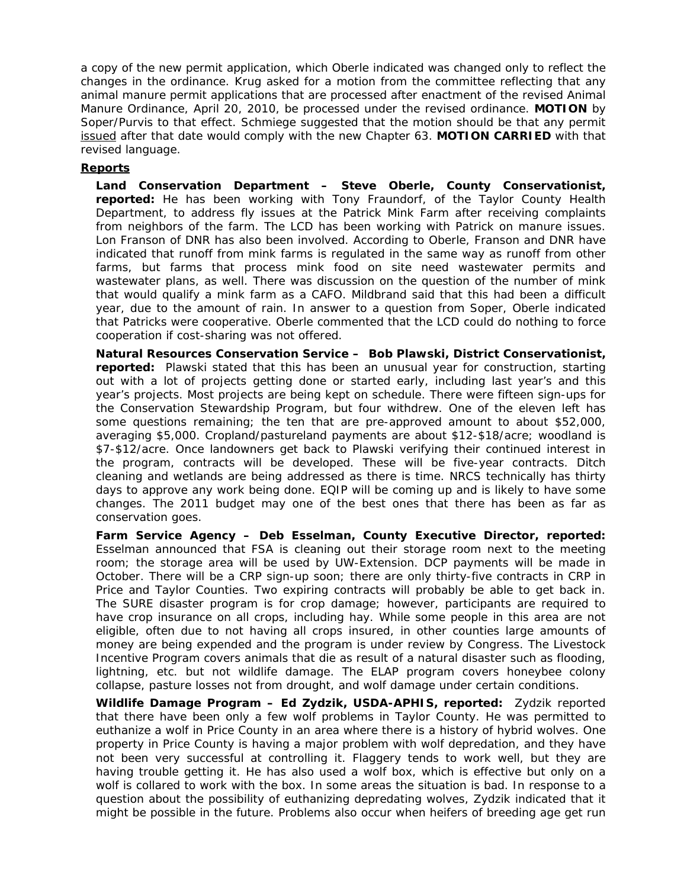a copy of the new permit application, which Oberle indicated was changed only to reflect the changes in the ordinance. Krug asked for a motion from the committee reflecting that any animal manure permit applications that are processed after enactment of the revised Animal Manure Ordinance, April 20, 2010, be processed under the revised ordinance. **MOTION** by Soper/Purvis to that effect. Schmiege suggested that the motion should be that any permit issued after that date would comply with the new Chapter 63. **MOTION CARRIED** with that revised language.

**Reports**

**Land Conservation Department – Steve Oberle, County Conservationist, reported:** He has been working with Tony Fraundorf, of the Taylor County Health Department, to address fly issues at the Patrick Mink Farm after receiving complaints from neighbors of the farm. The LCD has been working with Patrick on manure issues. Lon Franson of DNR has also been involved. According to Oberle, Franson and DNR have indicated that runoff from mink farms is regulated in the same way as runoff from other farms, but farms that process mink food on site need wastewater permits and wastewater plans, as well. There was discussion on the question of the number of mink that would qualify a mink farm as a CAFO. Mildbrand said that this had been a difficult year, due to the amount of rain. In answer to a question from Soper, Oberle indicated that Patricks were cooperative. Oberle commented that the LCD could do nothing to force cooperation if cost-sharing was not offered.

**Natural Resources Conservation Service – Bob Plawski, District Conservationist, reported:** Plawski stated that this has been an unusual year for construction, starting out with a lot of projects getting done or started early, including last year's and this year's projects. Most projects are being kept on schedule. There were fifteen sign-ups for the Conservation Stewardship Program, but four withdrew. One of the eleven left has some questions remaining; the ten that are pre-approved amount to about $52,000, averaging $5,000. Cropland/pastureland payments are about $12-$18/acre; woodland is $7-$12/acre. Once landowners get back to Plawski verifying their continued interest in the program, contracts will be developed. These will be five-year contracts. Ditch cleaning and wetlands are being addressed as there is time. NRCS technically has thirty days to approve any work being done. EQIP will be coming up and is likely to have some changes. The 2011 budget may one of the best ones that there has been as far as conservation goes.

**Farm Service Agency – Deb Esselman, County Executive Director, reported:** Esselman announced that FSA is cleaning out their storage room next to the meeting room; the storage area will be used by UW-Extension. DCP payments will be made in October. There will be a CRP sign-up soon; there are only thirty-five contracts in CRP in Price and Taylor Counties. Two expiring contracts will probably be able to get back in. The SURE disaster program is for crop damage; however, participants are required to have crop insurance on all crops, including hay. While some people in this area are not eligible, often due to not having all crops insured, in other counties large amounts of money are being expended and the program is under review by Congress. The Livestock Incentive Program covers animals that die as result of a natural disaster such as flooding, lightning, etc. but not wildlife damage. The ELAP program covers honeybee colony collapse, pasture losses not from drought, and wolf damage under certain conditions.

**Wildlife Damage Program – Ed Zydzik, USDA-APHIS, reported:** Zydzik reported that there have been only a few wolf problems in Taylor County. He was permitted to euthanize a wolf in Price County in an area where there is a history of hybrid wolves. One property in Price County is having a major problem with wolf depredation, and they have not been very successful at controlling it. Flaggery tends to work well, but they are having trouble getting it. He has also used a wolf box, which is effective but only on a wolf is collared to work with the box. In some areas the situation is bad. In response to a question about the possibility of euthanizing depredating wolves, Zydzik indicated that it might be possible in the future. Problems also occur when heifers of breeding age get run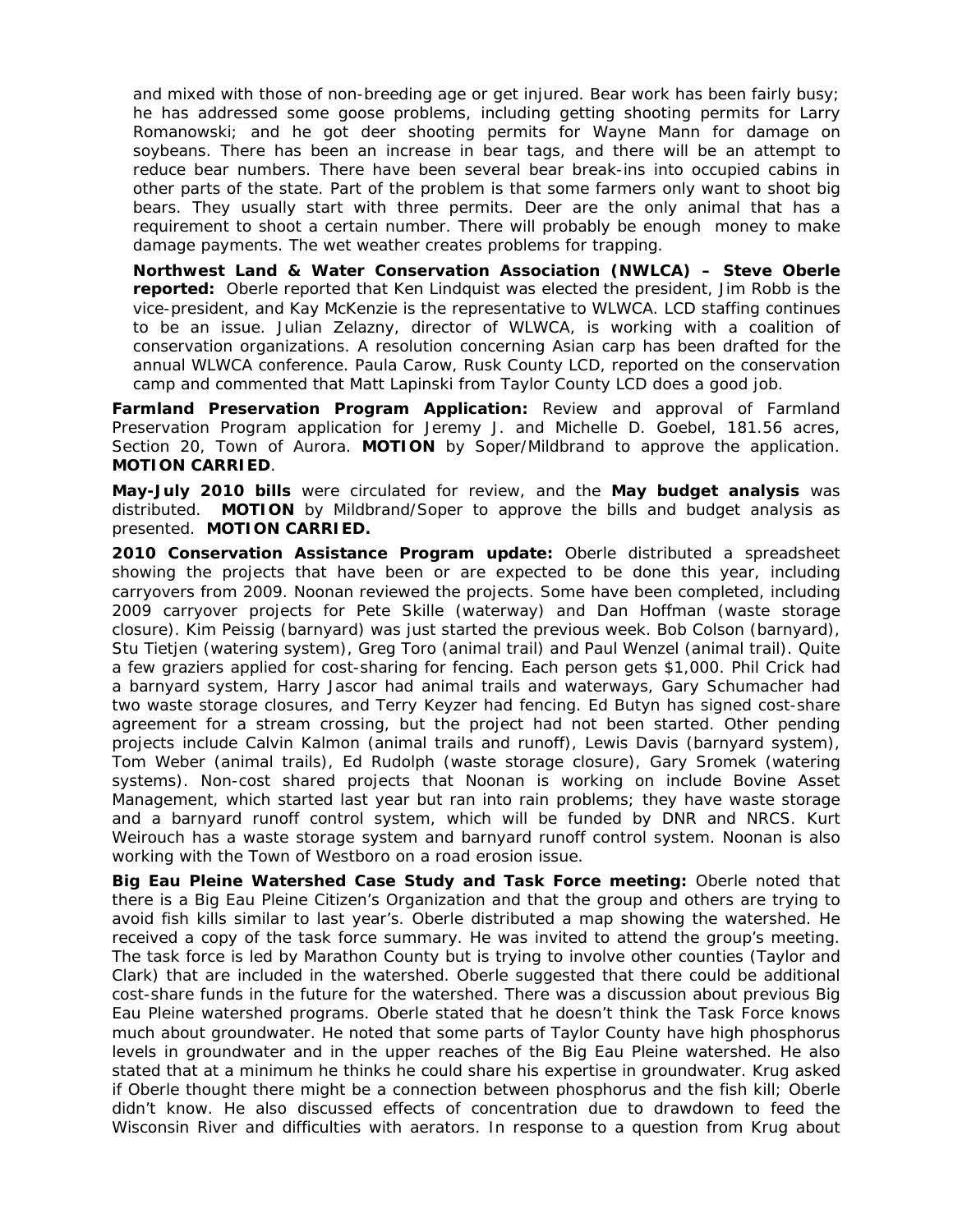and mixed with those of non-breeding age or get injured. Bear work has been fairly busy; he has addressed some goose problems, including getting shooting permits for Larry Romanowski; and he got deer shooting permits for Wayne Mann for damage on soybeans. There has been an increase in bear tags, and there will be an attempt to reduce bear numbers. There have been several bear break-ins into occupied cabins in other parts of the state. Part of the problem is that some farmers only want to shoot big bears. They usually start with three permits. Deer are the only animal that has a requirement to shoot a certain number. There will probably be enough money to make damage payments. The wet weather creates problems for trapping.

**Northwest Land & Water Conservation Association (NWLCA) – Steve Oberle reported:** Oberle reported that Ken Lindquist was elected the president, Jim Robb is the vice-president, and Kay McKenzie is the representative to WLWCA. LCD staffing continues to be an issue. Julian Zelazny, director of WLWCA, is working with a coalition of conservation organizations. A resolution concerning Asian carp has been drafted for the annual WLWCA conference. Paula Carow, Rusk County LCD, reported on the conservation camp and commented that Matt Lapinski from Taylor County LCD does a good job.

**Farmland Preservation Program Application:** Review and approval of Farmland Preservation Program application for Jeremy J. and Michelle D. Goebel, 181.56 acres, Section 20, Town of Aurora. **MOTION** by Soper/Mildbrand to approve the application. **MOTION CARRIED**.

**May-July 2010 bills** were circulated for review, and the **May budget analysis** was distributed. **MOTION** by Mildbrand/Soper to approve the bills and budget analysis as presented. **MOTION CARRIED.**

**2010 Conservation Assistance Program update:** Oberle distributed a spreadsheet showing the projects that have been or are expected to be done this year, including carryovers from 2009. Noonan reviewed the projects. Some have been completed, including 2009 carryover projects for Pete Skille (waterway) and Dan Hoffman (waste storage closure). Kim Peissig (barnyard) was just started the previous week. Bob Colson (barnyard), Stu Tietjen (watering system), Greg Toro (animal trail) and Paul Wenzel (animal trail). Quite a few graziers applied for cost-sharing for fencing. Each person gets $1,000. Phil Crick had a barnyard system, Harry Jascor had animal trails and waterways, Gary Schumacher had two waste storage closures, and Terry Keyzer had fencing. Ed Butyn has signed cost-share agreement for a stream crossing, but the project had not been started. Other pending projects include Calvin Kalmon (animal trails and runoff), Lewis Davis (barnyard system), Tom Weber (animal trails), Ed Rudolph (waste storage closure), Gary Sromek (watering systems). Non-cost shared projects that Noonan is working on include Bovine Asset Management, which started last year but ran into rain problems; they have waste storage and a barnyard runoff control system, which will be funded by DNR and NRCS. Kurt Weirouch has a waste storage system and barnyard runoff control system. Noonan is also working with the Town of Westboro on a road erosion issue.

**Big Eau Pleine Watershed Case Study and Task Force meeting:** Oberle noted that there is a Big Eau Pleine Citizen's Organization and that the group and others are trying to avoid fish kills similar to last year's. Oberle distributed a map showing the watershed. He received a copy of the task force summary. He was invited to attend the group's meeting. The task force is led by Marathon County but is trying to involve other counties (Taylor and Clark) that are included in the watershed. Oberle suggested that there could be additional cost-share funds in the future for the watershed. There was a discussion about previous Big Eau Pleine watershed programs. Oberle stated that he doesn't think the Task Force knows much about groundwater. He noted that some parts of Taylor County have high phosphorus levels in groundwater and in the upper reaches of the Big Eau Pleine watershed. He also stated that at a minimum he thinks he could share his expertise in groundwater. Krug asked if Oberle thought there might be a connection between phosphorus and the fish kill; Oberle didn't know. He also discussed effects of concentration due to drawdown to feed the Wisconsin River and difficulties with aerators. In response to a question from Krug about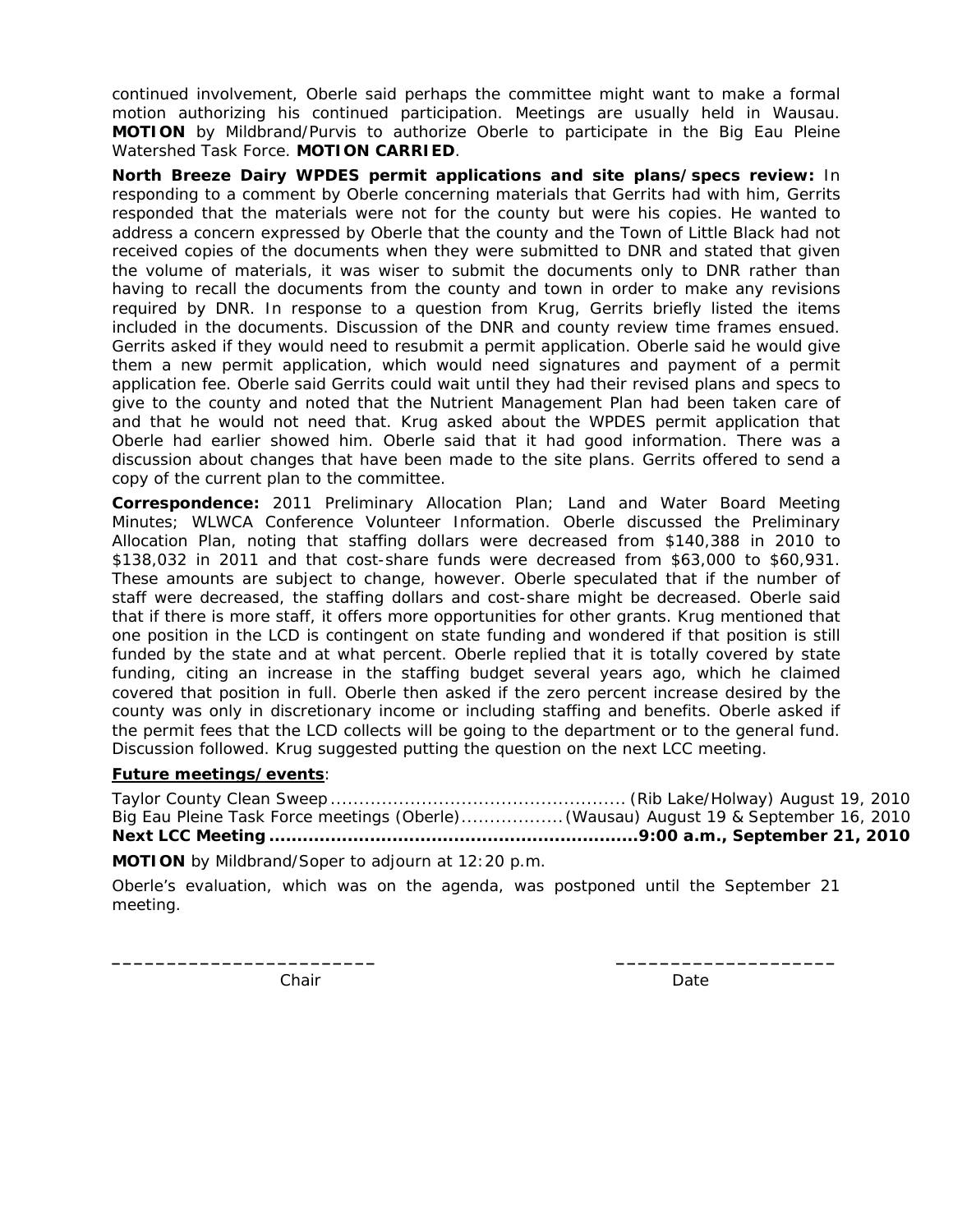continued involvement, Oberle said perhaps the committee might want to make a formal motion authorizing his continued participation. Meetings are usually held in Wausau. **MOTION** by Mildbrand/Purvis to authorize Oberle to participate in the Big Eau Pleine Watershed Task Force. **MOTION CARRIED**.

**North Breeze Dairy WPDES permit applications and site plans/specs review:** In responding to a comment by Oberle concerning materials that Gerrits had with him, Gerrits responded that the materials were not for the county but were his copies. He wanted to address a concern expressed by Oberle that the county and the Town of Little Black had not received copies of the documents when they were submitted to DNR and stated that given the volume of materials, it was wiser to submit the documents only to DNR rather than having to recall the documents from the county and town in order to make any revisions required by DNR. In response to a question from Krug, Gerrits briefly listed the items included in the documents. Discussion of the DNR and county review time frames ensued. Gerrits asked if they would need to resubmit a permit application. Oberle said he would give them a new permit application, which would need signatures and payment of a permit application fee. Oberle said Gerrits could wait until they had their revised plans and specs to give to the county and noted that the Nutrient Management Plan had been taken care of and that he would not need that. Krug asked about the WPDES permit application that Oberle had earlier showed him. Oberle said that it had good information. There was a discussion about changes that have been made to the site plans. Gerrits offered to send a copy of the current plan to the committee.

**Correspondence:** 2011 Preliminary Allocation Plan; Land and Water Board Meeting Minutes; WLWCA Conference Volunteer Information. Oberle discussed the Preliminary Allocation Plan, noting that staffing dollars were decreased from $140,388 in 2010 to $138,032 in 2011 and that cost-share funds were decreased from $63,000 to $60,931. These amounts are subject to change, however. Oberle speculated that if the number of staff were decreased, the staffing dollars and cost-share might be decreased. Oberle said that if there is more staff, it offers more opportunities for other grants. Krug mentioned that one position in the LCD is contingent on state funding and wondered if that position is still funded by the state and at what percent. Oberle replied that it is totally covered by state funding, citing an increase in the staffing budget several years ago, which he claimed covered that position in full. Oberle then asked if the zero percent increase desired by the county was only in discretionary income or including staffing and benefits. Oberle asked if the permit fees that the LCD collects will be going to the department or to the general fund. Discussion followed. Krug suggested putting the question on the next LCC meeting.

**Future meetings/events**:

Taylor County Clean Sweep .................................................. (Rib Lake/Holway) August 19, 2010
Big Eau Pleine Task Force meetings (Oberle).................(Wausau) August 19 & September 16, 2010
**Next LCC Meeting ...............................................................9:00 a.m., September 21, 2010**

**MOTION** by Mildbrand/Soper to adjourn at 12:20 p.m.

Oberle's evaluation, which was on the agenda, was postponed until the September 21 meeting.

________________________ ____________________
Chair Date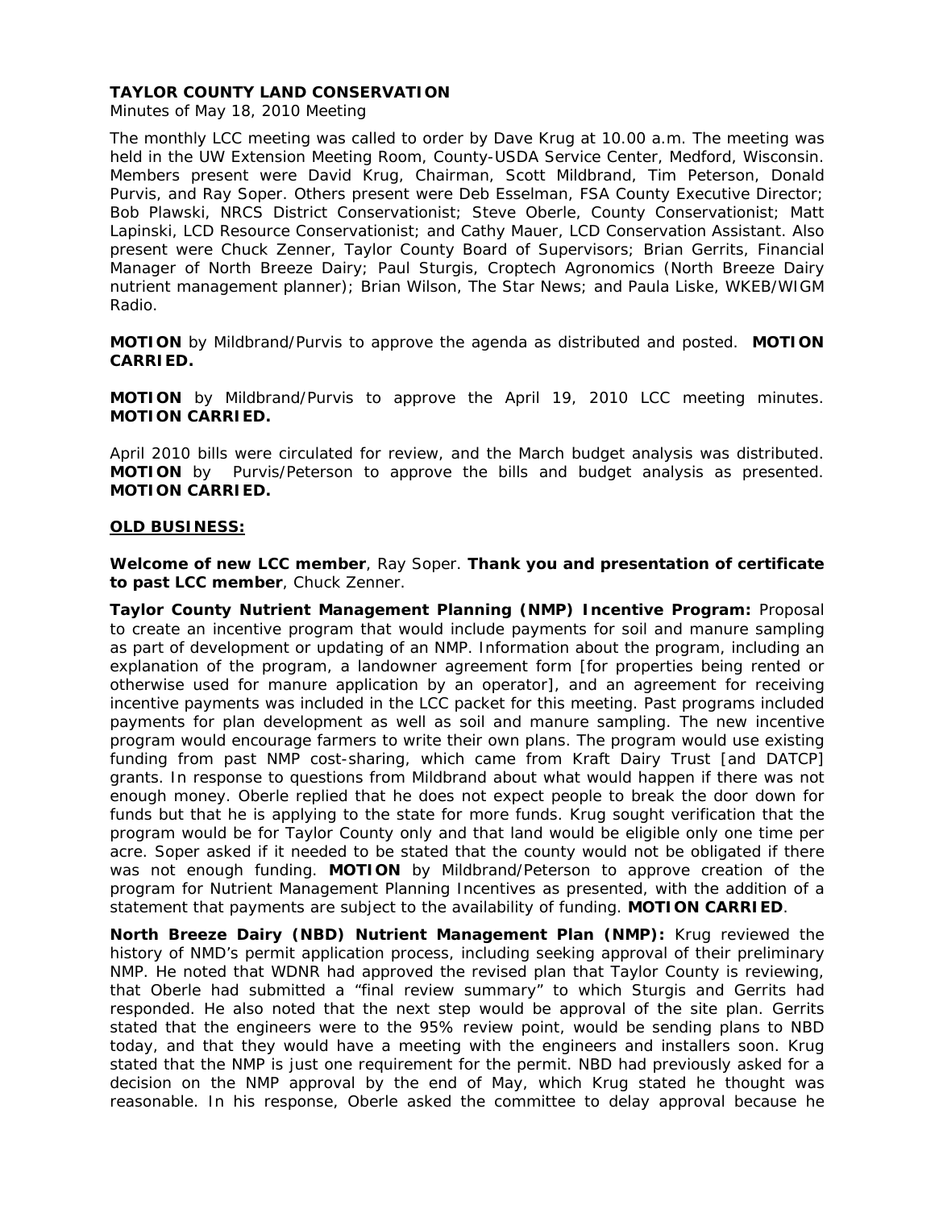**TAYLOR COUNTY LAND CONSERVATION**

Minutes of May 18, 2010 Meeting

The monthly LCC meeting was called to order by Dave Krug at 10.00 a.m. The meeting was held in the UW Extension Meeting Room, County-USDA Service Center, Medford, Wisconsin. Members present were David Krug, Chairman, Scott Mildbrand, Tim Peterson, Donald Purvis, and Ray Soper. Others present were Deb Esselman, FSA County Executive Director; Bob Plawski, NRCS District Conservationist; Steve Oberle, County Conservationist; Matt Lapinski, LCD Resource Conservationist; and Cathy Mauer, LCD Conservation Assistant. Also present were Chuck Zenner, Taylor County Board of Supervisors; Brian Gerrits, Financial Manager of North Breeze Dairy; Paul Sturgis, Croptech Agronomics (North Breeze Dairy nutrient management planner); Brian Wilson, The Star News; and Paula Liske, WKEB/WIGM Radio.

**MOTION** by Mildbrand/Purvis to approve the agenda as distributed and posted. **MOTION CARRIED.**

**MOTION** by Mildbrand/Purvis to approve the April 19, 2010 LCC meeting minutes. **MOTION CARRIED.**

April 2010 bills were circulated for review, and the March budget analysis was distributed. **MOTION** by Purvis/Peterson to approve the bills and budget analysis as presented. **MOTION CARRIED.**

**OLD BUSINESS:**

**Welcome of new LCC member**, Ray Soper. **Thank you and presentation of certificate to past LCC member**, Chuck Zenner.

**Taylor County Nutrient Management Planning (NMP) Incentive Program:** Proposal to create an incentive program that would include payments for soil and manure sampling as part of development or updating of an NMP. Information about the program, including an explanation of the program, a landowner agreement form [for properties being rented or otherwise used for manure application by an operator], and an agreement for receiving incentive payments was included in the LCC packet for this meeting. Past programs included payments for plan development as well as soil and manure sampling. The new incentive program would encourage farmers to write their own plans. The program would use existing funding from past NMP cost-sharing, which came from Kraft Dairy Trust [and DATCP] grants. In response to questions from Mildbrand about what would happen if there was not enough money. Oberle replied that he does not expect people to break the door down for funds but that he is applying to the state for more funds. Krug sought verification that the program would be for Taylor County only and that land would be eligible only one time per acre. Soper asked if it needed to be stated that the county would not be obligated if there was not enough funding. **MOTION** by Mildbrand/Peterson to approve creation of the program for Nutrient Management Planning Incentives as presented, with the addition of a statement that payments are subject to the availability of funding. **MOTION CARRIED**.

**North Breeze Dairy (NBD) Nutrient Management Plan (NMP):** Krug reviewed the history of NMD's permit application process, including seeking approval of their preliminary NMP. He noted that WDNR had approved the revised plan that Taylor County is reviewing, that Oberle had submitted a "final review summary" to which Sturgis and Gerrits had responded. He also noted that the next step would be approval of the site plan. Gerrits stated that the engineers were to the 95% review point, would be sending plans to NBD today, and that they would have a meeting with the engineers and installers soon. Krug stated that the NMP is just one requirement for the permit. NBD had previously asked for a decision on the NMP approval by the end of May, which Krug stated he thought was reasonable. In his response, Oberle asked the committee to delay approval because he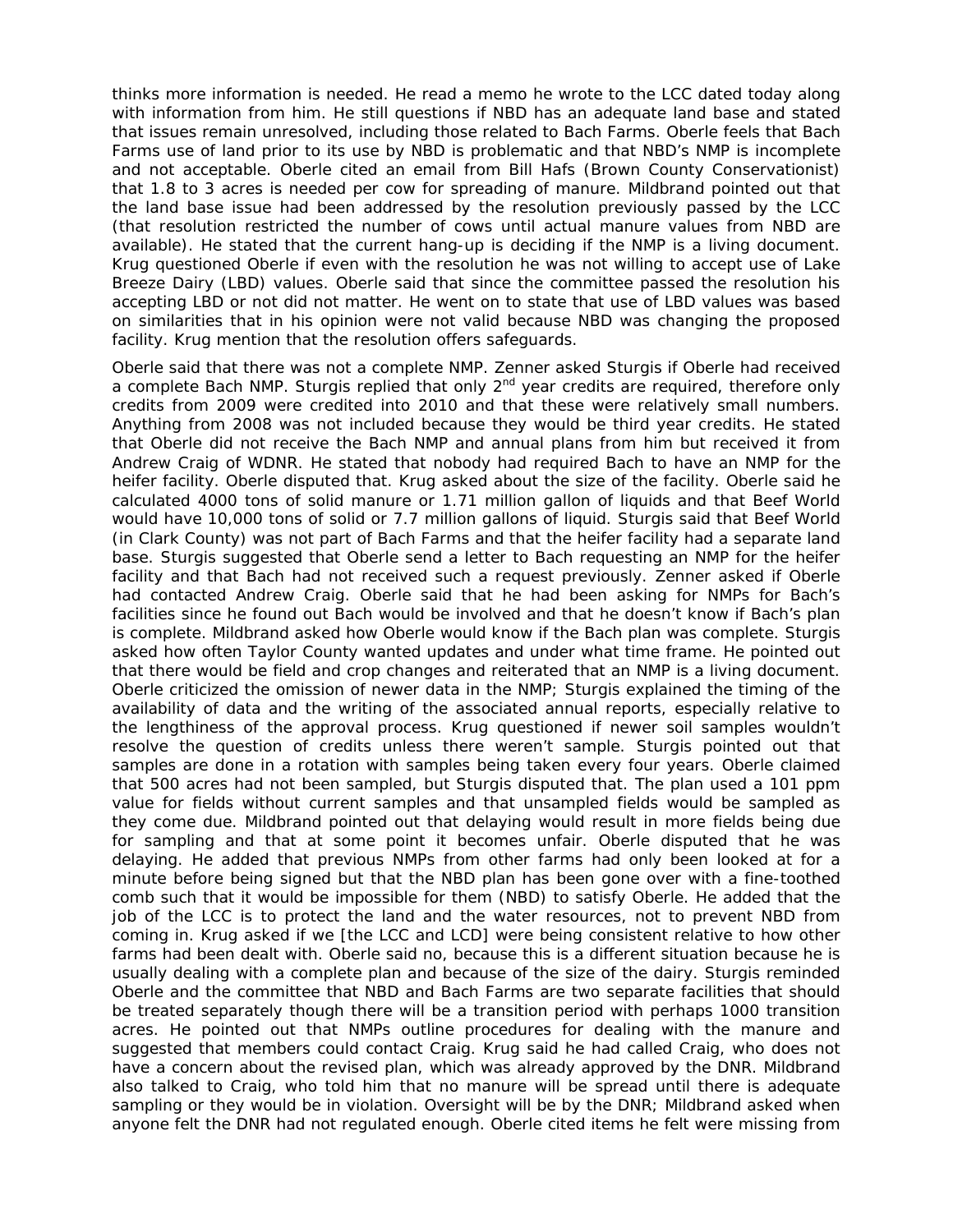thinks more information is needed. He read a memo he wrote to the LCC dated today along with information from him. He still questions if NBD has an adequate land base and stated that issues remain unresolved, including those related to Bach Farms. Oberle feels that Bach Farms use of land prior to its use by NBD is problematic and that NBD's NMP is incomplete and not acceptable. Oberle cited an email from Bill Hafs (Brown County Conservationist) that 1.8 to 3 acres is needed per cow for spreading of manure. Mildbrand pointed out that the land base issue had been addressed by the resolution previously passed by the LCC (that resolution restricted the number of cows until actual manure values from NBD are available). He stated that the current hang-up is deciding if the NMP is a living document. Krug questioned Oberle if even with the resolution he was not willing to accept use of Lake Breeze Dairy (LBD) values. Oberle said that since the committee passed the resolution his accepting LBD or not did not matter. He went on to state that use of LBD values was based on similarities that in his opinion were not valid because NBD was changing the proposed facility. Krug mention that the resolution offers safeguards.

Oberle said that there was not a complete NMP. Zenner asked Sturgis if Oberle had received a complete Bach NMP. Sturgis replied that only 2nd year credits are required, therefore only credits from 2009 were credited into 2010 and that these were relatively small numbers. Anything from 2008 was not included because they would be third year credits. He stated that Oberle did not receive the Bach NMP and annual plans from him but received it from Andrew Craig of WDNR. He stated that nobody had required Bach to have an NMP for the heifer facility. Oberle disputed that. Krug asked about the size of the facility. Oberle said he calculated 4000 tons of solid manure or 1.71 million gallon of liquids and that Beef World would have 10,000 tons of solid or 7.7 million gallons of liquid. Sturgis said that Beef World (in Clark County) was not part of Bach Farms and that the heifer facility had a separate land base. Sturgis suggested that Oberle send a letter to Bach requesting an NMP for the heifer facility and that Bach had not received such a request previously. Zenner asked if Oberle had contacted Andrew Craig. Oberle said that he had been asking for NMPs for Bach's facilities since he found out Bach would be involved and that he doesn't know if Bach's plan is complete. Mildbrand asked how Oberle would know if the Bach plan was complete. Sturgis asked how often Taylor County wanted updates and under what time frame. He pointed out that there would be field and crop changes and reiterated that an NMP is a living document. Oberle criticized the omission of newer data in the NMP; Sturgis explained the timing of the availability of data and the writing of the associated annual reports, especially relative to the lengthiness of the approval process. Krug questioned if newer soil samples wouldn't resolve the question of credits unless there weren't sample. Sturgis pointed out that samples are done in a rotation with samples being taken every four years. Oberle claimed that 500 acres had not been sampled, but Sturgis disputed that. The plan used a 101 ppm value for fields without current samples and that unsampled fields would be sampled as they come due. Mildbrand pointed out that delaying would result in more fields being due for sampling and that at some point it becomes unfair. Oberle disputed that he was delaying. He added that previous NMPs from other farms had only been looked at for a minute before being signed but that the NBD plan has been gone over with a fine-toothed comb such that it would be impossible for them (NBD) to satisfy Oberle. He added that the job of the LCC is to protect the land and the water resources, not to prevent NBD from coming in. Krug asked if we [the LCC and LCD] were being consistent relative to how other farms had been dealt with. Oberle said no, because this is a different situation because he is usually dealing with a complete plan and because of the size of the dairy. Sturgis reminded Oberle and the committee that NBD and Bach Farms are two separate facilities that should be treated separately though there will be a transition period with perhaps 1000 transition acres. He pointed out that NMPs outline procedures for dealing with the manure and suggested that members could contact Craig. Krug said he had called Craig, who does not have a concern about the revised plan, which was already approved by the DNR. Mildbrand also talked to Craig, who told him that no manure will be spread until there is adequate sampling or they would be in violation. Oversight will be by the DNR; Mildbrand asked when anyone felt the DNR had not regulated enough. Oberle cited items he felt were missing from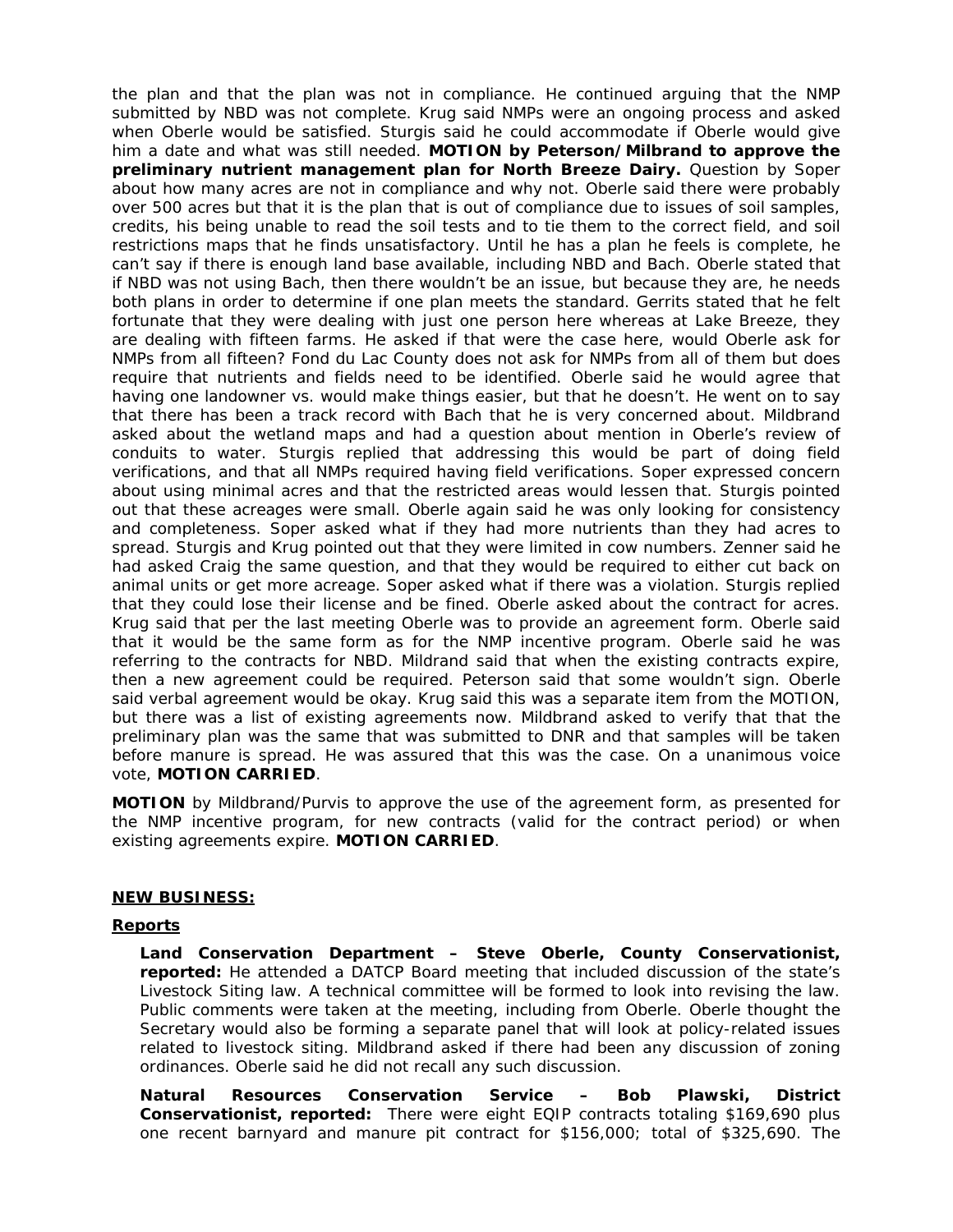the plan and that the plan was not in compliance. He continued arguing that the NMP submitted by NBD was not complete. Krug said NMPs were an ongoing process and asked when Oberle would be satisfied. Sturgis said he could accommodate if Oberle would give him a date and what was still needed. **MOTION by Peterson/Milbrand to approve the preliminary nutrient management plan for North Breeze Dairy.** Question by Soper about how many acres are not in compliance and why not. Oberle said there were probably over 500 acres but that it is the plan that is out of compliance due to issues of soil samples, credits, his being unable to read the soil tests and to tie them to the correct field, and soil restrictions maps that he finds unsatisfactory. Until he has a plan he feels is complete, he can't say if there is enough land base available, including NBD and Bach. Oberle stated that if NBD was not using Bach, then there wouldn't be an issue, but because they are, he needs both plans in order to determine if one plan meets the standard. Gerrits stated that he felt fortunate that they were dealing with just one person here whereas at Lake Breeze, they are dealing with fifteen farms. He asked if that were the case here, would Oberle ask for NMPs from all fifteen? Fond du Lac County does not ask for NMPs from all of them but does require that nutrients and fields need to be identified. Oberle said he would agree that having one landowner vs. would make things easier, but that he doesn't. He went on to say that there has been a track record with Bach that he is very concerned about. Mildbrand asked about the wetland maps and had a question about mention in Oberle's review of conduits to water. Sturgis replied that addressing this would be part of doing field verifications, and that all NMPs required having field verifications. Soper expressed concern about using minimal acres and that the restricted areas would lessen that. Sturgis pointed out that these acreages were small. Oberle again said he was only looking for consistency and completeness. Soper asked what if they had more nutrients than they had acres to spread. Sturgis and Krug pointed out that they were limited in cow numbers. Zenner said he had asked Craig the same question, and that they would be required to either cut back on animal units or get more acreage. Soper asked what if there was a violation. Sturgis replied that they could lose their license and be fined. Oberle asked about the contract for acres. Krug said that per the last meeting Oberle was to provide an agreement form. Oberle said that it would be the same form as for the NMP incentive program. Oberle said he was referring to the contracts for NBD. Mildrand said that when the existing contracts expire, then a new agreement could be required. Peterson said that some wouldn't sign. Oberle said verbal agreement would be okay. Krug said this was a separate item from the MOTION, but there was a list of existing agreements now. Mildbrand asked to verify that that the preliminary plan was the same that was submitted to DNR and that samples will be taken before manure is spread. He was assured that this was the case. On a unanimous voice vote, **MOTION CARRIED**.

**MOTION** by Mildbrand/Purvis to approve the use of the agreement form, as presented for the NMP incentive program, for new contracts (valid for the contract period) or when existing agreements expire. **MOTION CARRIED**.

**NEW BUSINESS:**

**Reports**

**Land Conservation Department – Steve Oberle, County Conservationist, reported:** He attended a DATCP Board meeting that included discussion of the state's Livestock Siting law. A technical committee will be formed to look into revising the law. Public comments were taken at the meeting, including from Oberle. Oberle thought the Secretary would also be forming a separate panel that will look at policy-related issues related to livestock siting. Mildbrand asked if there had been any discussion of zoning ordinances. Oberle said he did not recall any such discussion.

**Natural Resources Conservation Service – Bob Plawski, District Conservationist, reported:** There were eight EQIP contracts totaling \$169,690 plus one recent barnyard and manure pit contract for \$156,000; total of \$325,690. The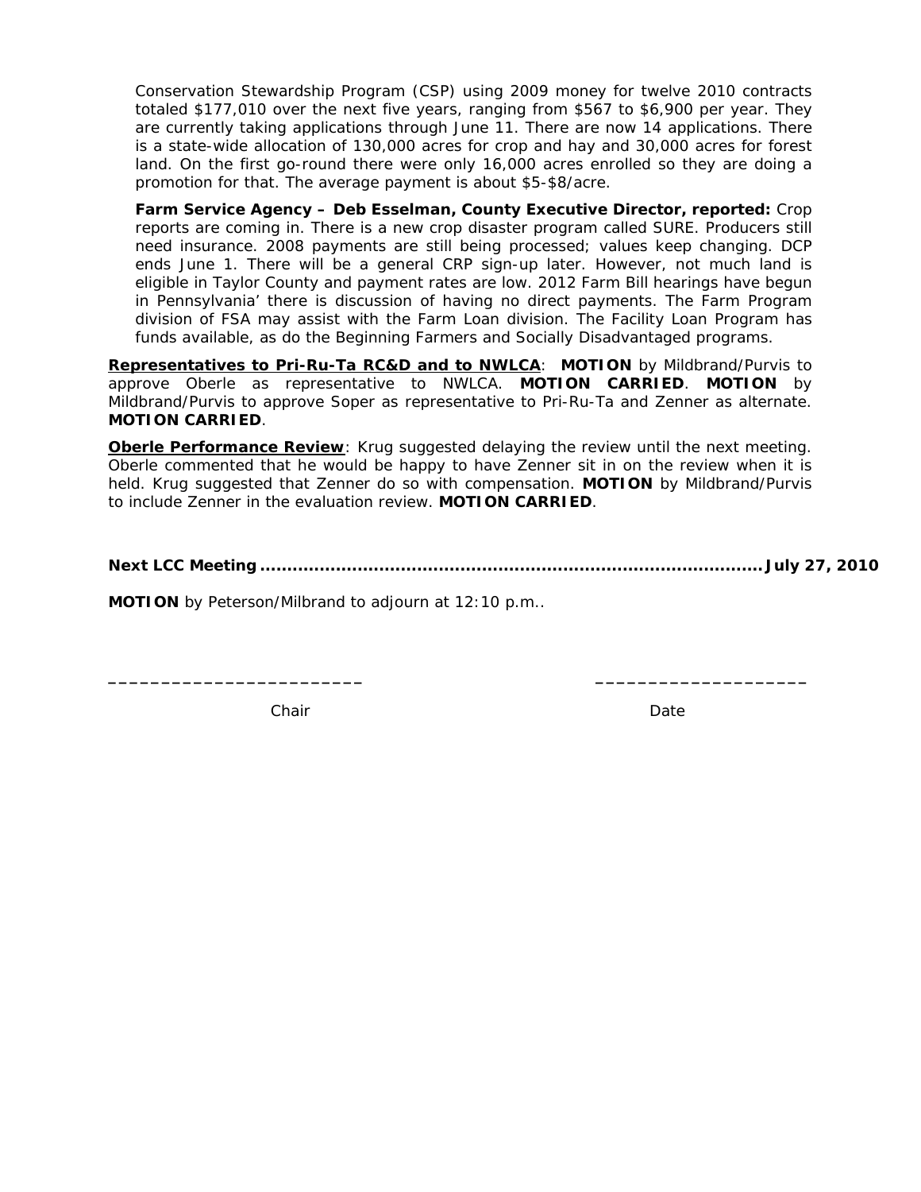Conservation Stewardship Program (CSP) using 2009 money for twelve 2010 contracts totaled $177,010 over the next five years, ranging from $567 to $6,900 per year. They are currently taking applications through June 11. There are now 14 applications. There is a state-wide allocation of 130,000 acres for crop and hay and 30,000 acres for forest land. On the first go-round there were only 16,000 acres enrolled so they are doing a promotion for that. The average payment is about $5-$8/acre.

**Farm Service Agency – Deb Esselman, County Executive Director, reported:** Crop reports are coming in. There is a new crop disaster program called SURE. Producers still need insurance. 2008 payments are still being processed; values keep changing. DCP ends June 1. There will be a general CRP sign-up later. However, not much land is eligible in Taylor County and payment rates are low. 2012 Farm Bill hearings have begun in Pennsylvania' there is discussion of having no direct payments. The Farm Program division of FSA may assist with the Farm Loan division. The Facility Loan Program has funds available, as do the Beginning Farmers and Socially Disadvantaged programs.

**Representatives to Pri-Ru-Ta RC&D and to NWLCA**: **MOTION** by Mildbrand/Purvis to approve Oberle as representative to NWLCA. **MOTION CARRIED**. **MOTION** by Mildbrand/Purvis to approve Soper as representative to Pri-Ru-Ta and Zenner as alternate. **MOTION CARRIED**.

**Oberle Performance Review**: Krug suggested delaying the review until the next meeting. Oberle commented that he would be happy to have Zenner sit in on the review when it is held. Krug suggested that Zenner do so with compensation. **MOTION** by Mildbrand/Purvis to include Zenner in the evaluation review. **MOTION CARRIED**.

**Next LCC Meeting ........................................................................................ July 27, 2010**

**MOTION** by Peterson/Milbrand to adjourn at 12:10 p.m..

_________________________ ____________________

Chair Date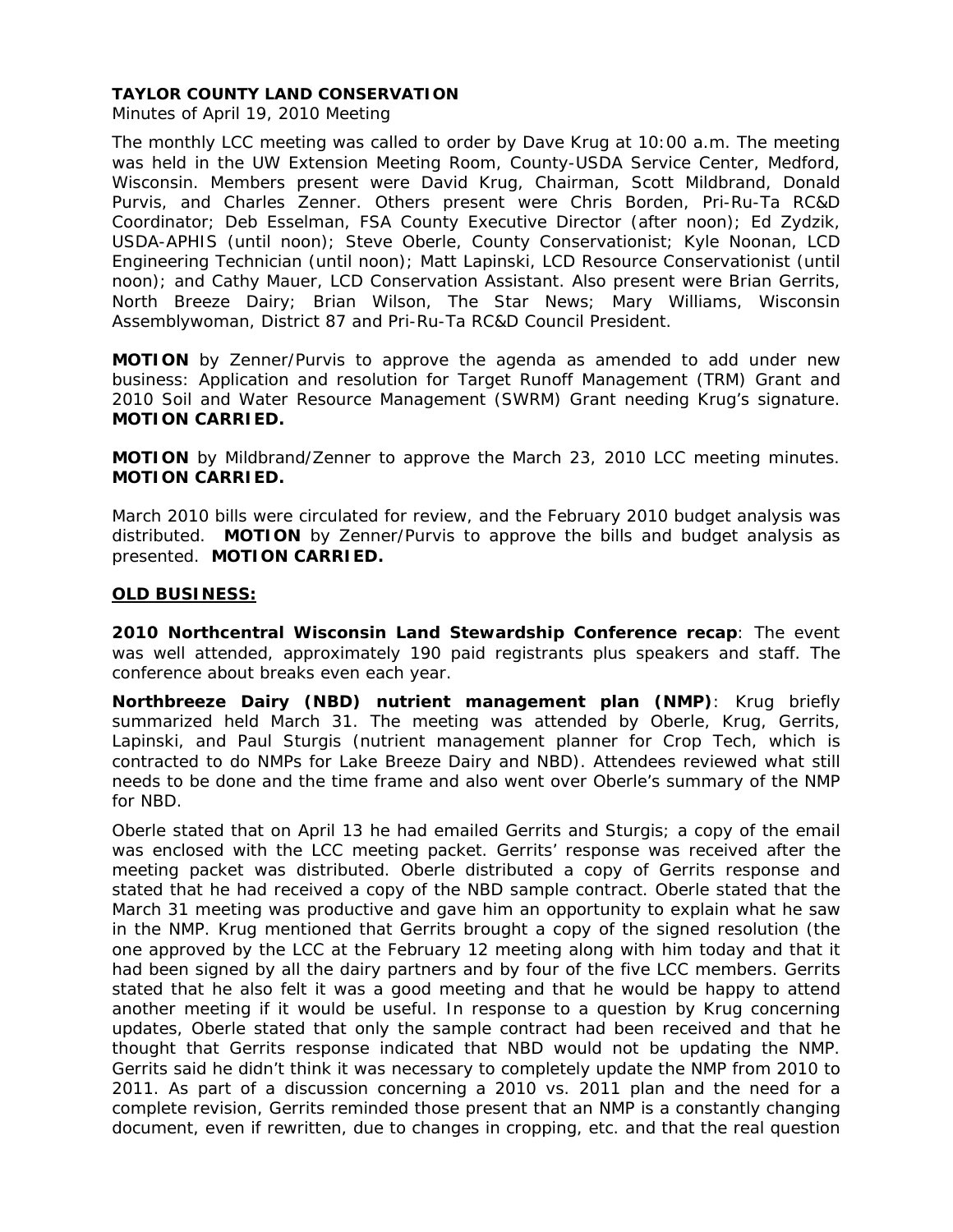**TAYLOR COUNTY LAND CONSERVATION**
Minutes of April 19, 2010 Meeting

The monthly LCC meeting was called to order by Dave Krug at 10:00 a.m. The meeting was held in the UW Extension Meeting Room, County-USDA Service Center, Medford, Wisconsin. Members present were David Krug, Chairman, Scott Mildbrand, Donald Purvis, and Charles Zenner. Others present were Chris Borden, Pri-Ru-Ta RC&D Coordinator; Deb Esselman, FSA County Executive Director (after noon); Ed Zydzik, USDA-APHIS (until noon); Steve Oberle, County Conservationist; Kyle Noonan, LCD Engineering Technician (until noon); Matt Lapinski, LCD Resource Conservationist (until noon); and Cathy Mauer, LCD Conservation Assistant. Also present were Brian Gerrits, North Breeze Dairy; Brian Wilson, The Star News; Mary Williams, Wisconsin Assemblywoman, District 87 and Pri-Ru-Ta RC&D Council President.

**MOTION** by Zenner/Purvis to approve the agenda as amended to add under new business: Application and resolution for Target Runoff Management (TRM) Grant and 2010 Soil and Water Resource Management (SWRM) Grant needing Krug's signature. **MOTION CARRIED.**

**MOTION** by Mildbrand/Zenner to approve the March 23, 2010 LCC meeting minutes. **MOTION CARRIED.**

March 2010 bills were circulated for review, and the February 2010 budget analysis was distributed. **MOTION** by Zenner/Purvis to approve the bills and budget analysis as presented. **MOTION CARRIED.**

**OLD BUSINESS:**

**2010 Northcentral Wisconsin Land Stewardship Conference recap**: The event was well attended, approximately 190 paid registrants plus speakers and staff. The conference about breaks even each year.

**Northbreeze Dairy (NBD) nutrient management plan (NMP)**: Krug briefly summarized held March 31. The meeting was attended by Oberle, Krug, Gerrits, Lapinski, and Paul Sturgis (nutrient management planner for Crop Tech, which is contracted to do NMPs for Lake Breeze Dairy and NBD). Attendees reviewed what still needs to be done and the time frame and also went over Oberle's summary of the NMP for NBD.

Oberle stated that on April 13 he had emailed Gerrits and Sturgis; a copy of the email was enclosed with the LCC meeting packet. Gerrits' response was received after the meeting packet was distributed. Oberle distributed a copy of Gerrits response and stated that he had received a copy of the NBD sample contract. Oberle stated that the March 31 meeting was productive and gave him an opportunity to explain what he saw in the NMP. Krug mentioned that Gerrits brought a copy of the signed resolution (the one approved by the LCC at the February 12 meeting along with him today and that it had been signed by all the dairy partners and by four of the five LCC members. Gerrits stated that he also felt it was a good meeting and that he would be happy to attend another meeting if it would be useful. In response to a question by Krug concerning updates, Oberle stated that only the sample contract had been received and that he thought that Gerrits response indicated that NBD would not be updating the NMP. Gerrits said he didn't think it was necessary to completely update the NMP from 2010 to 2011. As part of a discussion concerning a 2010 vs. 2011 plan and the need for a complete revision, Gerrits reminded those present that an NMP is a constantly changing document, even if rewritten, due to changes in cropping, etc. and that the real question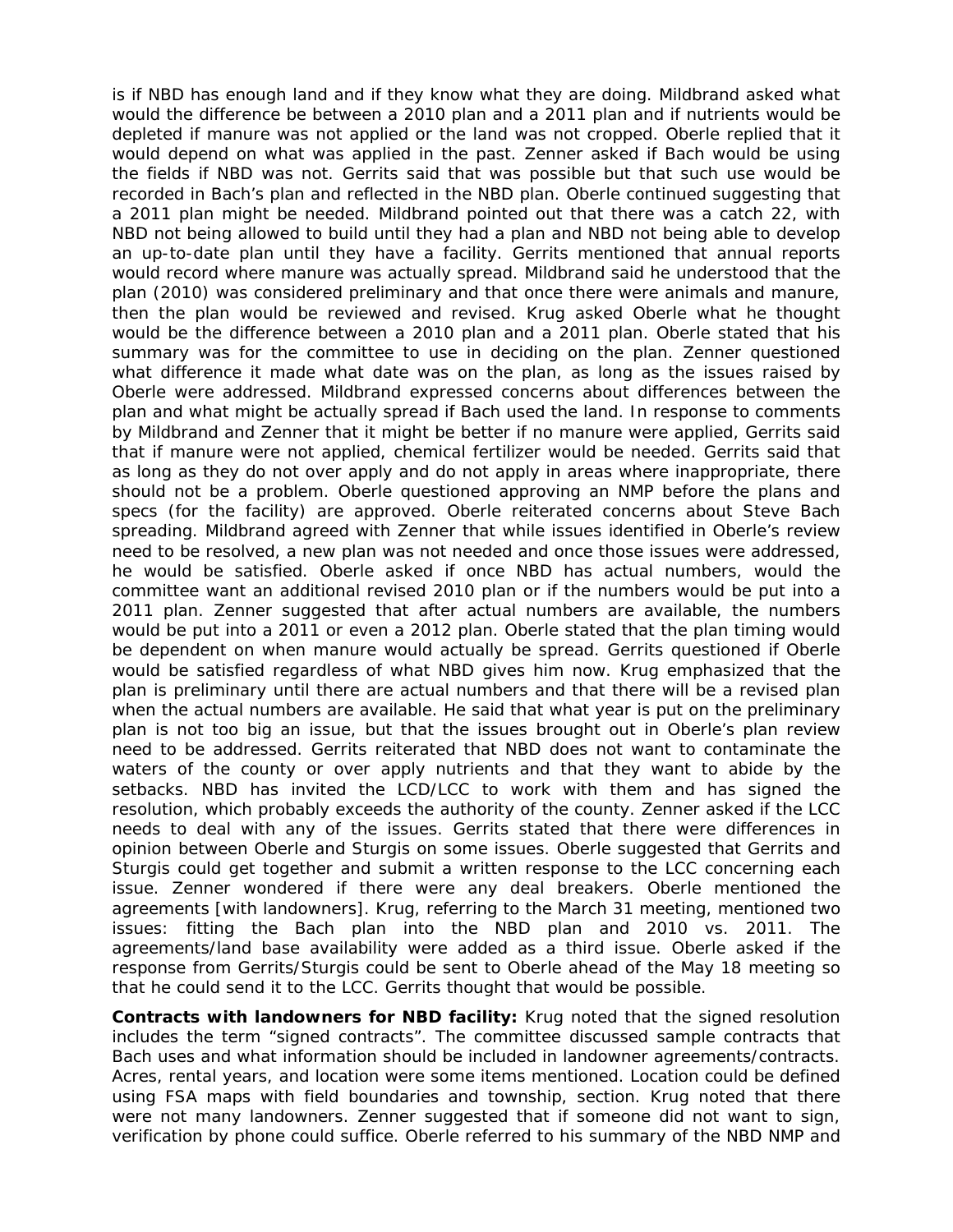is if NBD has enough land and if they know what they are doing. Mildbrand asked what would the difference be between a 2010 plan and a 2011 plan and if nutrients would be depleted if manure was not applied or the land was not cropped. Oberle replied that it would depend on what was applied in the past. Zenner asked if Bach would be using the fields if NBD was not. Gerrits said that was possible but that such use would be recorded in Bach's plan and reflected in the NBD plan. Oberle continued suggesting that a 2011 plan might be needed. Mildbrand pointed out that there was a catch 22, with NBD not being allowed to build until they had a plan and NBD not being able to develop an up-to-date plan until they have a facility. Gerrits mentioned that annual reports would record where manure was actually spread. Mildbrand said he understood that the plan (2010) was considered preliminary and that once there were animals and manure, then the plan would be reviewed and revised. Krug asked Oberle what he thought would be the difference between a 2010 plan and a 2011 plan. Oberle stated that his summary was for the committee to use in deciding on the plan. Zenner questioned what difference it made what date was on the plan, as long as the issues raised by Oberle were addressed. Mildbrand expressed concerns about differences between the plan and what might be actually spread if Bach used the land. In response to comments by Mildbrand and Zenner that it might be better if no manure were applied, Gerrits said that if manure were not applied, chemical fertilizer would be needed. Gerrits said that as long as they do not over apply and do not apply in areas where inappropriate, there should not be a problem. Oberle questioned approving an NMP before the plans and specs (for the facility) are approved. Oberle reiterated concerns about Steve Bach spreading. Mildbrand agreed with Zenner that while issues identified in Oberle's review need to be resolved, a new plan was not needed and once those issues were addressed, he would be satisfied. Oberle asked if once NBD has actual numbers, would the committee want an additional revised 2010 plan or if the numbers would be put into a 2011 plan. Zenner suggested that after actual numbers are available, the numbers would be put into a 2011 or even a 2012 plan. Oberle stated that the plan timing would be dependent on when manure would actually be spread. Gerrits questioned if Oberle would be satisfied regardless of what NBD gives him now. Krug emphasized that the plan is preliminary until there are actual numbers and that there will be a revised plan when the actual numbers are available. He said that what year is put on the preliminary plan is not too big an issue, but that the issues brought out in Oberle's plan review need to be addressed. Gerrits reiterated that NBD does not want to contaminate the waters of the county or over apply nutrients and that they want to abide by the setbacks. NBD has invited the LCD/LCC to work with them and has signed the resolution, which probably exceeds the authority of the county. Zenner asked if the LCC needs to deal with any of the issues. Gerrits stated that there were differences in opinion between Oberle and Sturgis on some issues. Oberle suggested that Gerrits and Sturgis could get together and submit a written response to the LCC concerning each issue. Zenner wondered if there were any deal breakers. Oberle mentioned the agreements [with landowners]. Krug, referring to the March 31 meeting, mentioned two issues: fitting the Bach plan into the NBD plan and 2010 vs. 2011. The agreements/land base availability were added as a third issue. Oberle asked if the response from Gerrits/Sturgis could be sent to Oberle ahead of the May 18 meeting so that he could send it to the LCC. Gerrits thought that would be possible.

**Contracts with landowners for NBD facility:** Krug noted that the signed resolution includes the term "signed contracts". The committee discussed sample contracts that Bach uses and what information should be included in landowner agreements/contracts. Acres, rental years, and location were some items mentioned. Location could be defined using FSA maps with field boundaries and township, section. Krug noted that there were not many landowners. Zenner suggested that if someone did not want to sign, verification by phone could suffice. Oberle referred to his summary of the NBD NMP and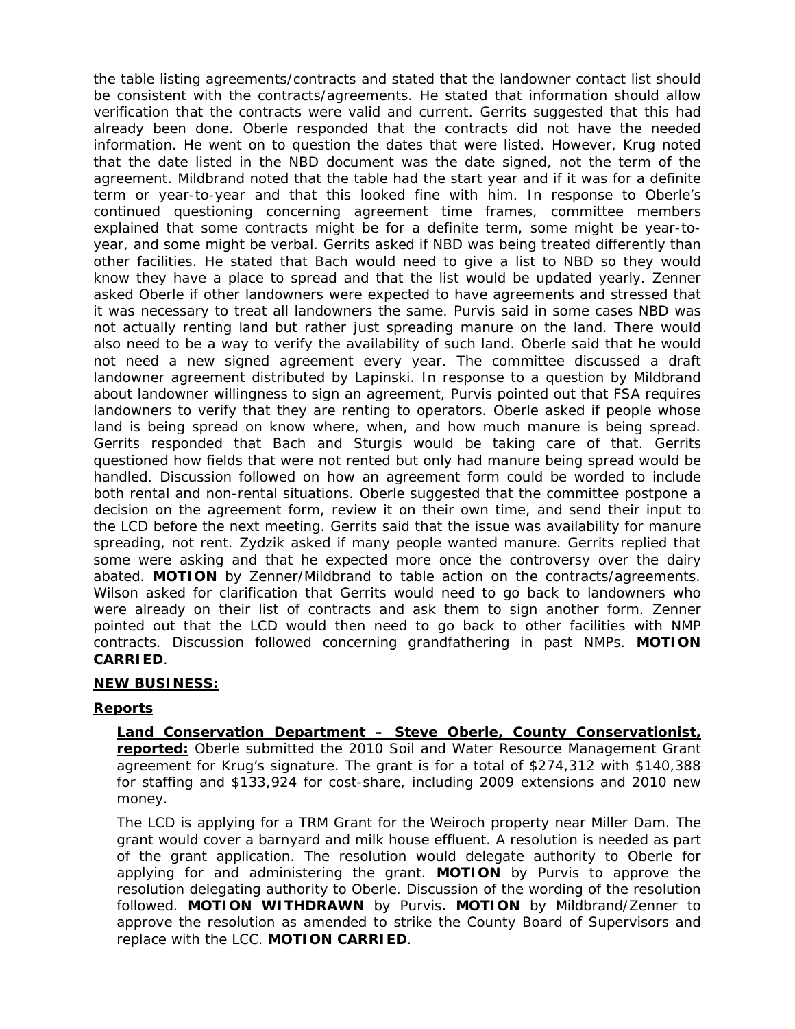the table listing agreements/contracts and stated that the landowner contact list should be consistent with the contracts/agreements. He stated that information should allow verification that the contracts were valid and current. Gerrits suggested that this had already been done. Oberle responded that the contracts did not have the needed information. He went on to question the dates that were listed. However, Krug noted that the date listed in the NBD document was the date signed, not the term of the agreement. Mildbrand noted that the table had the start year and if it was for a definite term or year-to-year and that this looked fine with him. In response to Oberle's continued questioning concerning agreement time frames, committee members explained that some contracts might be for a definite term, some might be year-to-year, and some might be verbal. Gerrits asked if NBD was being treated differently than other facilities. He stated that Bach would need to give a list to NBD so they would know they have a place to spread and that the list would be updated yearly. Zenner asked Oberle if other landowners were expected to have agreements and stressed that it was necessary to treat all landowners the same. Purvis said in some cases NBD was not actually renting land but rather just spreading manure on the land. There would also need to be a way to verify the availability of such land. Oberle said that he would not need a new signed agreement every year. The committee discussed a draft landowner agreement distributed by Lapinski. In response to a question by Mildbrand about landowner willingness to sign an agreement, Purvis pointed out that FSA requires landowners to verify that they are renting to operators. Oberle asked if people whose land is being spread on know where, when, and how much manure is being spread. Gerrits responded that Bach and Sturgis would be taking care of that. Gerrits questioned how fields that were not rented but only had manure being spread would be handled. Discussion followed on how an agreement form could be worded to include both rental and non-rental situations. Oberle suggested that the committee postpone a decision on the agreement form, review it on their own time, and send their input to the LCD before the next meeting. Gerrits said that the issue was availability for manure spreading, not rent. Zydzik asked if many people wanted manure. Gerrits replied that some were asking and that he expected more once the controversy over the dairy abated. **MOTION** by Zenner/Mildbrand to table action on the contracts/agreements. Wilson asked for clarification that Gerrits would need to go back to landowners who were already on their list of contracts and ask them to sign another form. Zenner pointed out that the LCD would then need to go back to other facilities with NMP contracts. Discussion followed concerning grandfathering in past NMPs. **MOTION CARRIED**.

**NEW BUSINESS:**

**Reports**

**Land Conservation Department – Steve Oberle, County Conservationist, reported:** Oberle submitted the 2010 Soil and Water Resource Management Grant agreement for Krug's signature. The grant is for a total of $274,312 with $140,388 for staffing and $133,924 for cost-share, including 2009 extensions and 2010 new money.

The LCD is applying for a TRM Grant for the Weiroch property near Miller Dam. The grant would cover a barnyard and milk house effluent. A resolution is needed as part of the grant application. The resolution would delegate authority to Oberle for applying for and administering the grant. **MOTION** by Purvis to approve the resolution delegating authority to Oberle. Discussion of the wording of the resolution followed. **MOTION WITHDRAWN** by Purvis**. MOTION** by Mildbrand/Zenner to approve the resolution as amended to strike the County Board of Supervisors and replace with the LCC. **MOTION CARRIED**.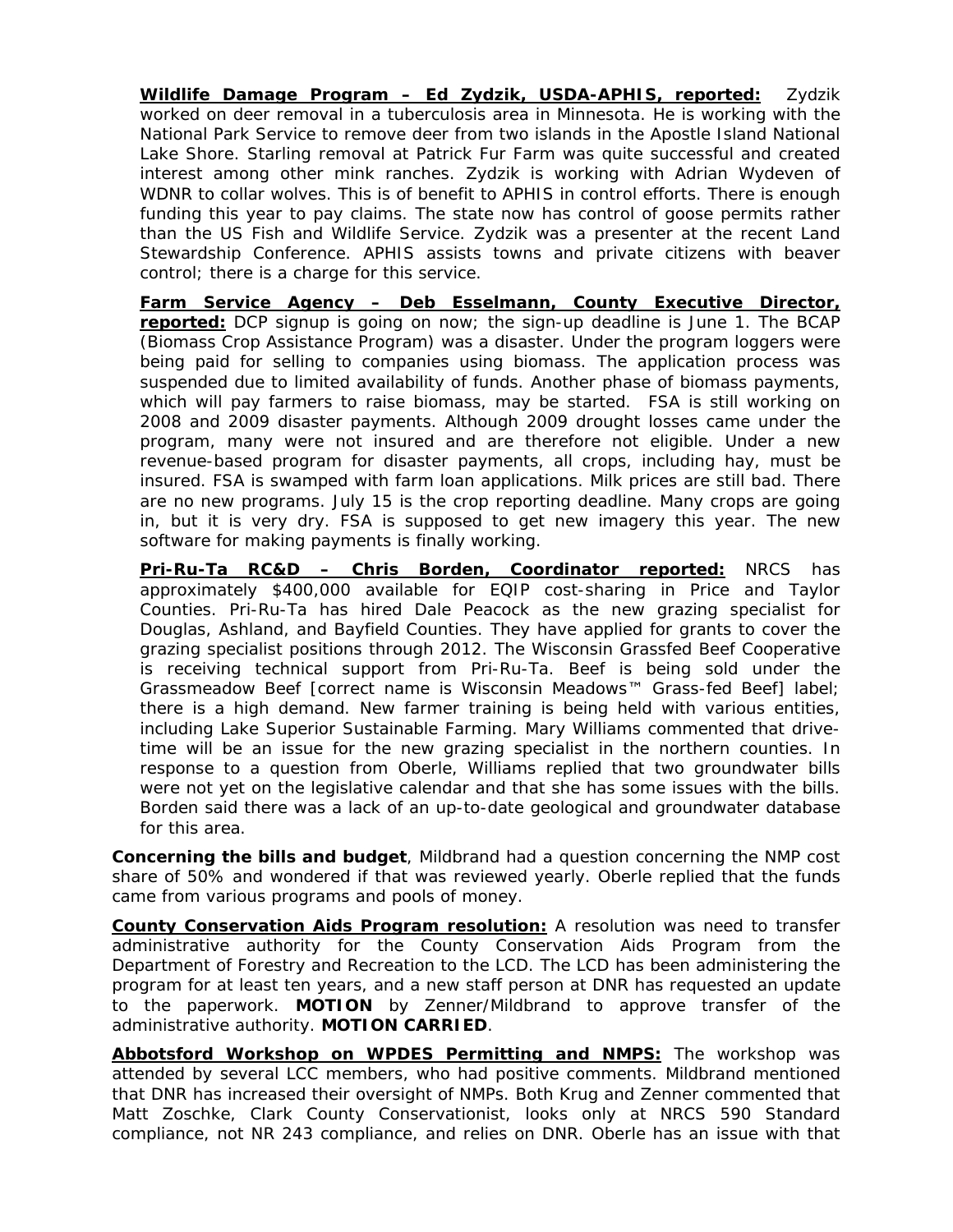**Wildlife Damage Program – Ed Zydzik, USDA-APHIS, reported:** Zydzik worked on deer removal in a tuberculosis area in Minnesota. He is working with the National Park Service to remove deer from two islands in the Apostle Island National Lake Shore. Starling removal at Patrick Fur Farm was quite successful and created interest among other mink ranches. Zydzik is working with Adrian Wydeven of WDNR to collar wolves. This is of benefit to APHIS in control efforts. There is enough funding this year to pay claims. The state now has control of goose permits rather than the US Fish and Wildlife Service. Zydzik was a presenter at the recent Land Stewardship Conference. APHIS assists towns and private citizens with beaver control; there is a charge for this service.

**Farm Service Agency – Deb Esselmann, County Executive Director, reported:** DCP signup is going on now; the sign-up deadline is June 1. The BCAP (Biomass Crop Assistance Program) was a disaster. Under the program loggers were being paid for selling to companies using biomass. The application process was suspended due to limited availability of funds. Another phase of biomass payments, which will pay farmers to raise biomass, may be started. FSA is still working on 2008 and 2009 disaster payments. Although 2009 drought losses came under the program, many were not insured and are therefore not eligible. Under a new revenue-based program for disaster payments, all crops, including hay, must be insured. FSA is swamped with farm loan applications. Milk prices are still bad. There are no new programs. July 15 is the crop reporting deadline. Many crops are going in, but it is very dry. FSA is supposed to get new imagery this year. The new software for making payments is finally working.

**Pri-Ru-Ta RC&D – Chris Borden, Coordinator reported:** NRCS has approximately $400,000 available for EQIP cost-sharing in Price and Taylor Counties. Pri-Ru-Ta has hired Dale Peacock as the new grazing specialist for Douglas, Ashland, and Bayfield Counties. They have applied for grants to cover the grazing specialist positions through 2012. The Wisconsin Grassfed Beef Cooperative is receiving technical support from Pri-Ru-Ta. Beef is being sold under the Grassmeadow Beef [correct name is Wisconsin Meadows™ Grass-fed Beef] label; there is a high demand. New farmer training is being held with various entities, including Lake Superior Sustainable Farming. Mary Williams commented that drive-time will be an issue for the new grazing specialist in the northern counties. In response to a question from Oberle, Williams replied that two groundwater bills were not yet on the legislative calendar and that she has some issues with the bills. Borden said there was a lack of an up-to-date geological and groundwater database for this area.

**Concerning the bills and budget**, Mildbrand had a question concerning the NMP cost share of 50% and wondered if that was reviewed yearly. Oberle replied that the funds came from various programs and pools of money.

**County Conservation Aids Program resolution:** A resolution was need to transfer administrative authority for the County Conservation Aids Program from the Department of Forestry and Recreation to the LCD. The LCD has been administering the program for at least ten years, and a new staff person at DNR has requested an update to the paperwork. **MOTION** by Zenner/Mildbrand to approve transfer of the administrative authority. **MOTION CARRIED**.

**Abbotsford Workshop on WPDES Permitting and NMPS:** The workshop was attended by several LCC members, who had positive comments. Mildbrand mentioned that DNR has increased their oversight of NMPs. Both Krug and Zenner commented that Matt Zoschke, Clark County Conservationist, looks only at NRCS 590 Standard compliance, not NR 243 compliance, and relies on DNR. Oberle has an issue with that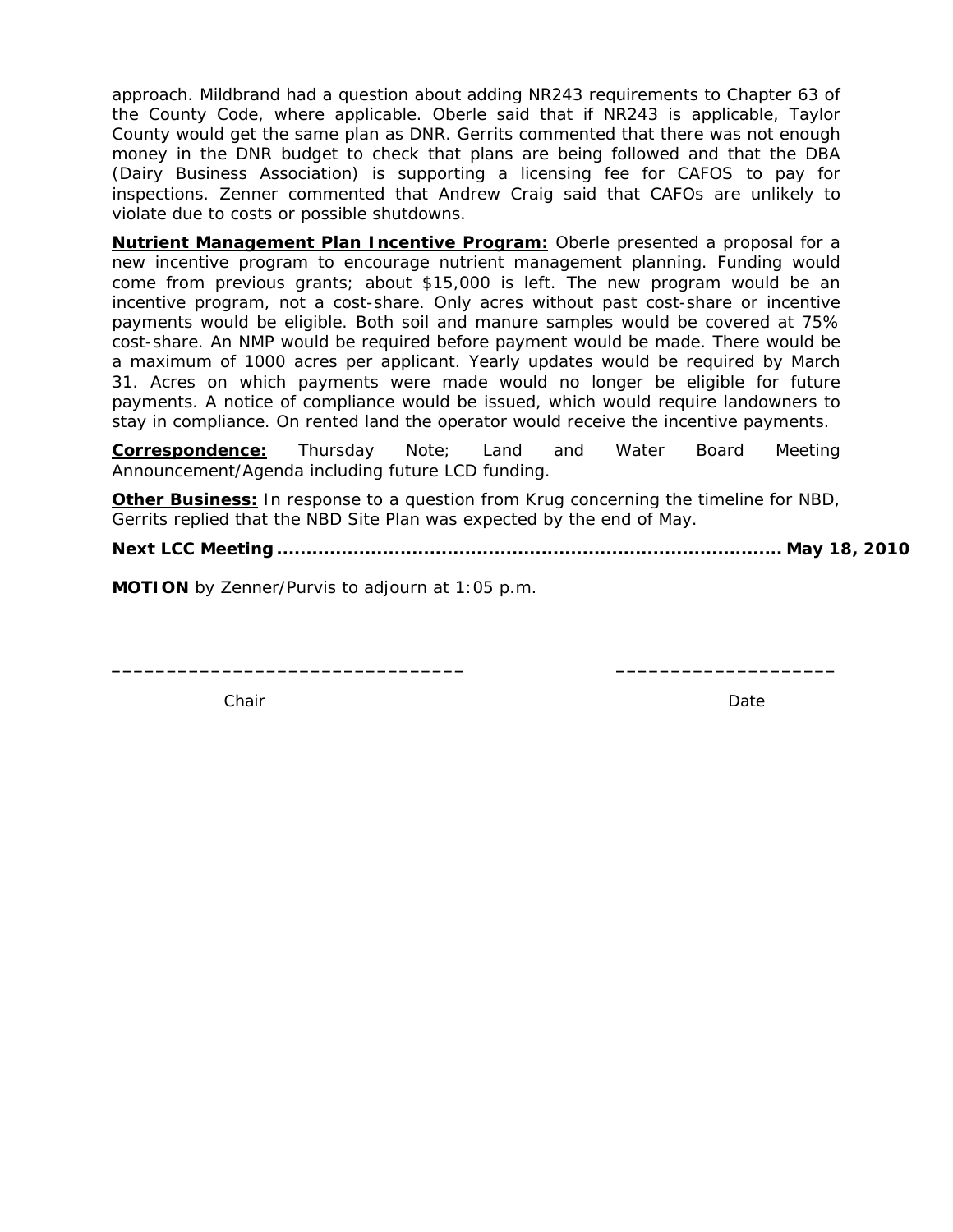approach. Mildbrand had a question about adding NR243 requirements to Chapter 63 of the County Code, where applicable. Oberle said that if NR243 is applicable, Taylor County would get the same plan as DNR. Gerrits commented that there was not enough money in the DNR budget to check that plans are being followed and that the DBA (Dairy Business Association) is supporting a licensing fee for CAFOS to pay for inspections. Zenner commented that Andrew Craig said that CAFOs are unlikely to violate due to costs or possible shutdowns.

**Nutrient Management Plan Incentive Program:** Oberle presented a proposal for a new incentive program to encourage nutrient management planning. Funding would come from previous grants; about $15,000 is left. The new program would be an incentive program, not a cost-share. Only acres without past cost-share or incentive payments would be eligible. Both soil and manure samples would be covered at 75% cost-share. An NMP would be required before payment would be made. There would be a maximum of 1000 acres per applicant. Yearly updates would be required by March 31. Acres on which payments were made would no longer be eligible for future payments. A notice of compliance would be issued, which would require landowners to stay in compliance. On rented land the operator would receive the incentive payments.

**Correspondence:** Thursday Note; Land and Water Board Meeting Announcement/Agenda including future LCD funding.

**Other Business:** In response to a question from Krug concerning the timeline for NBD, Gerrits replied that the NBD Site Plan was expected by the end of May.

**Next LCC Meeting ........................................................................................ May 18, 2010**

**MOTION** by Zenner/Purvis to adjourn at 1:05 p.m.

_________________________________ ____________________

Chair Date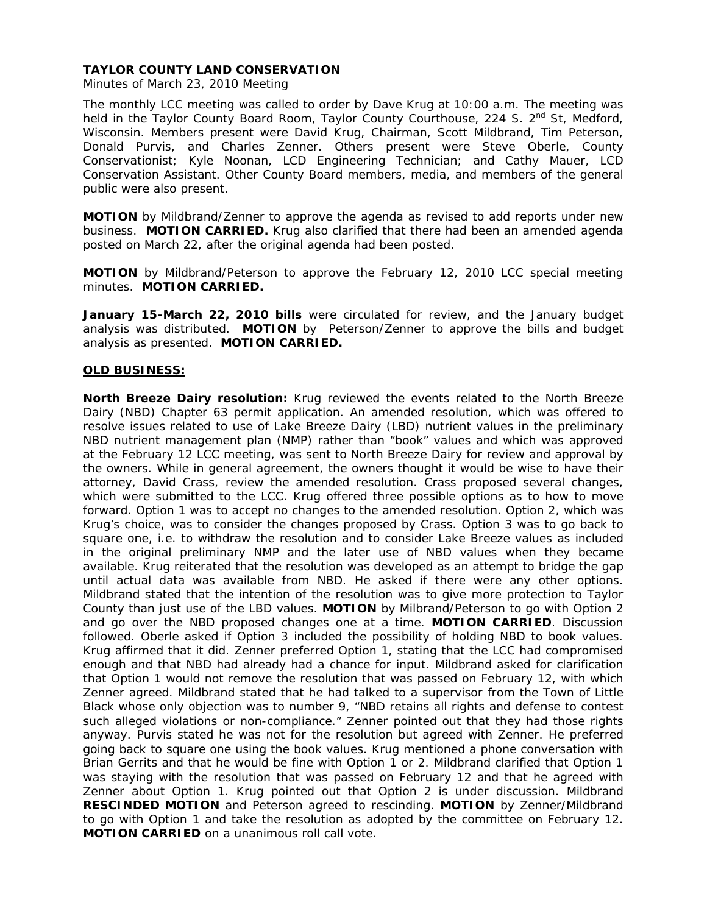**TAYLOR COUNTY LAND CONSERVATION**

Minutes of March 23, 2010 Meeting

The monthly LCC meeting was called to order by Dave Krug at 10:00 a.m. The meeting was held in the Taylor County Board Room, Taylor County Courthouse, 224 S. 2nd St, Medford, Wisconsin. Members present were David Krug, Chairman, Scott Mildbrand, Tim Peterson, Donald Purvis, and Charles Zenner. Others present were Steve Oberle, County Conservationist; Kyle Noonan, LCD Engineering Technician; and Cathy Mauer, LCD Conservation Assistant. Other County Board members, media, and members of the general public were also present.

**MOTION** by Mildbrand/Zenner to approve the agenda as revised to add reports under new business. **MOTION CARRIED.** Krug also clarified that there had been an amended agenda posted on March 22, after the original agenda had been posted.

**MOTION** by Mildbrand/Peterson to approve the February 12, 2010 LCC special meeting minutes. **MOTION CARRIED.**

**January 15-March 22, 2010 bills** were circulated for review, and the January budget analysis was distributed. **MOTION** by Peterson/Zenner to approve the bills and budget analysis as presented. **MOTION CARRIED.**

**OLD BUSINESS:**

**North Breeze Dairy resolution:** Krug reviewed the events related to the North Breeze Dairy (NBD) Chapter 63 permit application. An amended resolution, which was offered to resolve issues related to use of Lake Breeze Dairy (LBD) nutrient values in the preliminary NBD nutrient management plan (NMP) rather than "book" values and which was approved at the February 12 LCC meeting, was sent to North Breeze Dairy for review and approval by the owners. While in general agreement, the owners thought it would be wise to have their attorney, David Crass, review the amended resolution. Crass proposed several changes, which were submitted to the LCC. Krug offered three possible options as to how to move forward. Option 1 was to accept no changes to the amended resolution. Option 2, which was Krug's choice, was to consider the changes proposed by Crass. Option 3 was to go back to square one, i.e. to withdraw the resolution and to consider Lake Breeze values as included in the original preliminary NMP and the later use of NBD values when they became available. Krug reiterated that the resolution was developed as an attempt to bridge the gap until actual data was available from NBD. He asked if there were any other options. Mildbrand stated that the intention of the resolution was to give more protection to Taylor County than just use of the LBD values. **MOTION** by Milbrand/Peterson to go with Option 2 and go over the NBD proposed changes one at a time. **MOTION CARRIED**. Discussion followed. Oberle asked if Option 3 included the possibility of holding NBD to book values. Krug affirmed that it did. Zenner preferred Option 1, stating that the LCC had compromised enough and that NBD had already had a chance for input. Mildbrand asked for clarification that Option 1 would not remove the resolution that was passed on February 12, with which Zenner agreed. Mildbrand stated that he had talked to a supervisor from the Town of Little Black whose only objection was to number 9, "NBD retains all rights and defense to contest such alleged violations or non-compliance." Zenner pointed out that they had those rights anyway. Purvis stated he was not for the resolution but agreed with Zenner. He preferred going back to square one using the book values. Krug mentioned a phone conversation with Brian Gerrits and that he would be fine with Option 1 or 2. Mildbrand clarified that Option 1 was staying with the resolution that was passed on February 12 and that he agreed with Zenner about Option 1. Krug pointed out that Option 2 is under discussion. Mildbrand **RESCINDED MOTION** and Peterson agreed to rescinding. **MOTION** by Zenner/Mildbrand to go with Option 1 and take the resolution as adopted by the committee on February 12. **MOTION CARRIED** on a unanimous roll call vote.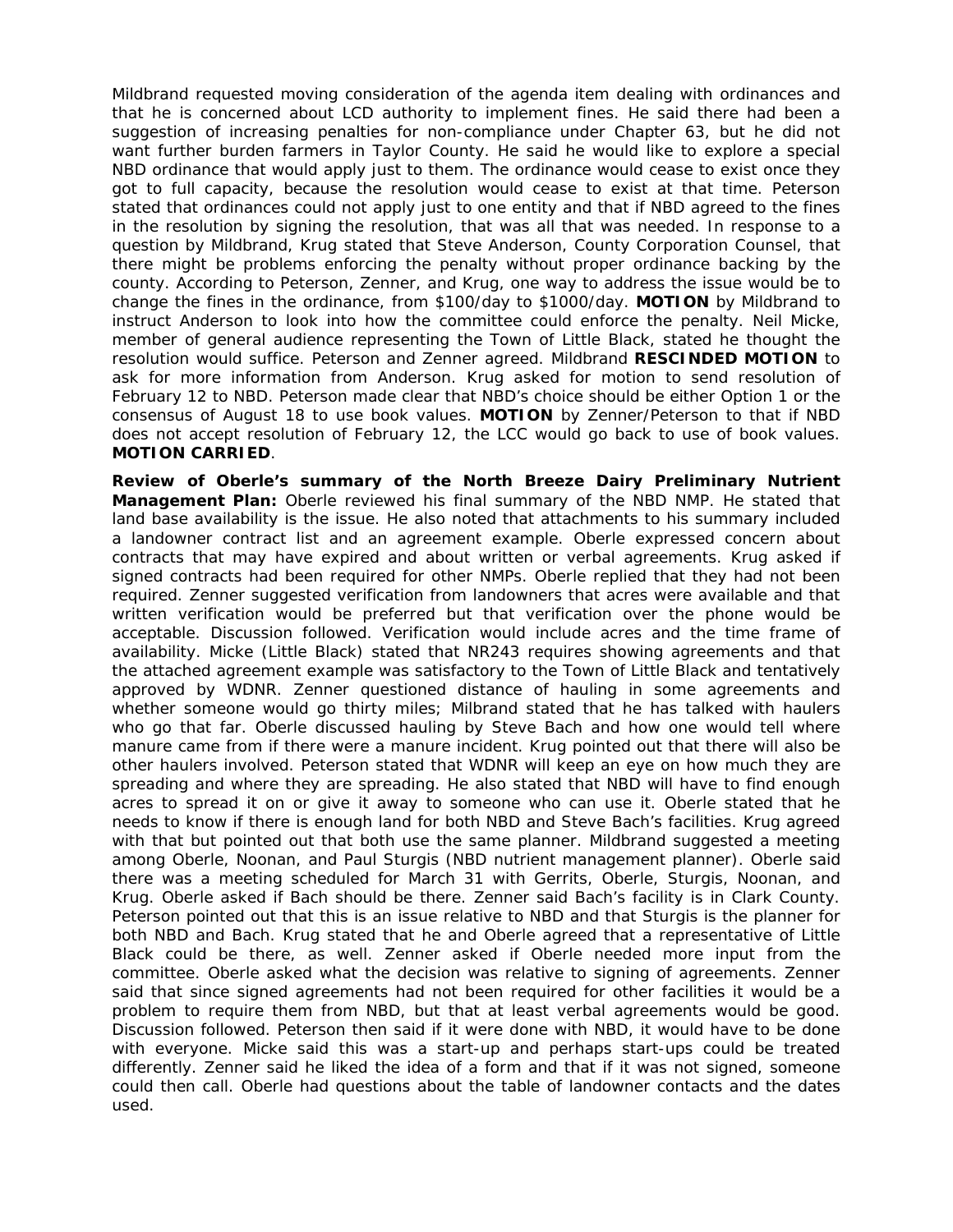Mildbrand requested moving consideration of the agenda item dealing with ordinances and that he is concerned about LCD authority to implement fines. He said there had been a suggestion of increasing penalties for non-compliance under Chapter 63, but he did not want further burden farmers in Taylor County. He said he would like to explore a special NBD ordinance that would apply just to them. The ordinance would cease to exist once they got to full capacity, because the resolution would cease to exist at that time. Peterson stated that ordinances could not apply just to one entity and that if NBD agreed to the fines in the resolution by signing the resolution, that was all that was needed. In response to a question by Mildbrand, Krug stated that Steve Anderson, County Corporation Counsel, that there might be problems enforcing the penalty without proper ordinance backing by the county. According to Peterson, Zenner, and Krug, one way to address the issue would be to change the fines in the ordinance, from $100/day to $1000/day. **MOTION** by Mildbrand to instruct Anderson to look into how the committee could enforce the penalty. Neil Micke, member of general audience representing the Town of Little Black, stated he thought the resolution would suffice. Peterson and Zenner agreed. Mildbrand **RESCINDED MOTION** to ask for more information from Anderson. Krug asked for motion to send resolution of February 12 to NBD. Peterson made clear that NBD's choice should be either Option 1 or the consensus of August 18 to use book values. **MOTION** by Zenner/Peterson to that if NBD does not accept resolution of February 12, the LCC would go back to use of book values. **MOTION CARRIED**.

**Review of Oberle's summary of the North Breeze Dairy Preliminary Nutrient Management Plan:** Oberle reviewed his final summary of the NBD NMP. He stated that land base availability is the issue. He also noted that attachments to his summary included a landowner contract list and an agreement example. Oberle expressed concern about contracts that may have expired and about written or verbal agreements. Krug asked if signed contracts had been required for other NMPs. Oberle replied that they had not been required. Zenner suggested verification from landowners that acres were available and that written verification would be preferred but that verification over the phone would be acceptable. Discussion followed. Verification would include acres and the time frame of availability. Micke (Little Black) stated that NR243 requires showing agreements and that the attached agreement example was satisfactory to the Town of Little Black and tentatively approved by WDNR. Zenner questioned distance of hauling in some agreements and whether someone would go thirty miles; Milbrand stated that he has talked with haulers who go that far. Oberle discussed hauling by Steve Bach and how one would tell where manure came from if there were a manure incident. Krug pointed out that there will also be other haulers involved. Peterson stated that WDNR will keep an eye on how much they are spreading and where they are spreading. He also stated that NBD will have to find enough acres to spread it on or give it away to someone who can use it. Oberle stated that he needs to know if there is enough land for both NBD and Steve Bach's facilities. Krug agreed with that but pointed out that both use the same planner. Mildbrand suggested a meeting among Oberle, Noonan, and Paul Sturgis (NBD nutrient management planner). Oberle said there was a meeting scheduled for March 31 with Gerrits, Oberle, Sturgis, Noonan, and Krug. Oberle asked if Bach should be there. Zenner said Bach's facility is in Clark County. Peterson pointed out that this is an issue relative to NBD and that Sturgis is the planner for both NBD and Bach. Krug stated that he and Oberle agreed that a representative of Little Black could be there, as well. Zenner asked if Oberle needed more input from the committee. Oberle asked what the decision was relative to signing of agreements. Zenner said that since signed agreements had not been required for other facilities it would be a problem to require them from NBD, but that at least verbal agreements would be good. Discussion followed. Peterson then said if it were done with NBD, it would have to be done with everyone. Micke said this was a start-up and perhaps start-ups could be treated differently. Zenner said he liked the idea of a form and that if it was not signed, someone could then call. Oberle had questions about the table of landowner contacts and the dates used.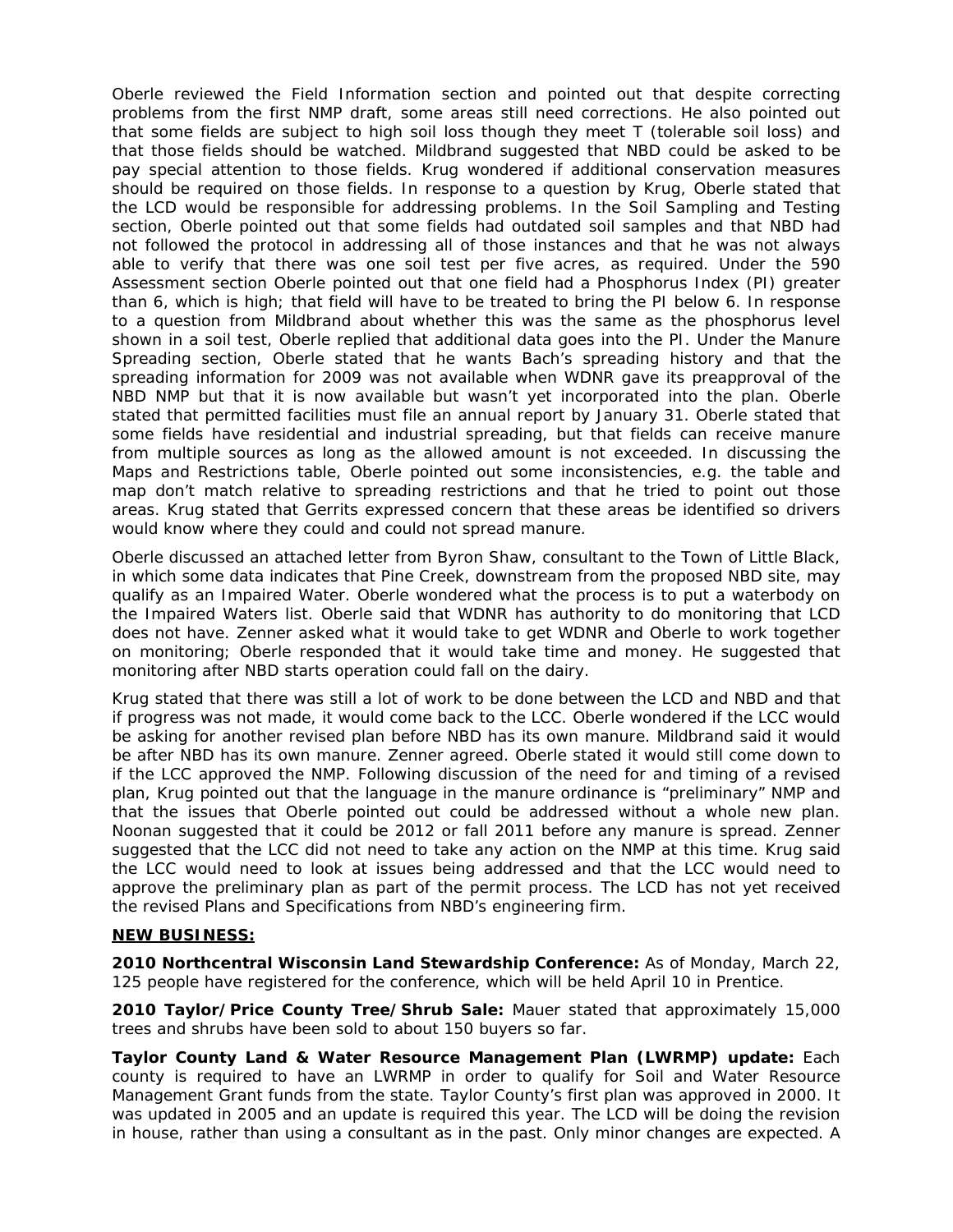Oberle reviewed the Field Information section and pointed out that despite correcting problems from the first NMP draft, some areas still need corrections. He also pointed out that some fields are subject to high soil loss though they meet T (tolerable soil loss) and that those fields should be watched. Mildbrand suggested that NBD could be asked to be pay special attention to those fields. Krug wondered if additional conservation measures should be required on those fields. In response to a question by Krug, Oberle stated that the LCD would be responsible for addressing problems. In the Soil Sampling and Testing section, Oberle pointed out that some fields had outdated soil samples and that NBD had not followed the protocol in addressing all of those instances and that he was not always able to verify that there was one soil test per five acres, as required. Under the 590 Assessment section Oberle pointed out that one field had a Phosphorus Index (PI) greater than 6, which is high; that field will have to be treated to bring the PI below 6. In response to a question from Mildbrand about whether this was the same as the phosphorus level shown in a soil test, Oberle replied that additional data goes into the PI. Under the Manure Spreading section, Oberle stated that he wants Bach's spreading history and that the spreading information for 2009 was not available when WDNR gave its preapproval of the NBD NMP but that it is now available but wasn't yet incorporated into the plan. Oberle stated that permitted facilities must file an annual report by January 31. Oberle stated that some fields have residential and industrial spreading, but that fields can receive manure from multiple sources as long as the allowed amount is not exceeded. In discussing the Maps and Restrictions table, Oberle pointed out some inconsistencies, e.g. the table and map don't match relative to spreading restrictions and that he tried to point out those areas. Krug stated that Gerrits expressed concern that these areas be identified so drivers would know where they could and could not spread manure.

Oberle discussed an attached letter from Byron Shaw, consultant to the Town of Little Black, in which some data indicates that Pine Creek, downstream from the proposed NBD site, may qualify as an Impaired Water. Oberle wondered what the process is to put a waterbody on the Impaired Waters list. Oberle said that WDNR has authority to do monitoring that LCD does not have. Zenner asked what it would take to get WDNR and Oberle to work together on monitoring; Oberle responded that it would take time and money. He suggested that monitoring after NBD starts operation could fall on the dairy.

Krug stated that there was still a lot of work to be done between the LCD and NBD and that if progress was not made, it would come back to the LCC. Oberle wondered if the LCC would be asking for another revised plan before NBD has its own manure. Mildbrand said it would be after NBD has its own manure. Zenner agreed. Oberle stated it would still come down to if the LCC approved the NMP. Following discussion of the need for and timing of a revised plan, Krug pointed out that the language in the manure ordinance is "preliminary" NMP and that the issues that Oberle pointed out could be addressed without a whole new plan. Noonan suggested that it could be 2012 or fall 2011 before any manure is spread. Zenner suggested that the LCC did not need to take any action on the NMP at this time. Krug said the LCC would need to look at issues being addressed and that the LCC would need to approve the preliminary plan as part of the permit process. The LCD has not yet received the revised Plans and Specifications from NBD's engineering firm.

**NEW BUSINESS:**

**2010 Northcentral Wisconsin Land Stewardship Conference:** As of Monday, March 22, 125 people have registered for the conference, which will be held April 10 in Prentice.

**2010 Taylor/Price County Tree/Shrub Sale:** Mauer stated that approximately 15,000 trees and shrubs have been sold to about 150 buyers so far.

**Taylor County Land & Water Resource Management Plan (LWRMP) update:** Each county is required to have an LWRMP in order to qualify for Soil and Water Resource Management Grant funds from the state. Taylor County's first plan was approved in 2000. It was updated in 2005 and an update is required this year. The LCD will be doing the revision in house, rather than using a consultant as in the past. Only minor changes are expected. A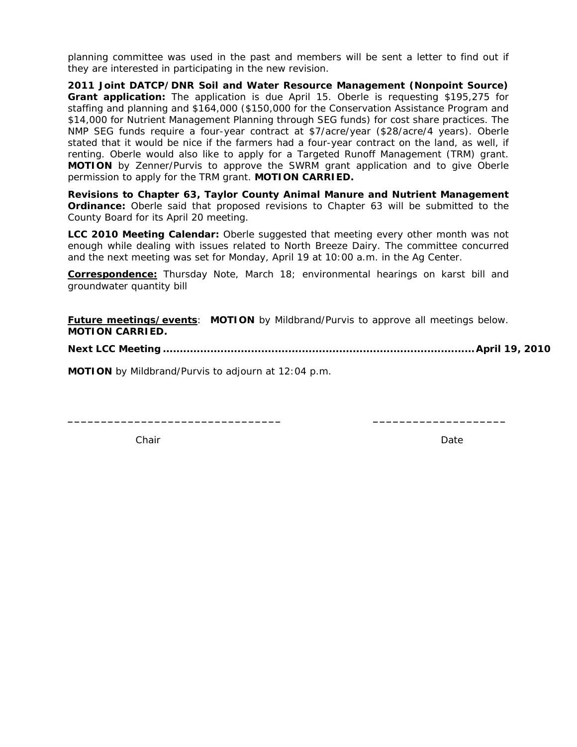planning committee was used in the past and members will be sent a letter to find out if they are interested in participating in the new revision.

**2011 Joint DATCP/DNR Soil and Water Resource Management (Nonpoint Source) Grant application:** The application is due April 15. Oberle is requesting $195,275 for staffing and planning and $164,000 ($150,000 for the Conservation Assistance Program and $14,000 for Nutrient Management Planning through SEG funds) for cost share practices. The NMP SEG funds require a four-year contract at $7/acre/year ($28/acre/4 years). Oberle stated that it would be nice if the farmers had a four-year contract on the land, as well, if renting. Oberle would also like to apply for a Targeted Runoff Management (TRM) grant. **MOTION** by Zenner/Purvis to approve the SWRM grant application and to give Oberle permission to apply for the TRM grant. **MOTION CARRIED.**

**Revisions to Chapter 63, Taylor County Animal Manure and Nutrient Management Ordinance:** Oberle said that proposed revisions to Chapter 63 will be submitted to the County Board for its April 20 meeting.

**LCC 2010 Meeting Calendar:** Oberle suggested that meeting every other month was not enough while dealing with issues related to North Breeze Dairy. The committee concurred and the next meeting was set for Monday, April 19 at 10:00 a.m. in the Ag Center.

**Correspondence:** Thursday Note, March 18; environmental hearings on karst bill and groundwater quantity bill

**Future meetings/events**: **MOTION** by Mildbrand/Purvis to approve all meetings below. **MOTION CARRIED.**

**Next LCC Meeting ........................................................................................ April 19, 2010**

**MOTION** by Mildbrand/Purvis to adjourn at 12:04 p.m.

________________________________ ____________________

Chair Date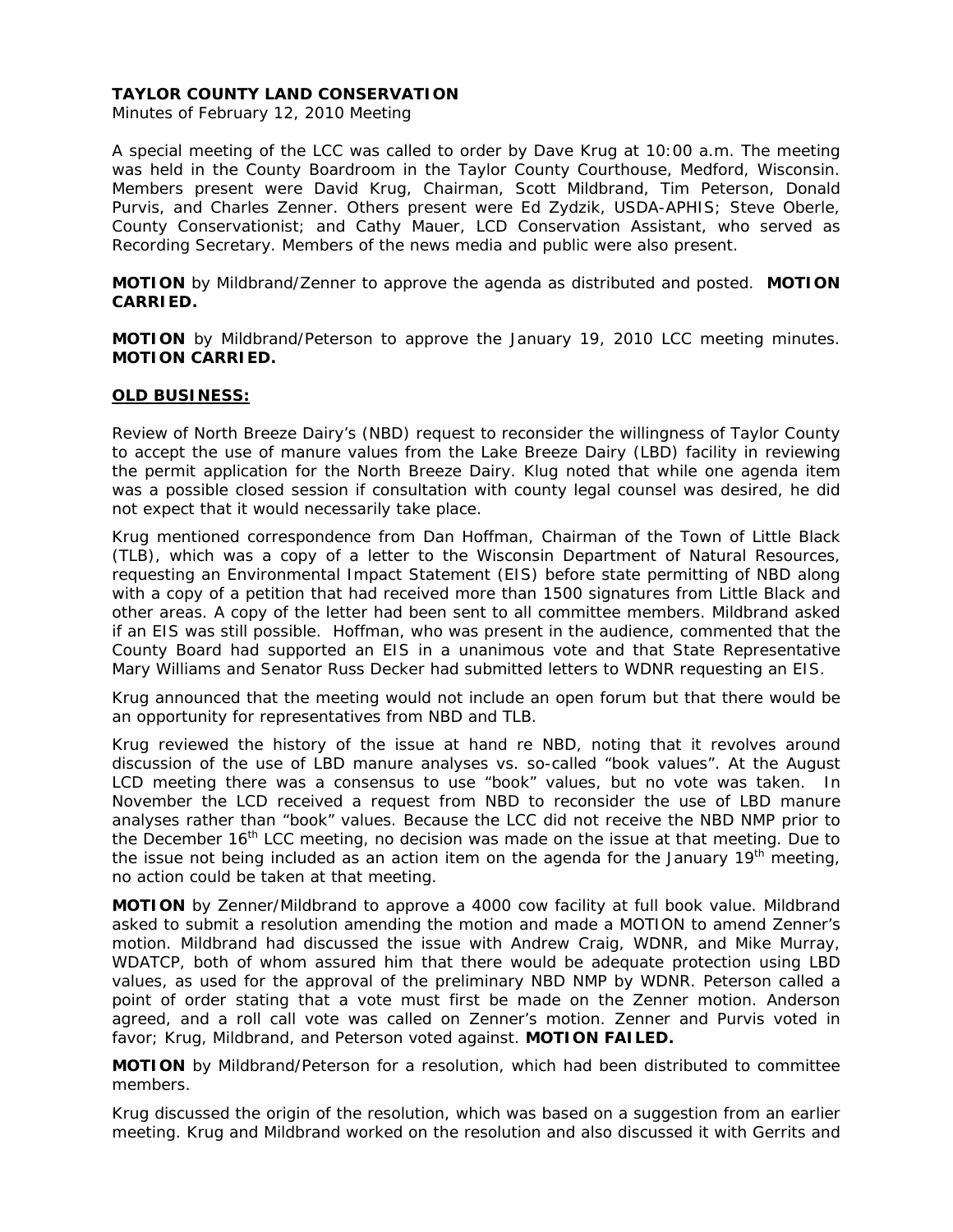**TAYLOR COUNTY LAND CONSERVATION**

Minutes of February 12, 2010 Meeting

A special meeting of the LCC was called to order by Dave Krug at 10:00 a.m. The meeting was held in the County Boardroom in the Taylor County Courthouse, Medford, Wisconsin. Members present were David Krug, Chairman, Scott Mildbrand, Tim Peterson, Donald Purvis, and Charles Zenner. Others present were Ed Zydzik, USDA-APHIS; Steve Oberle, County Conservationist; and Cathy Mauer, LCD Conservation Assistant, who served as Recording Secretary. Members of the news media and public were also present.

**MOTION** by Mildbrand/Zenner to approve the agenda as distributed and posted. **MOTION CARRIED.**

**MOTION** by Mildbrand/Peterson to approve the January 19, 2010 LCC meeting minutes. **MOTION CARRIED.**

**OLD BUSINESS:**

Review of North Breeze Dairy's (NBD) request to reconsider the willingness of Taylor County to accept the use of manure values from the Lake Breeze Dairy (LBD) facility in reviewing the permit application for the North Breeze Dairy. Klug noted that while one agenda item was a possible closed session if consultation with county legal counsel was desired, he did not expect that it would necessarily take place.

Krug mentioned correspondence from Dan Hoffman, Chairman of the Town of Little Black (TLB), which was a copy of a letter to the Wisconsin Department of Natural Resources, requesting an Environmental Impact Statement (EIS) before state permitting of NBD along with a copy of a petition that had received more than 1500 signatures from Little Black and other areas. A copy of the letter had been sent to all committee members. Mildbrand asked if an EIS was still possible. Hoffman, who was present in the audience, commented that the County Board had supported an EIS in a unanimous vote and that State Representative Mary Williams and Senator Russ Decker had submitted letters to WDNR requesting an EIS.

Krug announced that the meeting would not include an open forum but that there would be an opportunity for representatives from NBD and TLB.

Krug reviewed the history of the issue at hand re NBD, noting that it revolves around discussion of the use of LBD manure analyses vs. so-called "book values". At the August LCD meeting there was a consensus to use "book" values, but no vote was taken. In November the LCD received a request from NBD to reconsider the use of LBD manure analyses rather than "book" values. Because the LCC did not receive the NBD NMP prior to the December 16th LCC meeting, no decision was made on the issue at that meeting. Due to the issue not being included as an action item on the agenda for the January 19th meeting, no action could be taken at that meeting.

**MOTION** by Zenner/Mildbrand to approve a 4000 cow facility at full book value. Mildbrand asked to submit a resolution amending the motion and made a MOTION to amend Zenner's motion. Mildbrand had discussed the issue with Andrew Craig, WDNR, and Mike Murray, WDATCP, both of whom assured him that there would be adequate protection using LBD values, as used for the approval of the preliminary NBD NMP by WDNR. Peterson called a point of order stating that a vote must first be made on the Zenner motion. Anderson agreed, and a roll call vote was called on Zenner's motion. Zenner and Purvis voted in favor; Krug, Mildbrand, and Peterson voted against. **MOTION FAILED.**

**MOTION** by Mildbrand/Peterson for a resolution, which had been distributed to committee members.

Krug discussed the origin of the resolution, which was based on a suggestion from an earlier meeting. Krug and Mildbrand worked on the resolution and also discussed it with Gerrits and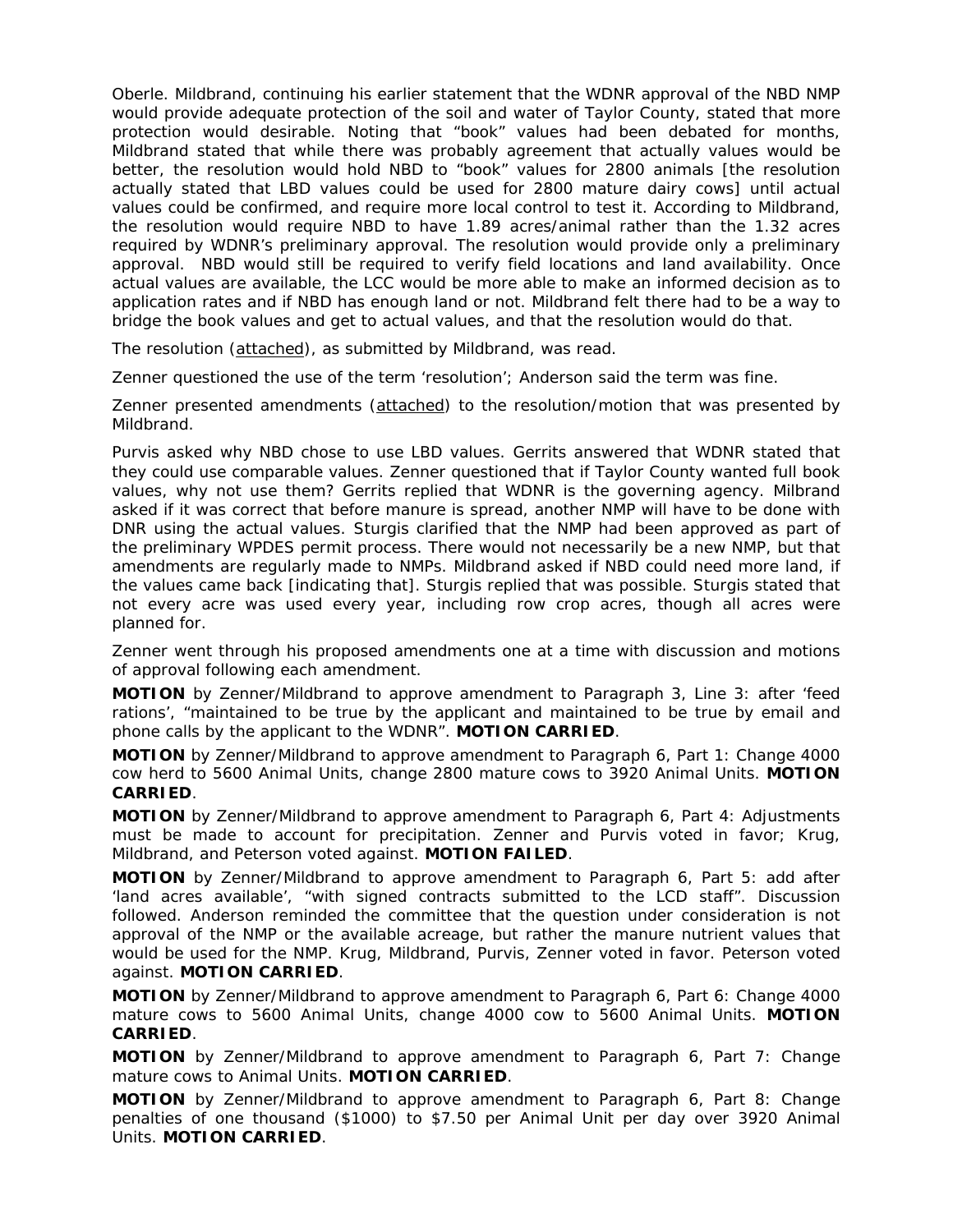Oberle. Mildbrand, continuing his earlier statement that the WDNR approval of the NBD NMP would provide adequate protection of the soil and water of Taylor County, stated that more protection would desirable. Noting that "book" values had been debated for months, Mildbrand stated that while there was probably agreement that actually values would be better, the resolution would hold NBD to "book" values for 2800 animals [the resolution actually stated that LBD values could be used for 2800 mature dairy cows] until actual values could be confirmed, and require more local control to test it. According to Mildbrand, the resolution would require NBD to have 1.89 acres/animal rather than the 1.32 acres required by WDNR's preliminary approval. The resolution would provide only a preliminary approval. NBD would still be required to verify field locations and land availability. Once actual values are available, the LCC would be more able to make an informed decision as to application rates and if NBD has enough land or not. Mildbrand felt there had to be a way to bridge the book values and get to actual values, and that the resolution would do that.

The resolution (attached), as submitted by Mildbrand, was read.

Zenner questioned the use of the term 'resolution'; Anderson said the term was fine.

Zenner presented amendments (attached) to the resolution/motion that was presented by Mildbrand.

Purvis asked why NBD chose to use LBD values. Gerrits answered that WDNR stated that they could use comparable values. Zenner questioned that if Taylor County wanted full book values, why not use them? Gerrits replied that WDNR is the governing agency. Milbrand asked if it was correct that before manure is spread, another NMP will have to be done with DNR using the actual values. Sturgis clarified that the NMP had been approved as part of the preliminary WPDES permit process. There would not necessarily be a new NMP, but that amendments are regularly made to NMPs. Mildbrand asked if NBD could need more land, if the values came back [indicating that]. Sturgis replied that was possible. Sturgis stated that not every acre was used every year, including row crop acres, though all acres were planned for.

Zenner went through his proposed amendments one at a time with discussion and motions of approval following each amendment.

**MOTION** by Zenner/Mildbrand to approve amendment to Paragraph 3, Line 3: after 'feed rations', "maintained to be true by the applicant and maintained to be true by email and phone calls by the applicant to the WDNR". **MOTION CARRIED**.

**MOTION** by Zenner/Mildbrand to approve amendment to Paragraph 6, Part 1: Change 4000 cow herd to 5600 Animal Units, change 2800 mature cows to 3920 Animal Units. **MOTION CARRIED**.

**MOTION** by Zenner/Mildbrand to approve amendment to Paragraph 6, Part 4: Adjustments must be made to account for precipitation. Zenner and Purvis voted in favor; Krug, Mildbrand, and Peterson voted against. **MOTION FAILED**.

**MOTION** by Zenner/Mildbrand to approve amendment to Paragraph 6, Part 5: add after 'land acres available', "with signed contracts submitted to the LCD staff". Discussion followed. Anderson reminded the committee that the question under consideration is not approval of the NMP or the available acreage, but rather the manure nutrient values that would be used for the NMP. Krug, Mildbrand, Purvis, Zenner voted in favor. Peterson voted against. **MOTION CARRIED**.

**MOTION** by Zenner/Mildbrand to approve amendment to Paragraph 6, Part 6: Change 4000 mature cows to 5600 Animal Units, change 4000 cow to 5600 Animal Units. **MOTION CARRIED**.

**MOTION** by Zenner/Mildbrand to approve amendment to Paragraph 6, Part 7: Change mature cows to Animal Units. **MOTION CARRIED**.

**MOTION** by Zenner/Mildbrand to approve amendment to Paragraph 6, Part 8: Change penalties of one thousand ($1000) to $7.50 per Animal Unit per day over 3920 Animal Units. **MOTION CARRIED**.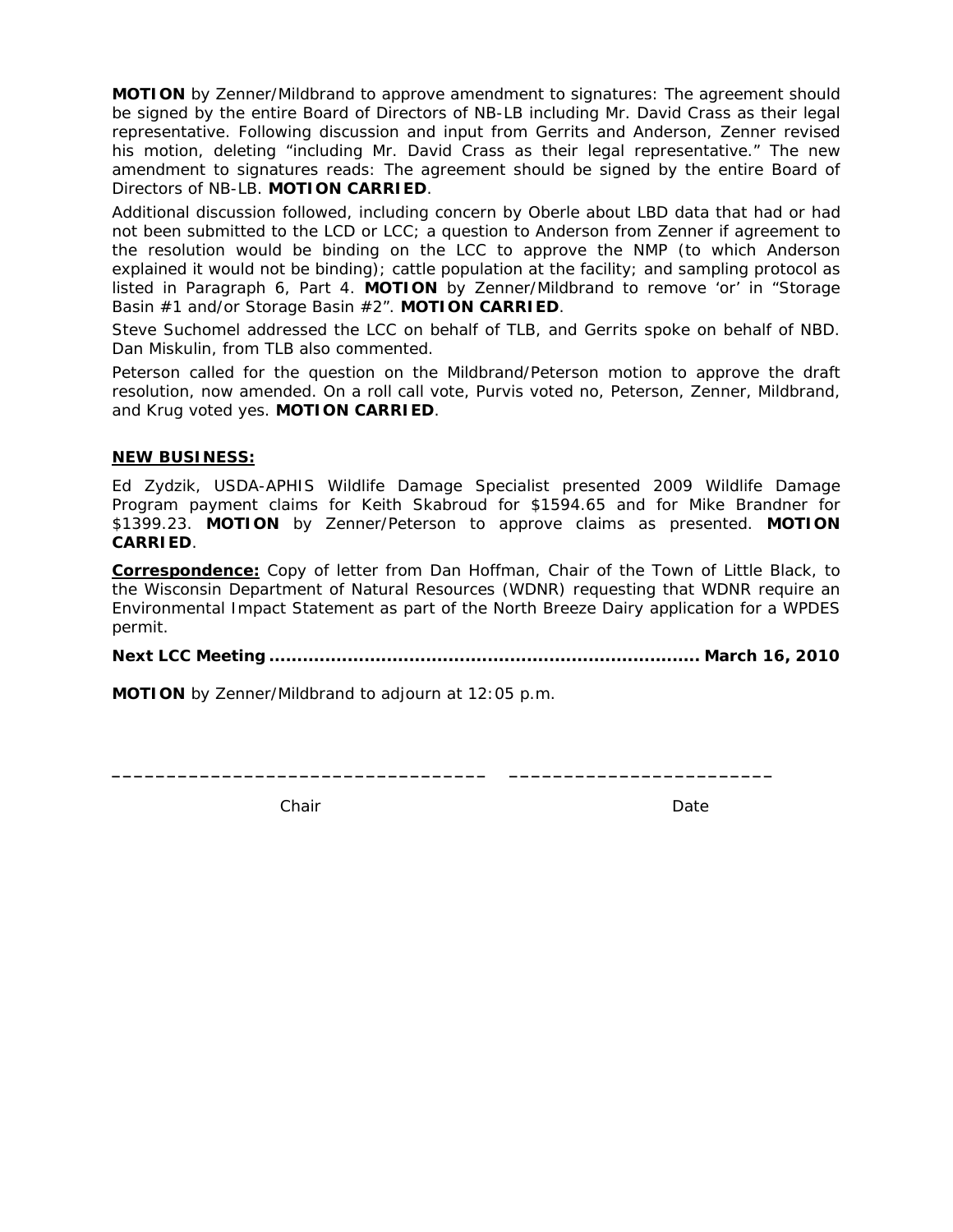**MOTION** by Zenner/Mildbrand to approve amendment to signatures: The agreement should be signed by the entire Board of Directors of NB-LB including Mr. David Crass as their legal representative. Following discussion and input from Gerrits and Anderson, Zenner revised his motion, deleting "including Mr. David Crass as their legal representative." The new amendment to signatures reads: The agreement should be signed by the entire Board of Directors of NB-LB. **MOTION CARRIED**.

Additional discussion followed, including concern by Oberle about LBD data that had or had not been submitted to the LCD or LCC; a question to Anderson from Zenner if agreement to the resolution would be binding on the LCC to approve the NMP (to which Anderson explained it would not be binding); cattle population at the facility; and sampling protocol as listed in Paragraph 6, Part 4. **MOTION** by Zenner/Mildbrand to remove 'or' in "Storage Basin #1 and/or Storage Basin #2". **MOTION CARRIED**.

Steve Suchomel addressed the LCC on behalf of TLB, and Gerrits spoke on behalf of NBD. Dan Miskulin, from TLB also commented.

Peterson called for the question on the Mildbrand/Peterson motion to approve the draft resolution, now amended. On a roll call vote, Purvis voted no, Peterson, Zenner, Mildbrand, and Krug voted yes. **MOTION CARRIED**.

**NEW BUSINESS:**

Ed Zydzik, USDA-APHIS Wildlife Damage Specialist presented 2009 Wildlife Damage Program payment claims for Keith Skabroud for $1594.65 and for Mike Brandner for $1399.23. **MOTION** by Zenner/Peterson to approve claims as presented. **MOTION CARRIED**.

**Correspondence:** Copy of letter from Dan Hoffman, Chair of the Town of Little Black, to the Wisconsin Department of Natural Resources (WDNR) requesting that WDNR require an Environmental Impact Statement as part of the North Breeze Dairy application for a WPDES permit.

**Next LCC Meeting ........................................................................ March 16, 2010**

**MOTION** by Zenner/Mildbrand to adjourn at 12:05 p.m.

\_\_\_\_\_\_\_\_\_\_\_\_\_\_\_\_\_\_\_\_\_\_\_\_\_\_\_\_\_\_\_\_\_\_ \_\_\_\_\_\_\_\_\_\_\_\_\_\_\_\_\_\_\_\_\_\_\_\_\_

Chair Date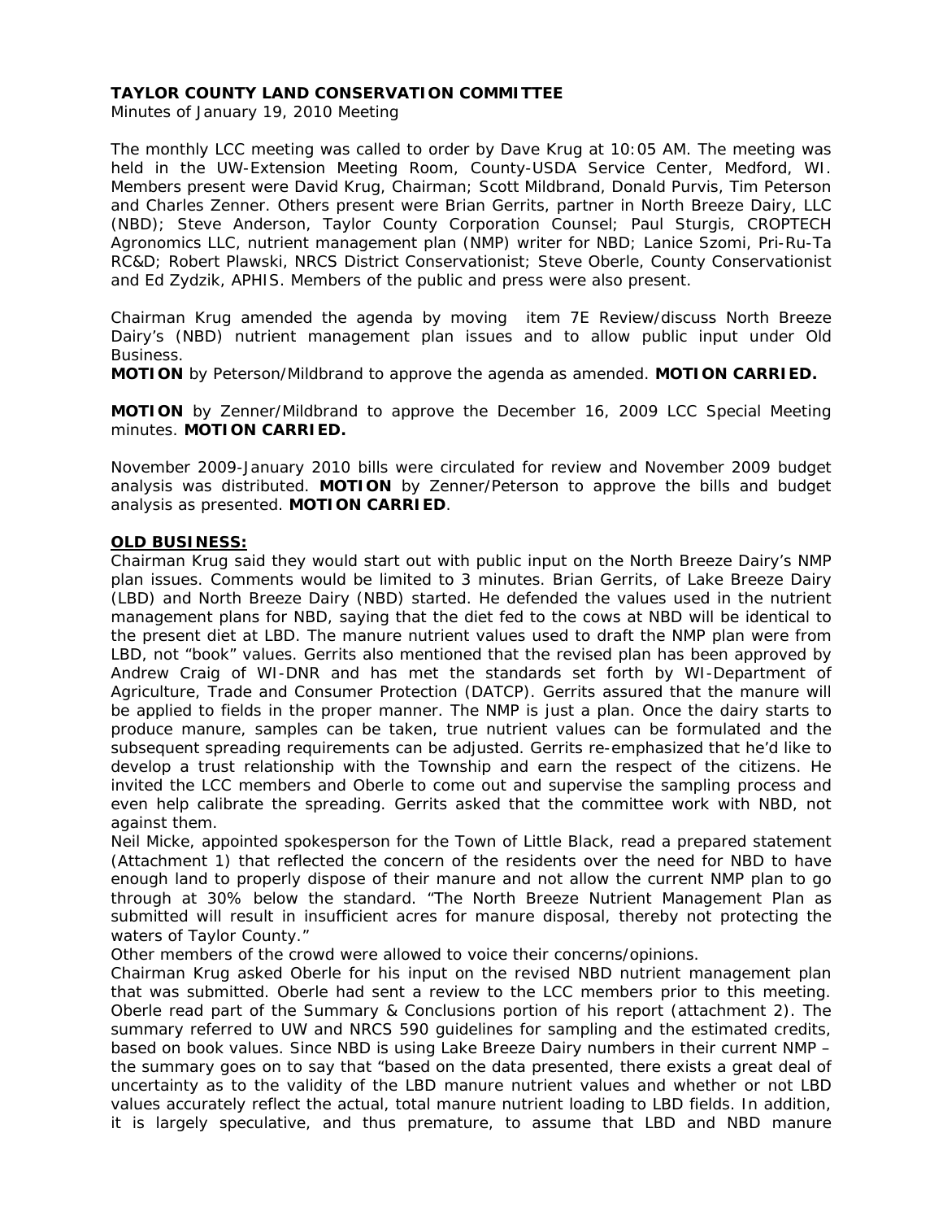**TAYLOR COUNTY LAND CONSERVATION COMMITTEE**

Minutes of January 19, 2010 Meeting

The monthly LCC meeting was called to order by Dave Krug at 10:05 AM. The meeting was held in the UW-Extension Meeting Room, County-USDA Service Center, Medford, WI. Members present were David Krug, Chairman; Scott Mildbrand, Donald Purvis, Tim Peterson and Charles Zenner. Others present were Brian Gerrits, partner in North Breeze Dairy, LLC (NBD); Steve Anderson, Taylor County Corporation Counsel; Paul Sturgis, CROPTECH Agronomics LLC, nutrient management plan (NMP) writer for NBD; Lanice Szomi, Pri-Ru-Ta RC&D; Robert Plawski, NRCS District Conservationist; Steve Oberle, County Conservationist and Ed Zydzik, APHIS. Members of the public and press were also present.

Chairman Krug amended the agenda by moving item 7E Review/discuss North Breeze Dairy's (NBD) nutrient management plan issues and to allow public input under Old Business.

**MOTION** by Peterson/Mildbrand to approve the agenda as amended. **MOTION CARRIED.**

**MOTION** by Zenner/Mildbrand to approve the December 16, 2009 LCC Special Meeting minutes. **MOTION CARRIED.**

November 2009-January 2010 bills were circulated for review and November 2009 budget analysis was distributed. **MOTION** by Zenner/Peterson to approve the bills and budget analysis as presented. **MOTION CARRIED**.

**OLD BUSINESS:**

Chairman Krug said they would start out with public input on the North Breeze Dairy's NMP plan issues. Comments would be limited to 3 minutes. Brian Gerrits, of Lake Breeze Dairy (LBD) and North Breeze Dairy (NBD) started. He defended the values used in the nutrient management plans for NBD, saying that the diet fed to the cows at NBD will be identical to the present diet at LBD. The manure nutrient values used to draft the NMP plan were from LBD, not "book" values. Gerrits also mentioned that the revised plan has been approved by Andrew Craig of WI-DNR and has met the standards set forth by WI-Department of Agriculture, Trade and Consumer Protection (DATCP). Gerrits assured that the manure will be applied to fields in the proper manner. The NMP is just a plan. Once the dairy starts to produce manure, samples can be taken, true nutrient values can be formulated and the subsequent spreading requirements can be adjusted. Gerrits re-emphasized that he'd like to develop a trust relationship with the Township and earn the respect of the citizens. He invited the LCC members and Oberle to come out and supervise the sampling process and even help calibrate the spreading. Gerrits asked that the committee work with NBD, not against them.

Neil Micke, appointed spokesperson for the Town of Little Black, read a prepared statement (Attachment 1) that reflected the concern of the residents over the need for NBD to have enough land to properly dispose of their manure and not allow the current NMP plan to go through at 30% below the standard. "The North Breeze Nutrient Management Plan as submitted will result in insufficient acres for manure disposal, thereby not protecting the waters of Taylor County."

Other members of the crowd were allowed to voice their concerns/opinions.

Chairman Krug asked Oberle for his input on the revised NBD nutrient management plan that was submitted. Oberle had sent a review to the LCC members prior to this meeting. Oberle read part of the Summary & Conclusions portion of his report (attachment 2). The summary referred to UW and NRCS 590 guidelines for sampling and the estimated credits, based on book values. Since NBD is using Lake Breeze Dairy numbers in their current NMP – the summary goes on to say that "based on the data presented, there exists a great deal of uncertainty as to the validity of the LBD manure nutrient values and whether or not LBD values accurately reflect the actual, total manure nutrient loading to LBD fields. In addition, it is largely speculative, and thus premature, to assume that LBD and NBD manure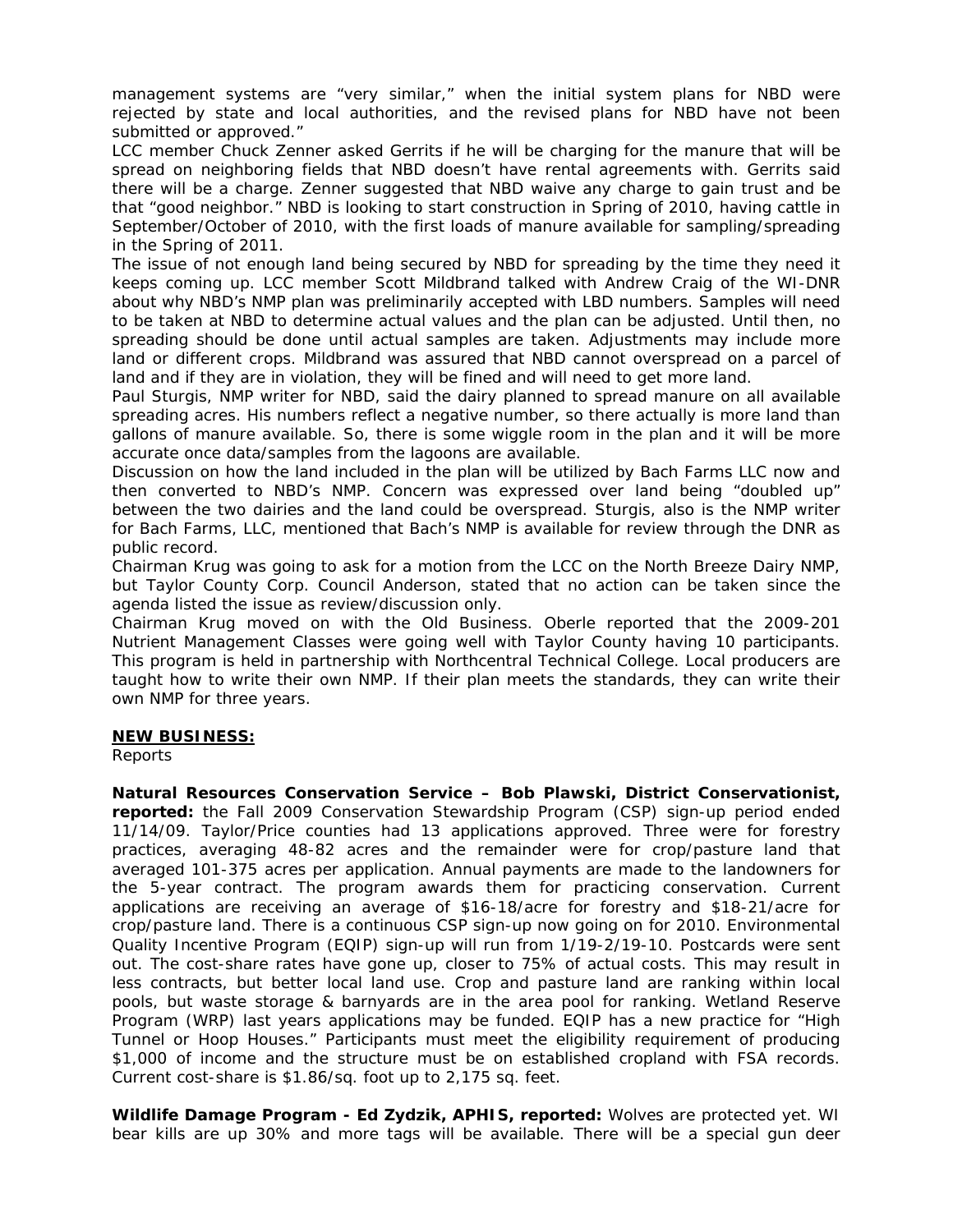management systems are "very similar," when the initial system plans for NBD were rejected by state and local authorities, and the revised plans for NBD have not been submitted or approved."

LCC member Chuck Zenner asked Gerrits if he will be charging for the manure that will be spread on neighboring fields that NBD doesn't have rental agreements with. Gerrits said there will be a charge. Zenner suggested that NBD waive any charge to gain trust and be that "good neighbor." NBD is looking to start construction in Spring of 2010, having cattle in September/October of 2010, with the first loads of manure available for sampling/spreading in the Spring of 2011.

The issue of not enough land being secured by NBD for spreading by the time they need it keeps coming up. LCC member Scott Mildbrand talked with Andrew Craig of the WI-DNR about why NBD's NMP plan was preliminarily accepted with LBD numbers. Samples will need to be taken at NBD to determine actual values and the plan can be adjusted. Until then, no spreading should be done until actual samples are taken. Adjustments may include more land or different crops. Mildbrand was assured that NBD cannot overspread on a parcel of land and if they are in violation, they will be fined and will need to get more land.

Paul Sturgis, NMP writer for NBD, said the dairy planned to spread manure on all available spreading acres. His numbers reflect a negative number, so there actually is more land than gallons of manure available. So, there is some wiggle room in the plan and it will be more accurate once data/samples from the lagoons are available.

Discussion on how the land included in the plan will be utilized by Bach Farms LLC now and then converted to NBD's NMP. Concern was expressed over land being "doubled up" between the two dairies and the land could be overspread. Sturgis, also is the NMP writer for Bach Farms, LLC, mentioned that Bach's NMP is available for review through the DNR as public record.

Chairman Krug was going to ask for a motion from the LCC on the North Breeze Dairy NMP, but Taylor County Corp. Council Anderson, stated that no action can be taken since the agenda listed the issue as review/discussion only.

Chairman Krug moved on with the Old Business. Oberle reported that the 2009-201 Nutrient Management Classes were going well with Taylor County having 10 participants. This program is held in partnership with Northcentral Technical College. Local producers are taught how to write their own NMP. If their plan meets the standards, they can write their own NMP for three years.

**NEW BUSINESS:**

Reports

**Natural Resources Conservation Service – Bob Plawski, District Conservationist, reported:** the Fall 2009 Conservation Stewardship Program (CSP) sign-up period ended 11/14/09. Taylor/Price counties had 13 applications approved. Three were for forestry practices, averaging 48-82 acres and the remainder were for crop/pasture land that averaged 101-375 acres per application. Annual payments are made to the landowners for the 5-year contract. The program awards them for practicing conservation. Current applications are receiving an average of $16-18/acre for forestry and $18-21/acre for crop/pasture land. There is a continuous CSP sign-up now going on for 2010. Environmental Quality Incentive Program (EQIP) sign-up will run from 1/19-2/19-10. Postcards were sent out. The cost-share rates have gone up, closer to 75% of actual costs. This may result in less contracts, but better local land use. Crop and pasture land are ranking within local pools, but waste storage & barnyards are in the area pool for ranking. Wetland Reserve Program (WRP) last years applications may be funded. EQIP has a new practice for "High Tunnel or Hoop Houses." Participants must meet the eligibility requirement of producing $1,000 of income and the structure must be on established cropland with FSA records. Current cost-share is $1.86/sq. foot up to 2,175 sq. feet.

**Wildlife Damage Program - Ed Zydzik, APHIS, reported:** Wolves are protected yet. WI bear kills are up 30% and more tags will be available. There will be a special gun deer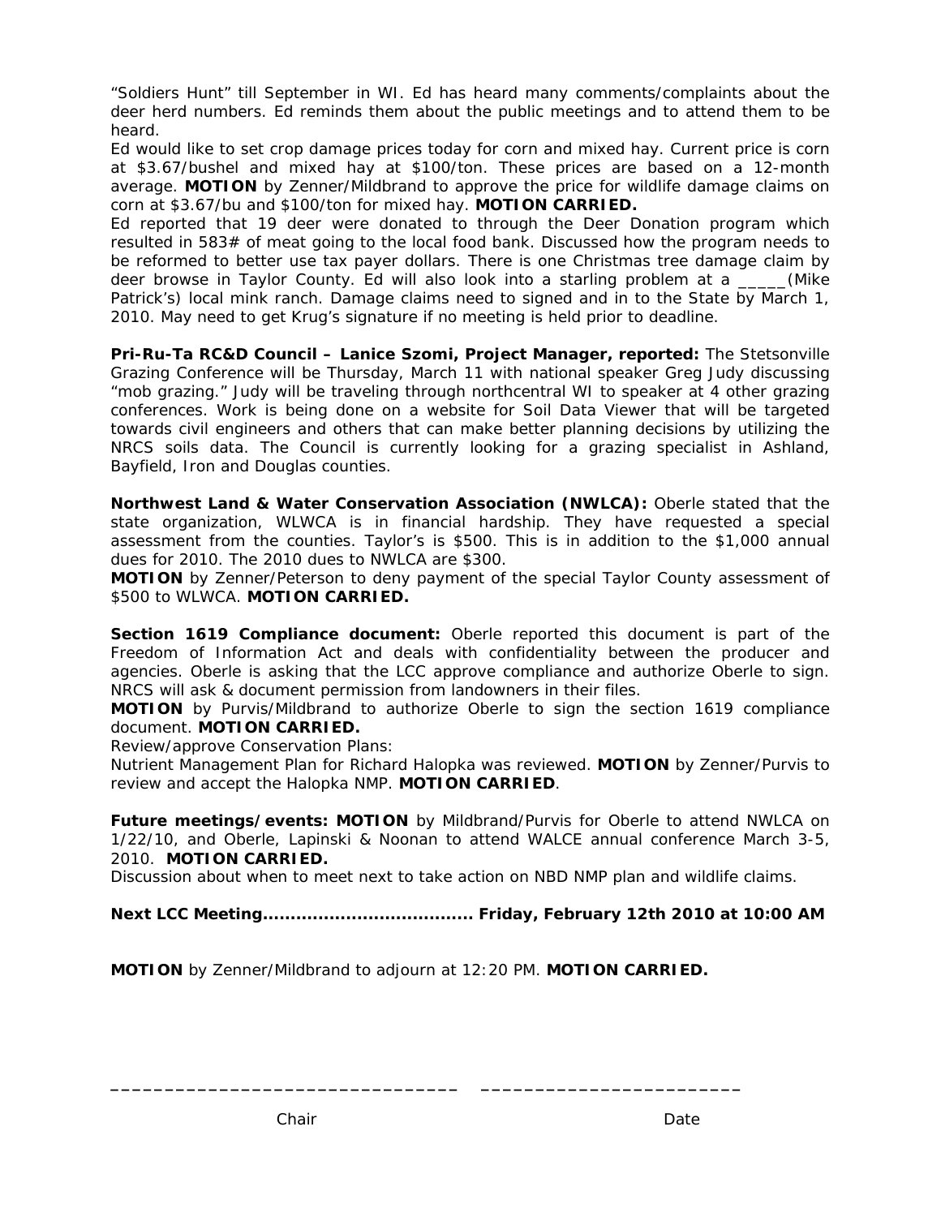"Soldiers Hunt" till September in WI. Ed has heard many comments/complaints about the deer herd numbers. Ed reminds them about the public meetings and to attend them to be heard.

Ed would like to set crop damage prices today for corn and mixed hay. Current price is corn at $3.67/bushel and mixed hay at $100/ton. These prices are based on a 12-month average. **MOTION** by Zenner/Mildbrand to approve the price for wildlife damage claims on corn at $3.67/bu and $100/ton for mixed hay. **MOTION CARRIED.**

Ed reported that 19 deer were donated to through the Deer Donation program which resulted in 583# of meat going to the local food bank. Discussed how the program needs to be reformed to better use tax payer dollars. There is one Christmas tree damage claim by deer browse in Taylor County. Ed will also look into a starling problem at a _____(Mike Patrick's) local mink ranch. Damage claims need to signed and in to the State by March 1, 2010. May need to get Krug's signature if no meeting is held prior to deadline.

**Pri-Ru-Ta RC&D Council – Lanice Szomi, Project Manager, reported:** The Stetsonville Grazing Conference will be Thursday, March 11 with national speaker Greg Judy discussing "mob grazing." Judy will be traveling through northcentral WI to speaker at 4 other grazing conferences. Work is being done on a website for Soil Data Viewer that will be targeted towards civil engineers and others that can make better planning decisions by utilizing the NRCS soils data. The Council is currently looking for a grazing specialist in Ashland, Bayfield, Iron and Douglas counties.

**Northwest Land & Water Conservation Association (NWLCA):** Oberle stated that the state organization, WLWCA is in financial hardship. They have requested a special assessment from the counties. Taylor's is $500. This is in addition to the $1,000 annual dues for 2010. The 2010 dues to NWLCA are $300.

**MOTION** by Zenner/Peterson to deny payment of the special Taylor County assessment of $500 to WLWCA. **MOTION CARRIED.**

**Section 1619 Compliance document:** Oberle reported this document is part of the Freedom of Information Act and deals with confidentiality between the producer and agencies. Oberle is asking that the LCC approve compliance and authorize Oberle to sign. NRCS will ask & document permission from landowners in their files.

**MOTION** by Purvis/Mildbrand to authorize Oberle to sign the section 1619 compliance document. **MOTION CARRIED.**

Review/approve Conservation Plans:

Nutrient Management Plan for Richard Halopka was reviewed. **MOTION** by Zenner/Purvis to review and accept the Halopka NMP. **MOTION CARRIED**.

**Future meetings/events: MOTION** by Mildbrand/Purvis for Oberle to attend NWLCA on 1/22/10, and Oberle, Lapinski & Noonan to attend WALCE annual conference March 3-5, 2010. **MOTION CARRIED.**

Discussion about when to meet next to take action on NBD NMP plan and wildlife claims.

**Next LCC Meeting...................................... Friday, February 12th 2010 at 10:00 AM**

**MOTION** by Zenner/Mildbrand to adjourn at 12:20 PM. **MOTION CARRIED.**

________________________________ ________________________

Chair Date